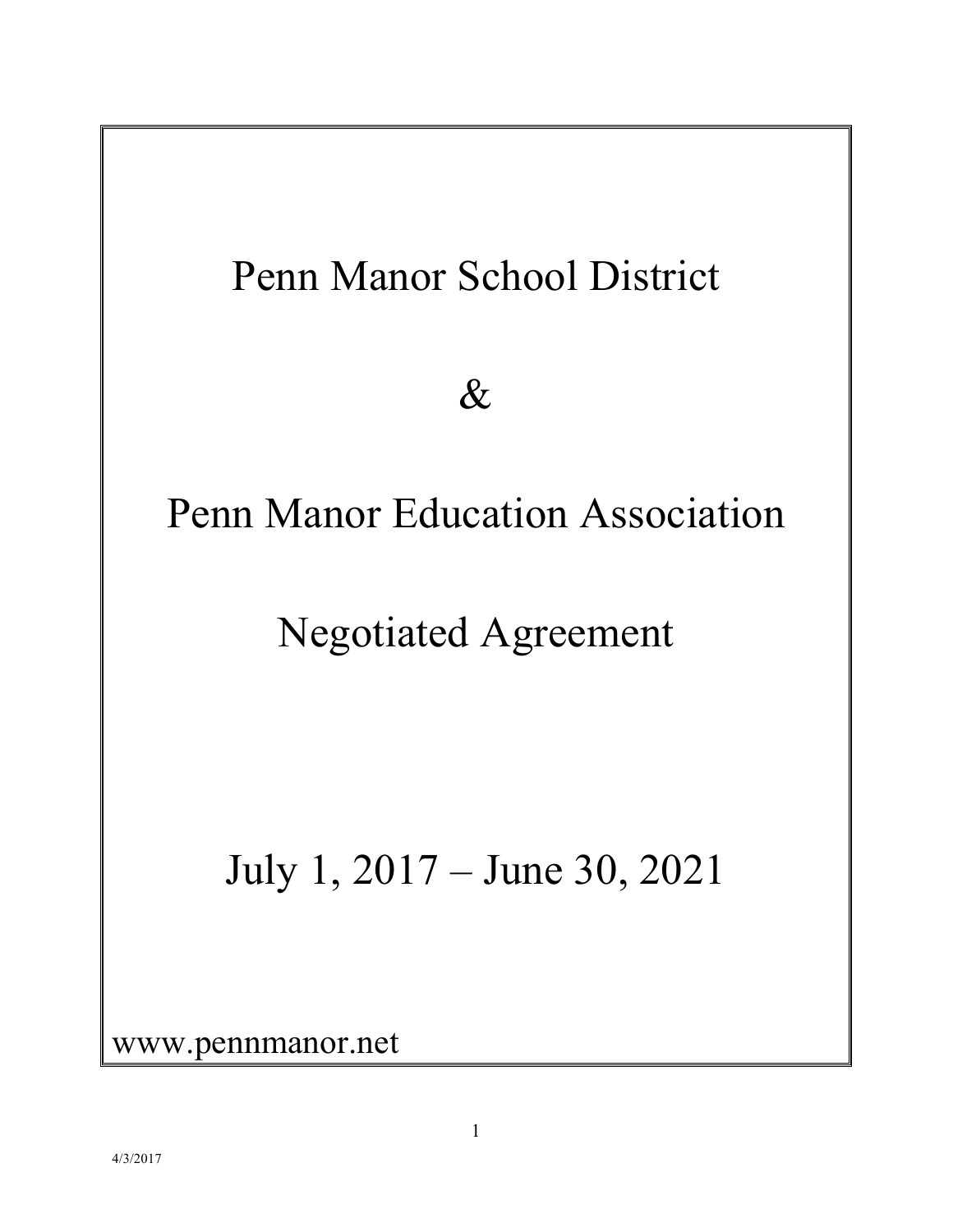# Penn Manor School District

# &

# Penn Manor Education Association

# Negotiated Agreement

# July 1, 2017 – June 30, 2021

www.pennmanor.net

4/3/2017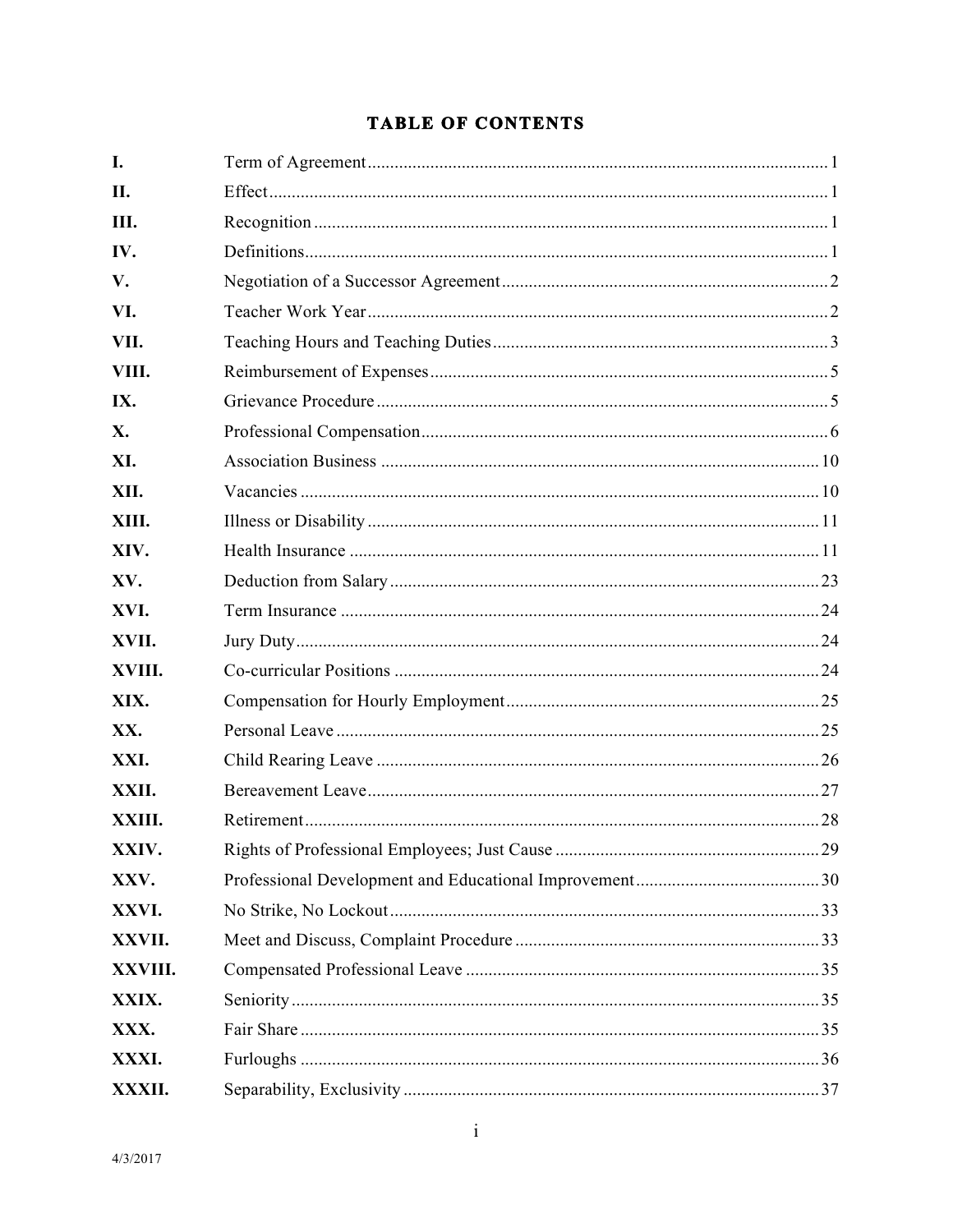# TABLE OF CONTENTS

| | | |
|---|---|---|
| **I.** | Term of Agreement | 1 |
| **II.** | Effect | 1 |
| **III.** | Recognition | 1 |
| **IV.** | Definitions | 1 |
| **V.** | Negotiation of a Successor Agreement | 2 |
| **VI.** | Teacher Work Year | 2 |
| **VII.** | Teaching Hours and Teaching Duties | 3 |
| **VIII.** | Reimbursement of Expenses | 5 |
| **IX.** | Grievance Procedure | 5 |
| **X.** | Professional Compensation | 6 |
| **XI.** | Association Business | 10 |
| **XII.** | Vacancies | 10 |
| **XIII.** | Illness or Disability | 11 |
| **XIV.** | Health Insurance | 11 |
| **XV.** | Deduction from Salary | 23 |
| **XVI.** | Term Insurance | 24 |
| **XVII.** | Jury Duty | 24 |
| **XVIII.** | Co-curricular Positions | 24 |
| **XIX.** | Compensation for Hourly Employment | 25 |
| **XX.** | Personal Leave | 25 |
| **XXI.** | Child Rearing Leave | 26 |
| **XXII.** | Bereavement Leave | 27 |
| **XXIII.** | Retirement | 28 |
| **XXIV.** | Rights of Professional Employees; Just Cause | 29 |
| **XXV.** | Professional Development and Educational Improvement | 30 |
| **XXVI.** | No Strike, No Lockout | 33 |
| **XXVII.** | Meet and Discuss, Complaint Procedure | 33 |
| **XXVIII.** | Compensated Professional Leave | 35 |
| **XXIX.** | Seniority | 35 |
| **XXX.** | Fair Share | 35 |
| **XXXI.** | Furloughs | 36 |
| **XXXII.** | Separability, Exclusivity | 37 |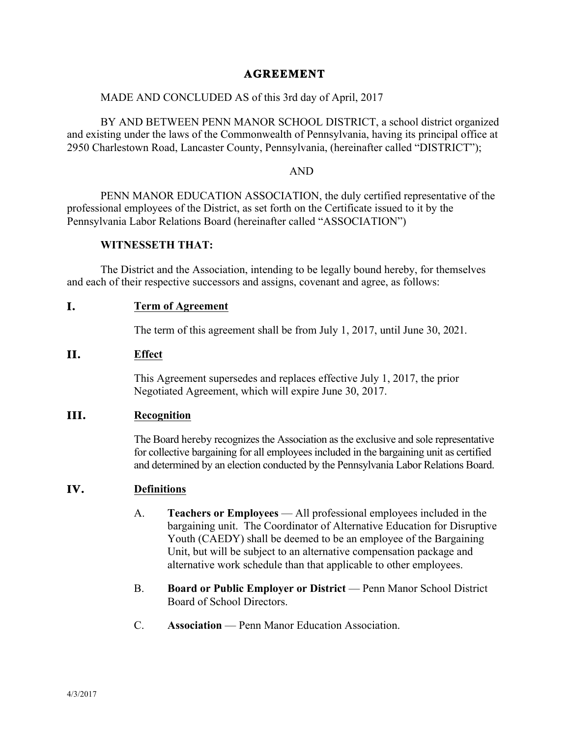# AGREEMENT

MADE AND CONCLUDED AS of this 3rd day of April, 2017

BY AND BETWEEN PENN MANOR SCHOOL DISTRICT, a school district organized and existing under the laws of the Commonwealth of Pennsylvania, having its principal office at 2950 Charlestown Road, Lancaster County, Pennsylvania, (hereinafter called "DISTRICT");

AND

PENN MANOR EDUCATION ASSOCIATION, the duly certified representative of the professional employees of the District, as set forth on the Certificate issued to it by the Pennsylvania Labor Relations Board (hereinafter called "ASSOCIATION")

**WITNESSETH THAT:**

The District and the Association, intending to be legally bound hereby, for themselves and each of their respective successors and assigns, covenant and agree, as follows:

## I. Term of Agreement

The term of this agreement shall be from July 1, 2017, until June 30, 2021.

## II. Effect

This Agreement supersedes and replaces effective July 1, 2017, the prior Negotiated Agreement, which will expire June 30, 2017.

## III. Recognition

The Board hereby recognizes the Association as the exclusive and sole representative for collective bargaining for all employees included in the bargaining unit as certified and determined by an election conducted by the Pennsylvania Labor Relations Board.

## IV. Definitions

A. **Teachers or Employees** — All professional employees included in the bargaining unit. The Coordinator of Alternative Education for Disruptive Youth (CAEDY) shall be deemed to be an employee of the Bargaining Unit, but will be subject to an alternative compensation package and alternative work schedule than that applicable to other employees.

B. **Board or Public Employer or District** — Penn Manor School District Board of School Directors.

C. **Association** — Penn Manor Education Association.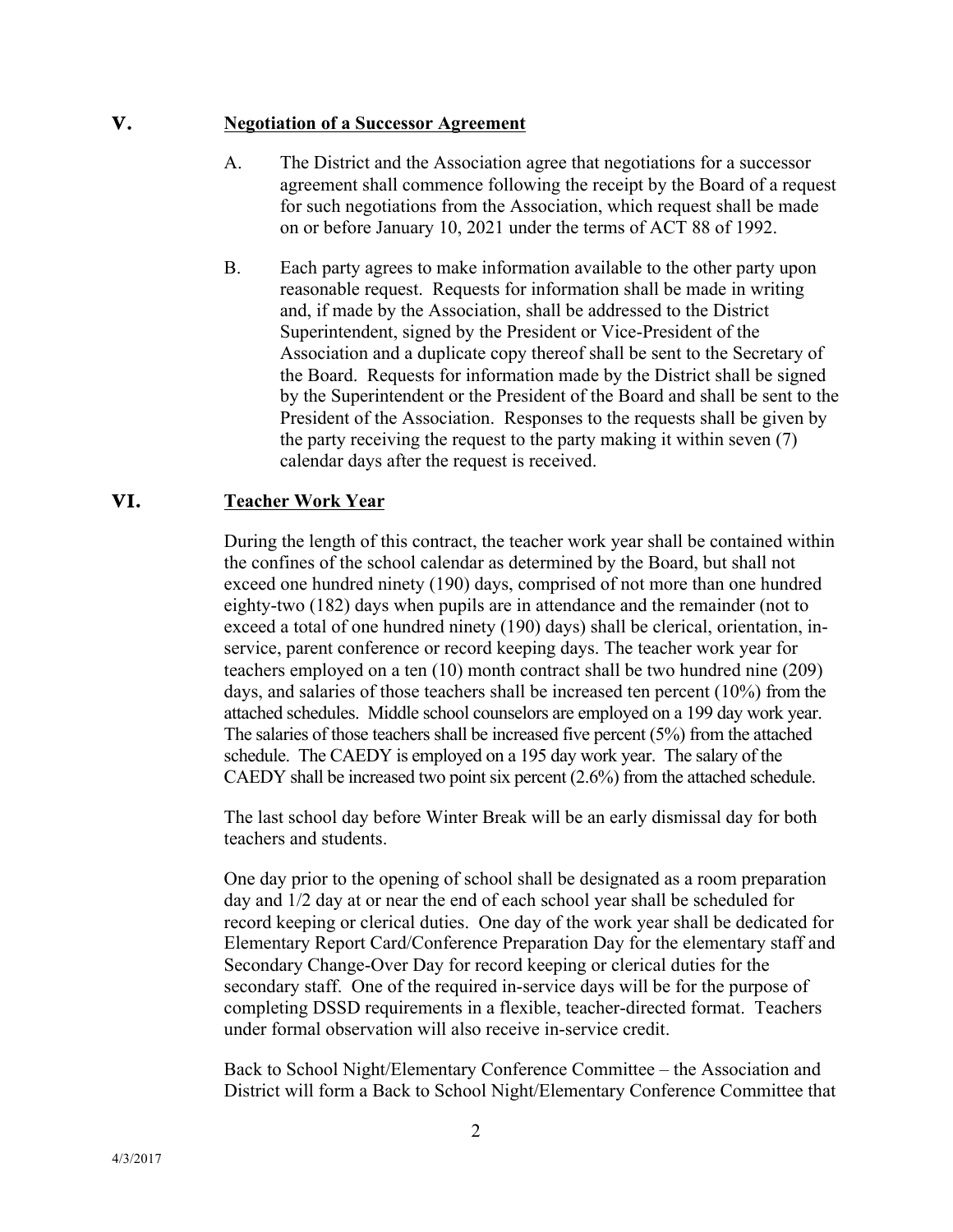## V. Negotiation of a Successor Agreement

A. The District and the Association agree that negotiations for a successor agreement shall commence following the receipt by the Board of a request for such negotiations from the Association, which request shall be made on or before January 10, 2021 under the terms of ACT 88 of 1992.

B. Each party agrees to make information available to the other party upon reasonable request. Requests for information shall be made in writing and, if made by the Association, shall be addressed to the District Superintendent, signed by the President or Vice-President of the Association and a duplicate copy thereof shall be sent to the Secretary of the Board. Requests for information made by the District shall be signed by the Superintendent or the President of the Board and shall be sent to the President of the Association. Responses to the requests shall be given by the party receiving the request to the party making it within seven (7) calendar days after the request is received.

## VI. Teacher Work Year

During the length of this contract, the teacher work year shall be contained within the confines of the school calendar as determined by the Board, but shall not exceed one hundred ninety (190) days, comprised of not more than one hundred eighty-two (182) days when pupils are in attendance and the remainder (not to exceed a total of one hundred ninety (190) days) shall be clerical, orientation, in-service, parent conference or record keeping days. The teacher work year for teachers employed on a ten (10) month contract shall be two hundred nine (209) days, and salaries of those teachers shall be increased ten percent (10%) from the attached schedules. Middle school counselors are employed on a 199 day work year. The salaries of those teachers shall be increased five percent (5%) from the attached schedule. The CAEDY is employed on a 195 day work year. The salary of the CAEDY shall be increased two point six percent (2.6%) from the attached schedule.

The last school day before Winter Break will be an early dismissal day for both teachers and students.

One day prior to the opening of school shall be designated as a room preparation day and 1/2 day at or near the end of each school year shall be scheduled for record keeping or clerical duties. One day of the work year shall be dedicated for Elementary Report Card/Conference Preparation Day for the elementary staff and Secondary Change-Over Day for record keeping or clerical duties for the secondary staff. One of the required in-service days will be for the purpose of completing DSSD requirements in a flexible, teacher-directed format. Teachers under formal observation will also receive in-service credit.

Back to School Night/Elementary Conference Committee – the Association and District will form a Back to School Night/Elementary Conference Committee that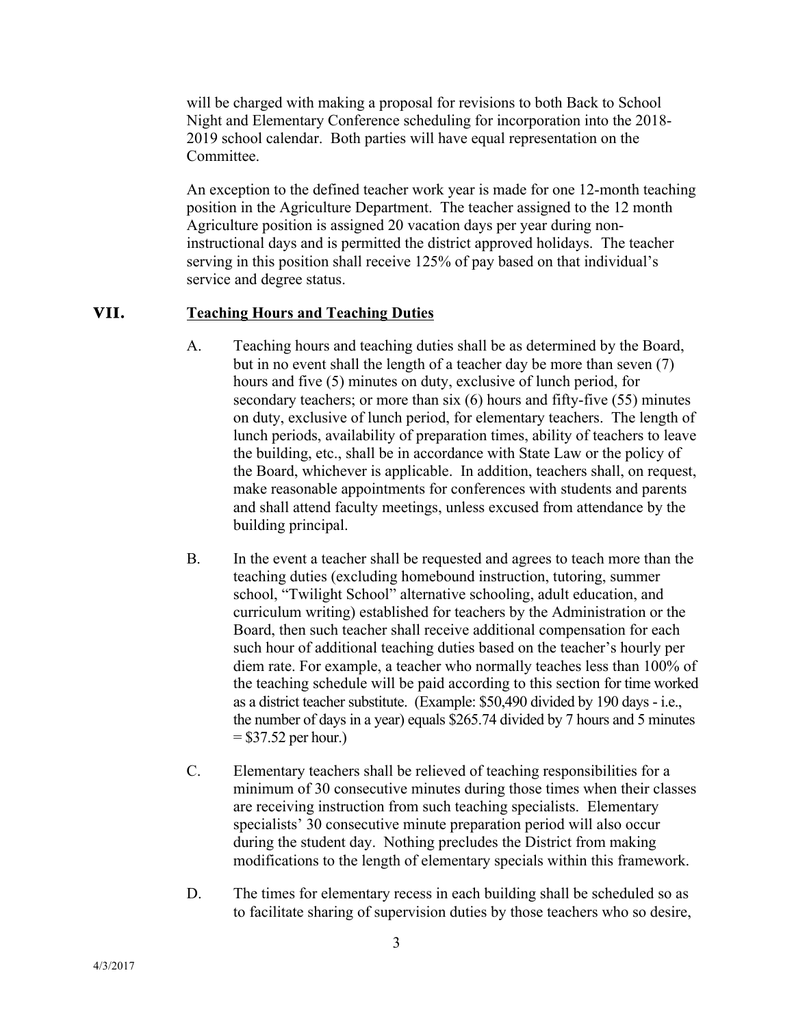will be charged with making a proposal for revisions to both Back to School Night and Elementary Conference scheduling for incorporation into the 2018-2019 school calendar. Both parties will have equal representation on the Committee.

An exception to the defined teacher work year is made for one 12-month teaching position in the Agriculture Department. The teacher assigned to the 12 month Agriculture position is assigned 20 vacation days per year during non-instructional days and is permitted the district approved holidays. The teacher serving in this position shall receive 125% of pay based on that individual's service and degree status.

## VII. Teaching Hours and Teaching Duties

A. Teaching hours and teaching duties shall be as determined by the Board, but in no event shall the length of a teacher day be more than seven (7) hours and five (5) minutes on duty, exclusive of lunch period, for secondary teachers; or more than six (6) hours and fifty-five (55) minutes on duty, exclusive of lunch period, for elementary teachers. The length of lunch periods, availability of preparation times, ability of teachers to leave the building, etc., shall be in accordance with State Law or the policy of the Board, whichever is applicable. In addition, teachers shall, on request, make reasonable appointments for conferences with students and parents and shall attend faculty meetings, unless excused from attendance by the building principal.

B. In the event a teacher shall be requested and agrees to teach more than the teaching duties (excluding homebound instruction, tutoring, summer school, "Twilight School" alternative schooling, adult education, and curriculum writing) established for teachers by the Administration or the Board, then such teacher shall receive additional compensation for each such hour of additional teaching duties based on the teacher's hourly per diem rate. For example, a teacher who normally teaches less than 100% of the teaching schedule will be paid according to this section for time worked as a district teacher substitute. (Example: $50,490 divided by 190 days - i.e., the number of days in a year) equals $265.74 divided by 7 hours and 5 minutes = $37.52 per hour.)

C. Elementary teachers shall be relieved of teaching responsibilities for a minimum of 30 consecutive minutes during those times when their classes are receiving instruction from such teaching specialists. Elementary specialists' 30 consecutive minute preparation period will also occur during the student day. Nothing precludes the District from making modifications to the length of elementary specials within this framework.

D. The times for elementary recess in each building shall be scheduled so as to facilitate sharing of supervision duties by those teachers who so desire,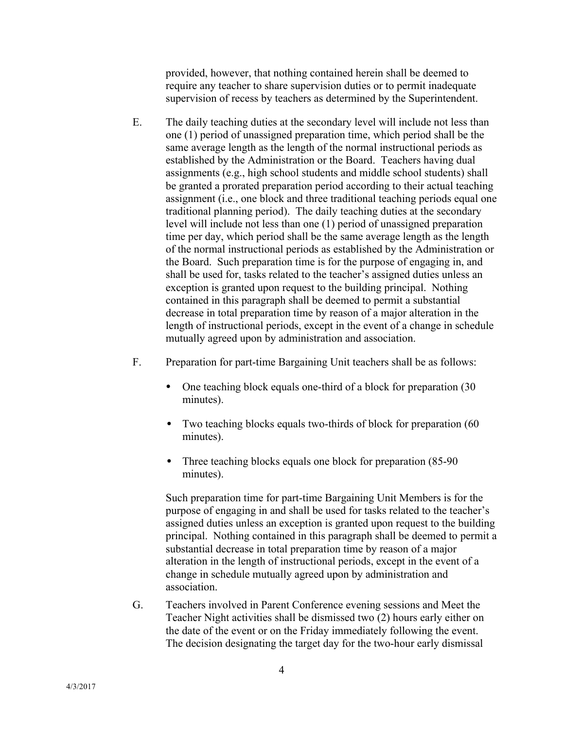provided, however, that nothing contained herein shall be deemed to require any teacher to share supervision duties or to permit inadequate supervision of recess by teachers as determined by the Superintendent.

E. The daily teaching duties at the secondary level will include not less than one (1) period of unassigned preparation time, which period shall be the same average length as the length of the normal instructional periods as established by the Administration or the Board. Teachers having dual assignments (e.g., high school students and middle school students) shall be granted a prorated preparation period according to their actual teaching assignment (i.e., one block and three traditional teaching periods equal one traditional planning period). The daily teaching duties at the secondary level will include not less than one (1) period of unassigned preparation time per day, which period shall be the same average length as the length of the normal instructional periods as established by the Administration or the Board. Such preparation time is for the purpose of engaging in, and shall be used for, tasks related to the teacher's assigned duties unless an exception is granted upon request to the building principal. Nothing contained in this paragraph shall be deemed to permit a substantial decrease in total preparation time by reason of a major alteration in the length of instructional periods, except in the event of a change in schedule mutually agreed upon by administration and association.

F. Preparation for part-time Bargaining Unit teachers shall be as follows:

- One teaching block equals one-third of a block for preparation (30 minutes).
- Two teaching blocks equals two-thirds of block for preparation (60 minutes).
- Three teaching blocks equals one block for preparation (85-90 minutes).

Such preparation time for part-time Bargaining Unit Members is for the purpose of engaging in and shall be used for tasks related to the teacher's assigned duties unless an exception is granted upon request to the building principal. Nothing contained in this paragraph shall be deemed to permit a substantial decrease in total preparation time by reason of a major alteration in the length of instructional periods, except in the event of a change in schedule mutually agreed upon by administration and association.

G. Teachers involved in Parent Conference evening sessions and Meet the Teacher Night activities shall be dismissed two (2) hours early either on the date of the event or on the Friday immediately following the event. The decision designating the target day for the two-hour early dismissal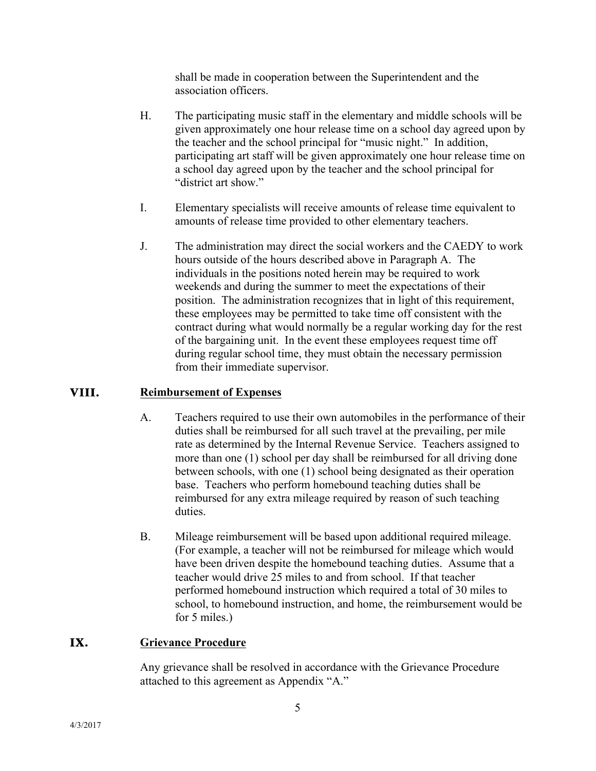shall be made in cooperation between the Superintendent and the association officers.

H. The participating music staff in the elementary and middle schools will be given approximately one hour release time on a school day agreed upon by the teacher and the school principal for "music night." In addition, participating art staff will be given approximately one hour release time on a school day agreed upon by the teacher and the school principal for "district art show."

I. Elementary specialists will receive amounts of release time equivalent to amounts of release time provided to other elementary teachers.

J. The administration may direct the social workers and the CAEDY to work hours outside of the hours described above in Paragraph A. The individuals in the positions noted herein may be required to work weekends and during the summer to meet the expectations of their position. The administration recognizes that in light of this requirement, these employees may be permitted to take time off consistent with the contract during what would normally be a regular working day for the rest of the bargaining unit. In the event these employees request time off during regular school time, they must obtain the necessary permission from their immediate supervisor.

## VIII. Reimbursement of Expenses

A. Teachers required to use their own automobiles in the performance of their duties shall be reimbursed for all such travel at the prevailing, per mile rate as determined by the Internal Revenue Service. Teachers assigned to more than one (1) school per day shall be reimbursed for all driving done between schools, with one (1) school being designated as their operation base. Teachers who perform homebound teaching duties shall be reimbursed for any extra mileage required by reason of such teaching duties.

B. Mileage reimbursement will be based upon additional required mileage. (For example, a teacher will not be reimbursed for mileage which would have been driven despite the homebound teaching duties. Assume that a teacher would drive 25 miles to and from school. If that teacher performed homebound instruction which required a total of 30 miles to school, to homebound instruction, and home, the reimbursement would be for 5 miles.)

## IX. Grievance Procedure

Any grievance shall be resolved in accordance with the Grievance Procedure attached to this agreement as Appendix "A."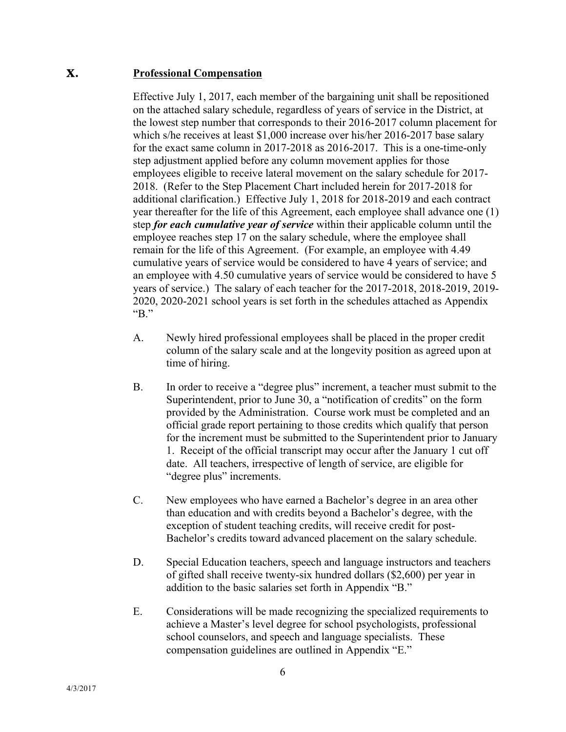## X. Professional Compensation

Effective July 1, 2017, each member of the bargaining unit shall be repositioned on the attached salary schedule, regardless of years of service in the District, at the lowest step number that corresponds to their 2016-2017 column placement for which s/he receives at least $1,000 increase over his/her 2016-2017 base salary for the exact same column in 2017-2018 as 2016-2017. This is a one-time-only step adjustment applied before any column movement applies for those employees eligible to receive lateral movement on the salary schedule for 2017-2018. (Refer to the Step Placement Chart included herein for 2017-2018 for additional clarification.) Effective July 1, 2018 for 2018-2019 and each contract year thereafter for the life of this Agreement, each employee shall advance one (1) step ***for each cumulative year of service*** within their applicable column until the employee reaches step 17 on the salary schedule, where the employee shall remain for the life of this Agreement. (For example, an employee with 4.49 cumulative years of service would be considered to have 4 years of service; and an employee with 4.50 cumulative years of service would be considered to have 5 years of service.) The salary of each teacher for the 2017-2018, 2018-2019, 2019-2020, 2020-2021 school years is set forth in the schedules attached as Appendix "B."

A. Newly hired professional employees shall be placed in the proper credit column of the salary scale and at the longevity position as agreed upon at time of hiring.

B. In order to receive a "degree plus" increment, a teacher must submit to the Superintendent, prior to June 30, a "notification of credits" on the form provided by the Administration. Course work must be completed and an official grade report pertaining to those credits which qualify that person for the increment must be submitted to the Superintendent prior to January 1. Receipt of the official transcript may occur after the January 1 cut off date. All teachers, irrespective of length of service, are eligible for "degree plus" increments.

C. New employees who have earned a Bachelor's degree in an area other than education and with credits beyond a Bachelor's degree, with the exception of student teaching credits, will receive credit for post-Bachelor's credits toward advanced placement on the salary schedule.

D. Special Education teachers, speech and language instructors and teachers of gifted shall receive twenty-six hundred dollars ($2,600) per year in addition to the basic salaries set forth in Appendix "B."

E. Considerations will be made recognizing the specialized requirements to achieve a Master's level degree for school psychologists, professional school counselors, and speech and language specialists. These compensation guidelines are outlined in Appendix "E."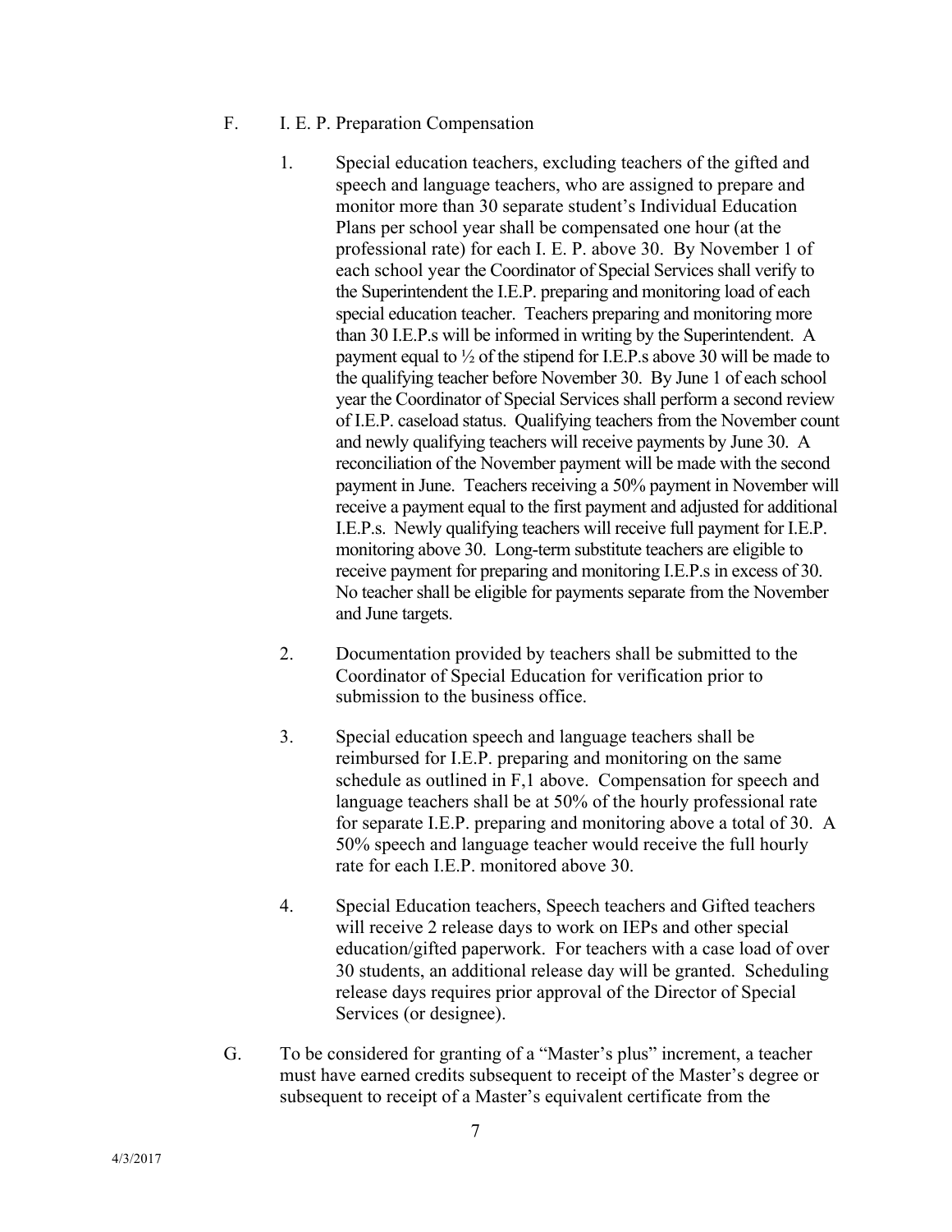F. I. E. P. Preparation Compensation

1. Special education teachers, excluding teachers of the gifted and speech and language teachers, who are assigned to prepare and monitor more than 30 separate student's Individual Education Plans per school year shall be compensated one hour (at the professional rate) for each I. E. P. above 30. By November 1 of each school year the Coordinator of Special Services shall verify to the Superintendent the I.E.P. preparing and monitoring load of each special education teacher. Teachers preparing and monitoring more than 30 I.E.P.s will be informed in writing by the Superintendent. A payment equal to ½ of the stipend for I.E.P.s above 30 will be made to the qualifying teacher before November 30. By June 1 of each school year the Coordinator of Special Services shall perform a second review of I.E.P. caseload status. Qualifying teachers from the November count and newly qualifying teachers will receive payments by June 30. A reconciliation of the November payment will be made with the second payment in June. Teachers receiving a 50% payment in November will receive a payment equal to the first payment and adjusted for additional I.E.P.s. Newly qualifying teachers will receive full payment for I.E.P. monitoring above 30. Long-term substitute teachers are eligible to receive payment for preparing and monitoring I.E.P.s in excess of 30. No teacher shall be eligible for payments separate from the November and June targets.

2. Documentation provided by teachers shall be submitted to the Coordinator of Special Education for verification prior to submission to the business office.

3. Special education speech and language teachers shall be reimbursed for I.E.P. preparing and monitoring on the same schedule as outlined in F,1 above. Compensation for speech and language teachers shall be at 50% of the hourly professional rate for separate I.E.P. preparing and monitoring above a total of 30. A 50% speech and language teacher would receive the full hourly rate for each I.E.P. monitored above 30.

4. Special Education teachers, Speech teachers and Gifted teachers will receive 2 release days to work on IEPs and other special education/gifted paperwork. For teachers with a case load of over 30 students, an additional release day will be granted. Scheduling release days requires prior approval of the Director of Special Services (or designee).

G. To be considered for granting of a "Master's plus" increment, a teacher must have earned credits subsequent to receipt of the Master's degree or subsequent to receipt of a Master's equivalent certificate from the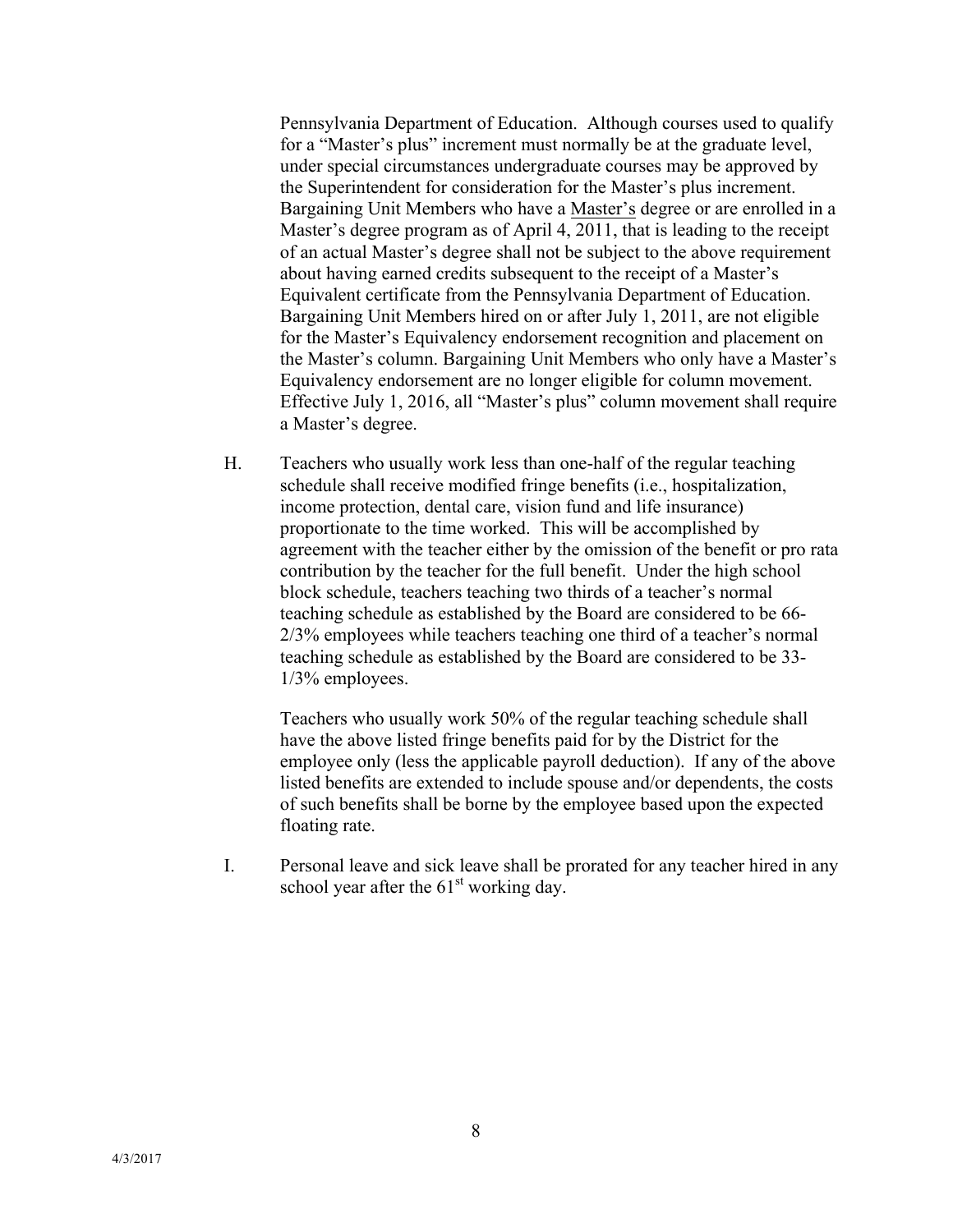Pennsylvania Department of Education. Although courses used to qualify for a "Master's plus" increment must normally be at the graduate level, under special circumstances undergraduate courses may be approved by the Superintendent for consideration for the Master's plus increment. Bargaining Unit Members who have a Master's degree or are enrolled in a Master's degree program as of April 4, 2011, that is leading to the receipt of an actual Master's degree shall not be subject to the above requirement about having earned credits subsequent to the receipt of a Master's Equivalent certificate from the Pennsylvania Department of Education. Bargaining Unit Members hired on or after July 1, 2011, are not eligible for the Master's Equivalency endorsement recognition and placement on the Master's column. Bargaining Unit Members who only have a Master's Equivalency endorsement are no longer eligible for column movement. Effective July 1, 2016, all "Master's plus" column movement shall require a Master's degree.

H. Teachers who usually work less than one-half of the regular teaching schedule shall receive modified fringe benefits (i.e., hospitalization, income protection, dental care, vision fund and life insurance) proportionate to the time worked. This will be accomplished by agreement with the teacher either by the omission of the benefit or pro rata contribution by the teacher for the full benefit. Under the high school block schedule, teachers teaching two thirds of a teacher's normal teaching schedule as established by the Board are considered to be 66-2/3% employees while teachers teaching one third of a teacher's normal teaching schedule as established by the Board are considered to be 33-1/3% employees.

   Teachers who usually work 50% of the regular teaching schedule shall have the above listed fringe benefits paid for by the District for the employee only (less the applicable payroll deduction). If any of the above listed benefits are extended to include spouse and/or dependents, the costs of such benefits shall be borne by the employee based upon the expected floating rate.

I. Personal leave and sick leave shall be prorated for any teacher hired in any school year after the 61st working day.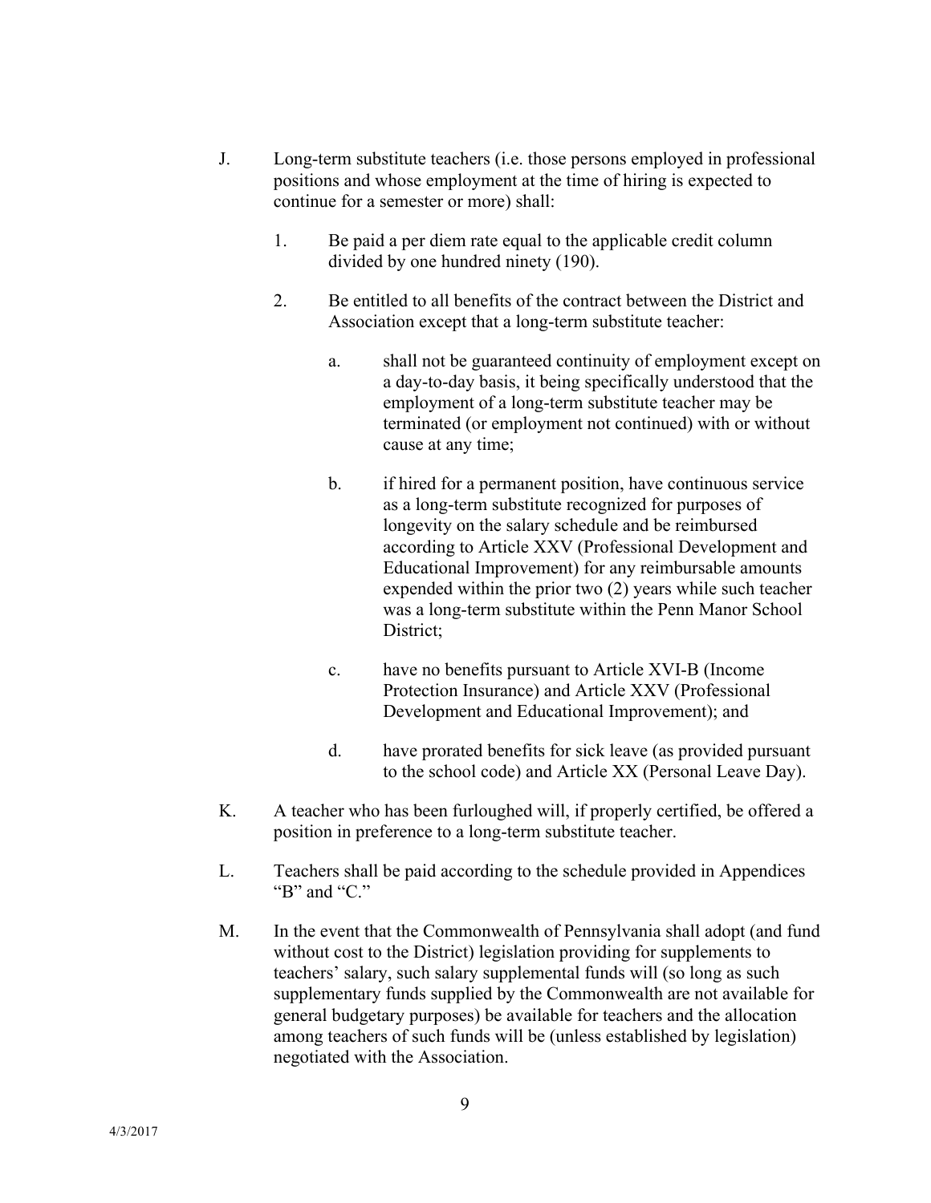J. Long-term substitute teachers (i.e. those persons employed in professional positions and whose employment at the time of hiring is expected to continue for a semester or more) shall:

   1. Be paid a per diem rate equal to the applicable credit column divided by one hundred ninety (190).

   2. Be entitled to all benefits of the contract between the District and Association except that a long-term substitute teacher:

      a. shall not be guaranteed continuity of employment except on a day-to-day basis, it being specifically understood that the employment of a long-term substitute teacher may be terminated (or employment not continued) with or without cause at any time;

      b. if hired for a permanent position, have continuous service as a long-term substitute recognized for purposes of longevity on the salary schedule and be reimbursed according to Article XXV (Professional Development and Educational Improvement) for any reimbursable amounts expended within the prior two (2) years while such teacher was a long-term substitute within the Penn Manor School District;

      c. have no benefits pursuant to Article XVI-B (Income Protection Insurance) and Article XXV (Professional Development and Educational Improvement); and

      d. have prorated benefits for sick leave (as provided pursuant to the school code) and Article XX (Personal Leave Day).

K. A teacher who has been furloughed will, if properly certified, be offered a position in preference to a long-term substitute teacher.

L. Teachers shall be paid according to the schedule provided in Appendices "B" and "C."

M. In the event that the Commonwealth of Pennsylvania shall adopt (and fund without cost to the District) legislation providing for supplements to teachers' salary, such salary supplemental funds will (so long as such supplementary funds supplied by the Commonwealth are not available for general budgetary purposes) be available for teachers and the allocation among teachers of such funds will be (unless established by legislation) negotiated with the Association.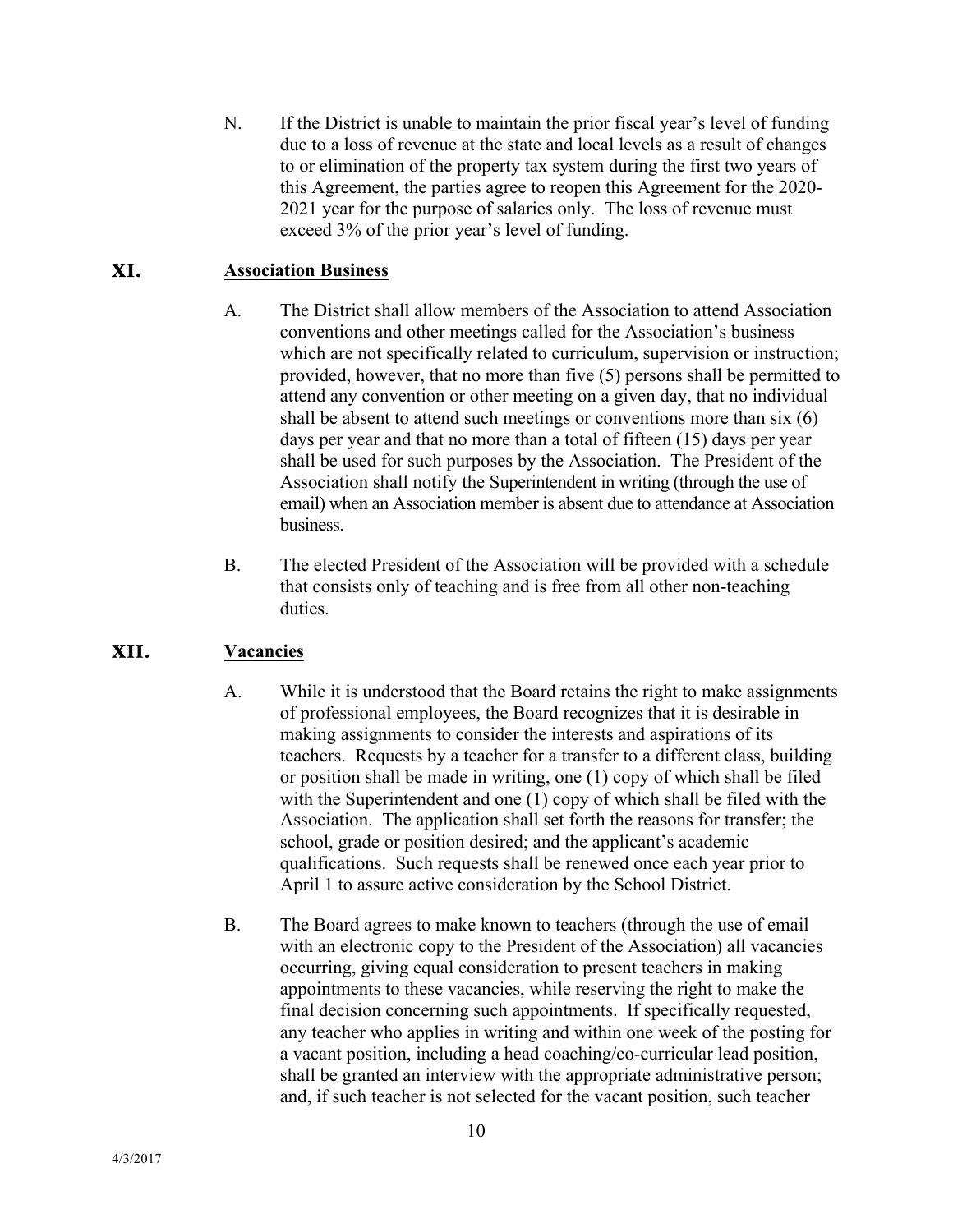N. If the District is unable to maintain the prior fiscal year's level of funding due to a loss of revenue at the state and local levels as a result of changes to or elimination of the property tax system during the first two years of this Agreement, the parties agree to reopen this Agreement for the 2020-2021 year for the purpose of salaries only. The loss of revenue must exceed 3% of the prior year's level of funding.

## XI. <u>Association Business</u>

A. The District shall allow members of the Association to attend Association conventions and other meetings called for the Association's business which are not specifically related to curriculum, supervision or instruction; provided, however, that no more than five (5) persons shall be permitted to attend any convention or other meeting on a given day, that no individual shall be absent to attend such meetings or conventions more than six (6) days per year and that no more than a total of fifteen (15) days per year shall be used for such purposes by the Association. The President of the Association shall notify the Superintendent in writing (through the use of email) when an Association member is absent due to attendance at Association business.

B. The elected President of the Association will be provided with a schedule that consists only of teaching and is free from all other non-teaching duties.

## XII. <u>Vacancies</u>

A. While it is understood that the Board retains the right to make assignments of professional employees, the Board recognizes that it is desirable in making assignments to consider the interests and aspirations of its teachers. Requests by a teacher for a transfer to a different class, building or position shall be made in writing, one (1) copy of which shall be filed with the Superintendent and one (1) copy of which shall be filed with the Association. The application shall set forth the reasons for transfer; the school, grade or position desired; and the applicant's academic qualifications. Such requests shall be renewed once each year prior to April 1 to assure active consideration by the School District.

B. The Board agrees to make known to teachers (through the use of email with an electronic copy to the President of the Association) all vacancies occurring, giving equal consideration to present teachers in making appointments to these vacancies, while reserving the right to make the final decision concerning such appointments. If specifically requested, any teacher who applies in writing and within one week of the posting for a vacant position, including a head coaching/co-curricular lead position, shall be granted an interview with the appropriate administrative person; and, if such teacher is not selected for the vacant position, such teacher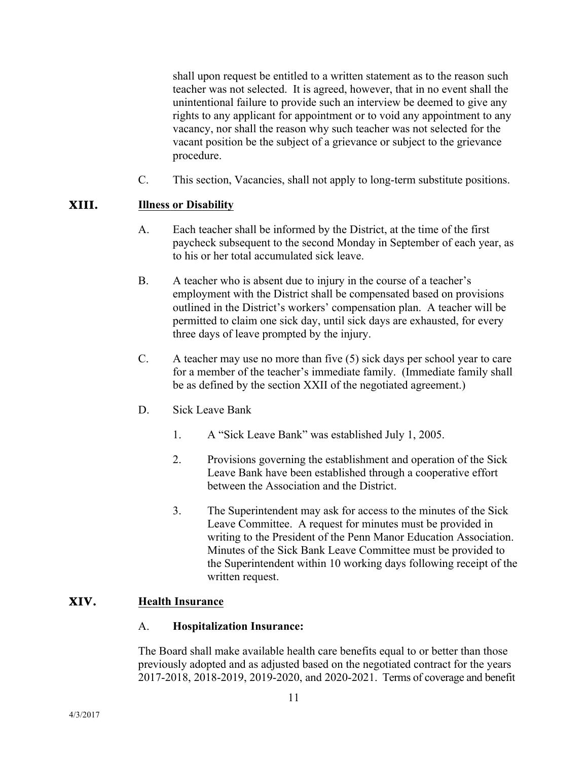shall upon request be entitled to a written statement as to the reason such teacher was not selected. It is agreed, however, that in no event shall the unintentional failure to provide such an interview be deemed to give any rights to any applicant for appointment or to void any appointment to any vacancy, nor shall the reason why such teacher was not selected for the vacant position be the subject of a grievance or subject to the grievance procedure.

C. This section, Vacancies, shall not apply to long-term substitute positions.

## XIII. Illness or Disability

A. Each teacher shall be informed by the District, at the time of the first paycheck subsequent to the second Monday in September of each year, as to his or her total accumulated sick leave.

B. A teacher who is absent due to injury in the course of a teacher's employment with the District shall be compensated based on provisions outlined in the District's workers' compensation plan. A teacher will be permitted to claim one sick day, until sick days are exhausted, for every three days of leave prompted by the injury.

C. A teacher may use no more than five (5) sick days per school year to care for a member of the teacher's immediate family. (Immediate family shall be as defined by the section XXII of the negotiated agreement.)

D. Sick Leave Bank

1. A "Sick Leave Bank" was established July 1, 2005.
2. Provisions governing the establishment and operation of the Sick Leave Bank have been established through a cooperative effort between the Association and the District.
3. The Superintendent may ask for access to the minutes of the Sick Leave Committee. A request for minutes must be provided in writing to the President of the Penn Manor Education Association. Minutes of the Sick Bank Leave Committee must be provided to the Superintendent within 10 working days following receipt of the written request.

## XIV. Health Insurance

A. **Hospitalization Insurance:**

The Board shall make available health care benefits equal to or better than those previously adopted and as adjusted based on the negotiated contract for the years 2017-2018, 2018-2019, 2019-2020, and 2020-2021. Terms of coverage and benefit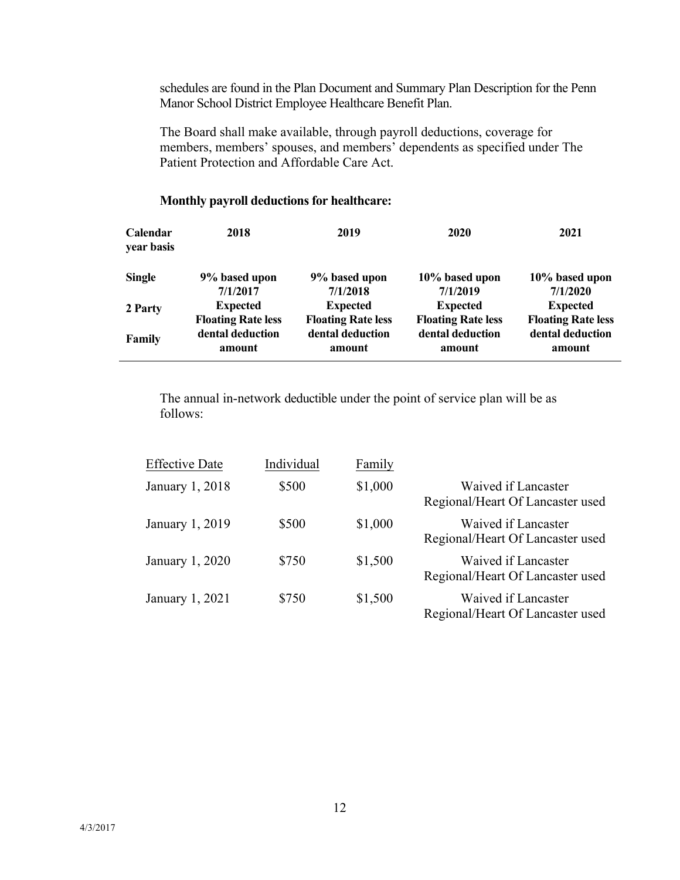schedules are found in the Plan Document and Summary Plan Description for the Penn Manor School District Employee Healthcare Benefit Plan.

The Board shall make available, through payroll deductions, coverage for members, members' spouses, and members' dependents as specified under The Patient Protection and Affordable Care Act.

**Monthly payroll deductions for healthcare:**

| Calendar year basis | 2018 | 2019 | 2020 | 2021 |
|---|---|---|---|---|
| **Single** <br> **2 Party** <br> **Family** | **9% based upon 7/1/2017 Expected Floating Rate less dental deduction amount** | **9% based upon 7/1/2018 Expected Floating Rate less dental deduction amount** | **10% based upon 7/1/2019 Expected Floating Rate less dental deduction amount** | **10% based upon 7/1/2020 Expected Floating Rate less dental deduction amount** |

The annual in-network deductible under the point of service plan will be as follows:

| Effective Date | Individual | Family | |
|---|---|---|---|
| January 1, 2018 | \$500 | \$1,000 | Waived if Lancaster Regional/Heart Of Lancaster used |
| January 1, 2019 | \$500 | \$1,000 | Waived if Lancaster Regional/Heart Of Lancaster used |
| January 1, 2020 | \$750 | \$1,500 | Waived if Lancaster Regional/Heart Of Lancaster used |
| January 1, 2021 | \$750 | \$1,500 | Waived if Lancaster Regional/Heart Of Lancaster used |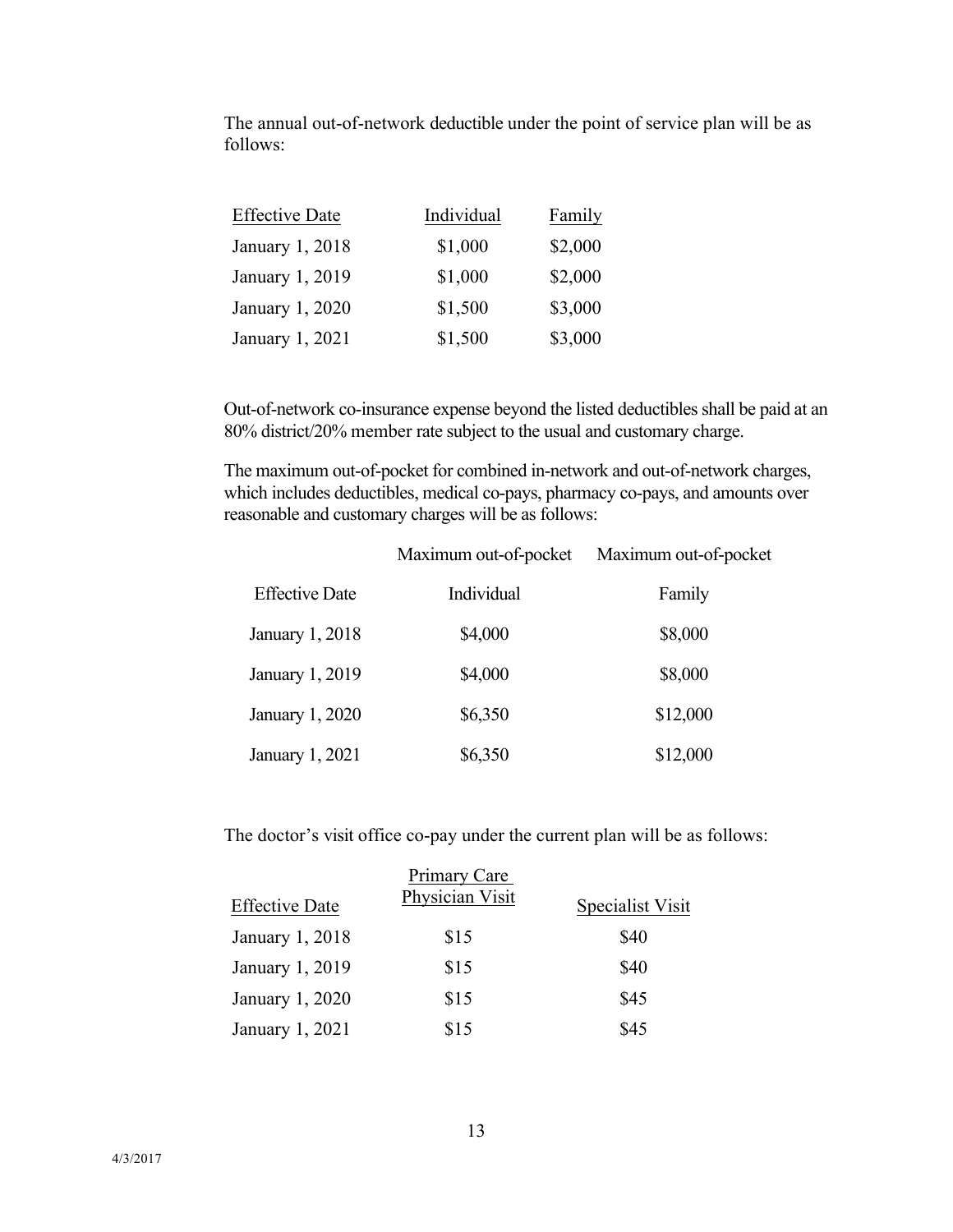The annual out-of-network deductible under the point of service plan will be as follows:

| Effective Date | Individual | Family |
|---|---|---|
| January 1, 2018 | $1,000 | $2,000 |
| January 1, 2019 | $1,000 | $2,000 |
| January 1, 2020 | $1,500 | $3,000 |
| January 1, 2021 | $1,500 | $3,000 |

Out-of-network co-insurance expense beyond the listed deductibles shall be paid at an 80% district/20% member rate subject to the usual and customary charge.

The maximum out-of-pocket for combined in-network and out-of-network charges, which includes deductibles, medical co-pays, pharmacy co-pays, and amounts over reasonable and customary charges will be as follows:

| | Maximum out-of-pocket | Maximum out-of-pocket |
|---|---|---|
| Effective Date | Individual | Family |
| January 1, 2018 | $4,000 | $8,000 |
| January 1, 2019 | $4,000 | $8,000 |
| January 1, 2020 | $6,350 | $12,000 |
| January 1, 2021 | $6,350 | $12,000 |

The doctor's visit office co-pay under the current plan will be as follows:

| Effective Date | Primary Care Physician Visit | Specialist Visit |
|---|---|---|
| January 1, 2018 | $15 | $40 |
| January 1, 2019 | $15 | $40 |
| January 1, 2020 | $15 | $45 |
| January 1, 2021 | $15 | $45 |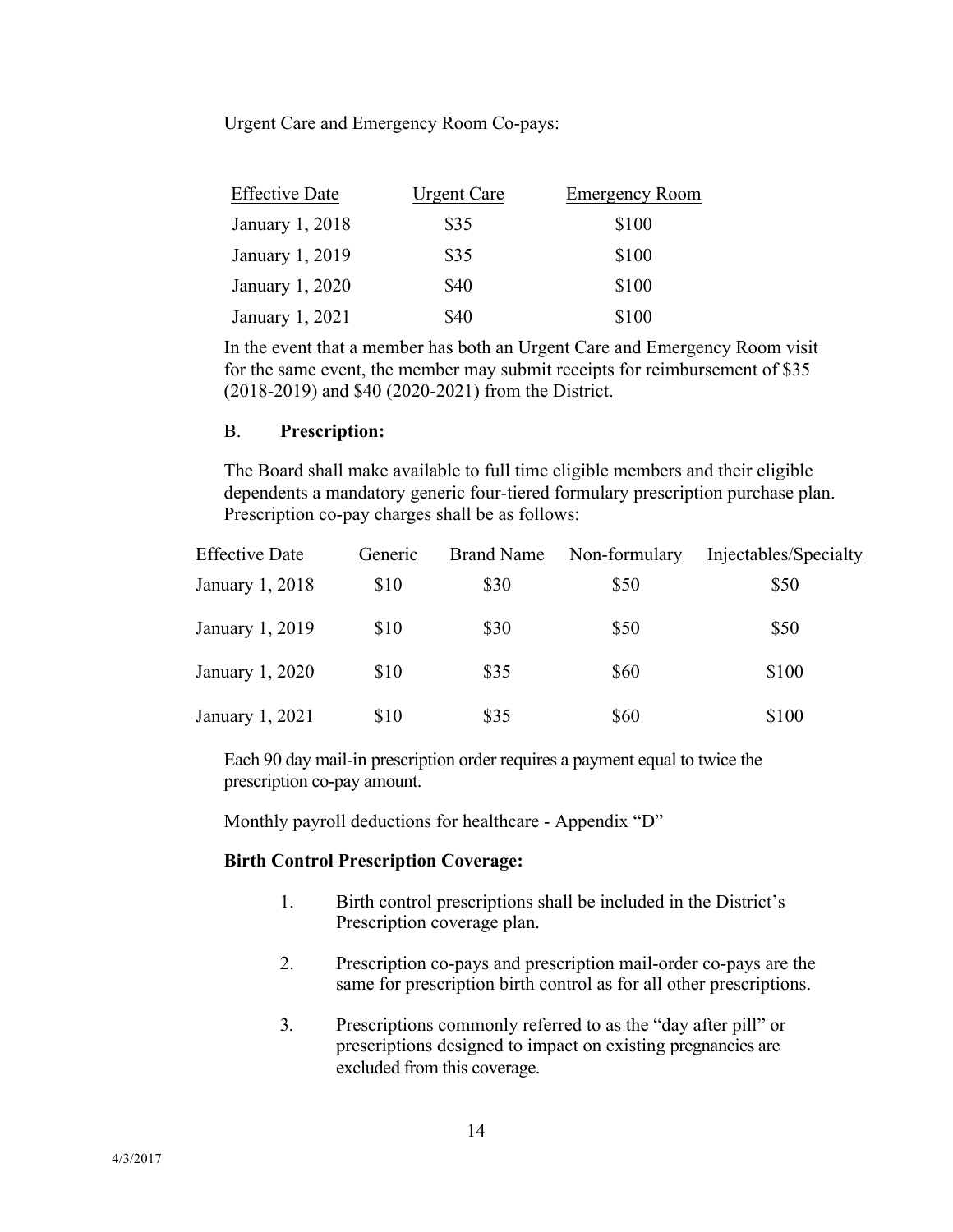Urgent Care and Emergency Room Co-pays:

| Effective Date | Urgent Care | Emergency Room |
|---|---|---|
| January 1, 2018 | $35 | $100 |
| January 1, 2019 | $35 | $100 |
| January 1, 2020 | $40 | $100 |
| January 1, 2021 | $40 | $100 |

In the event that a member has both an Urgent Care and Emergency Room visit for the same event, the member may submit receipts for reimbursement of $35 (2018-2019) and $40 (2020-2021) from the District.

B. **Prescription:**

The Board shall make available to full time eligible members and their eligible dependents a mandatory generic four-tiered formulary prescription purchase plan. Prescription co-pay charges shall be as follows:

| Effective Date | Generic | Brand Name | Non-formulary | Injectables/Specialty |
|---|---|---|---|---|
| January 1, 2018 | $10 | $30 | $50 | $50 |
| January 1, 2019 | $10 | $30 | $50 | $50 |
| January 1, 2020 | $10 | $35 | $60 | $100 |
| January 1, 2021 | $10 | $35 | $60 | $100 |

Each 90 day mail-in prescription order requires a payment equal to twice the prescription co-pay amount.

Monthly payroll deductions for healthcare - Appendix "D"

**Birth Control Prescription Coverage:**

1. Birth control prescriptions shall be included in the District's Prescription coverage plan.
2. Prescription co-pays and prescription mail-order co-pays are the same for prescription birth control as for all other prescriptions.
3. Prescriptions commonly referred to as the "day after pill" or prescriptions designed to impact on existing pregnancies are excluded from this coverage.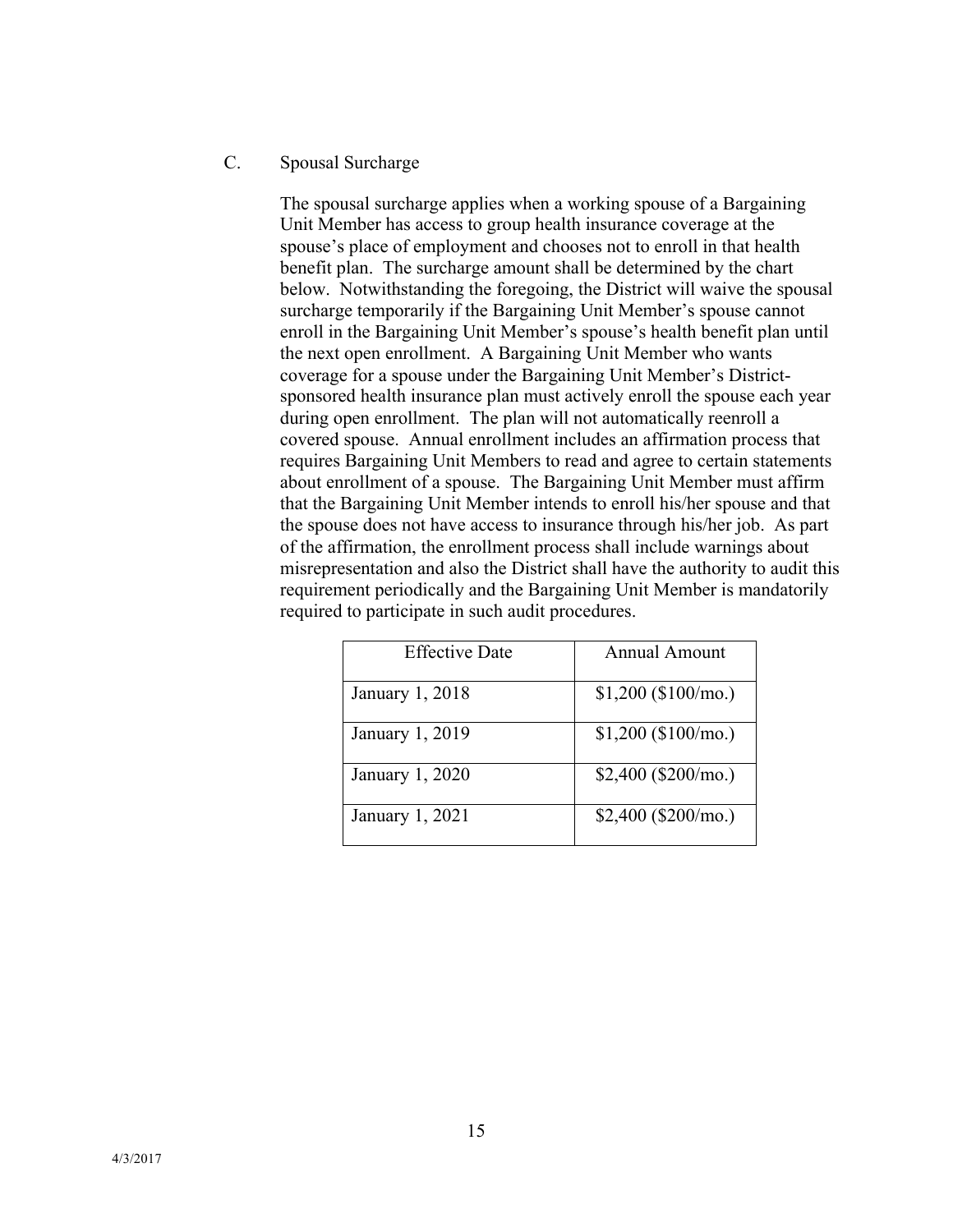C. Spousal Surcharge

The spousal surcharge applies when a working spouse of a Bargaining Unit Member has access to group health insurance coverage at the spouse's place of employment and chooses not to enroll in that health benefit plan. The surcharge amount shall be determined by the chart below. Notwithstanding the foregoing, the District will waive the spousal surcharge temporarily if the Bargaining Unit Member's spouse cannot enroll in the Bargaining Unit Member's spouse's health benefit plan until the next open enrollment. A Bargaining Unit Member who wants coverage for a spouse under the Bargaining Unit Member's District-sponsored health insurance plan must actively enroll the spouse each year during open enrollment. The plan will not automatically reenroll a covered spouse. Annual enrollment includes an affirmation process that requires Bargaining Unit Members to read and agree to certain statements about enrollment of a spouse. The Bargaining Unit Member must affirm that the Bargaining Unit Member intends to enroll his/her spouse and that the spouse does not have access to insurance through his/her job. As part of the affirmation, the enrollment process shall include warnings about misrepresentation and also the District shall have the authority to audit this requirement periodically and the Bargaining Unit Member is mandatorily required to participate in such audit procedures.

| Effective Date | Annual Amount |
| --- | --- |
| January 1, 2018 | $1,200 ($100/mo.) |
| January 1, 2019 | $1,200 ($100/mo.) |
| January 1, 2020 | $2,400 ($200/mo.) |
| January 1, 2021 | $2,400 ($200/mo.) |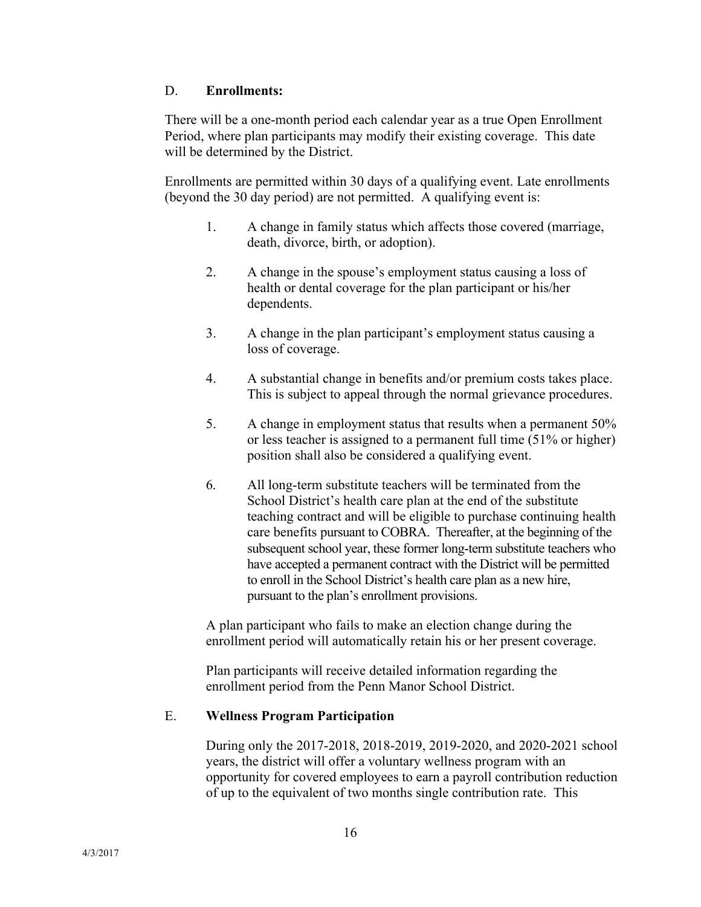D. **Enrollments:**

There will be a one-month period each calendar year as a true Open Enrollment Period, where plan participants may modify their existing coverage. This date will be determined by the District.

Enrollments are permitted within 30 days of a qualifying event. Late enrollments (beyond the 30 day period) are not permitted. A qualifying event is:

1. A change in family status which affects those covered (marriage, death, divorce, birth, or adoption).
2. A change in the spouse's employment status causing a loss of health or dental coverage for the plan participant or his/her dependents.
3. A change in the plan participant's employment status causing a loss of coverage.
4. A substantial change in benefits and/or premium costs takes place. This is subject to appeal through the normal grievance procedures.
5. A change in employment status that results when a permanent 50% or less teacher is assigned to a permanent full time (51% or higher) position shall also be considered a qualifying event.
6. All long-term substitute teachers will be terminated from the School District's health care plan at the end of the substitute teaching contract and will be eligible to purchase continuing health care benefits pursuant to COBRA. Thereafter, at the beginning of the subsequent school year, these former long-term substitute teachers who have accepted a permanent contract with the District will be permitted to enroll in the School District's health care plan as a new hire, pursuant to the plan's enrollment provisions.

A plan participant who fails to make an election change during the enrollment period will automatically retain his or her present coverage.

Plan participants will receive detailed information regarding the enrollment period from the Penn Manor School District.

E. **Wellness Program Participation**

During only the 2017-2018, 2018-2019, 2019-2020, and 2020-2021 school years, the district will offer a voluntary wellness program with an opportunity for covered employees to earn a payroll contribution reduction of up to the equivalent of two months single contribution rate. This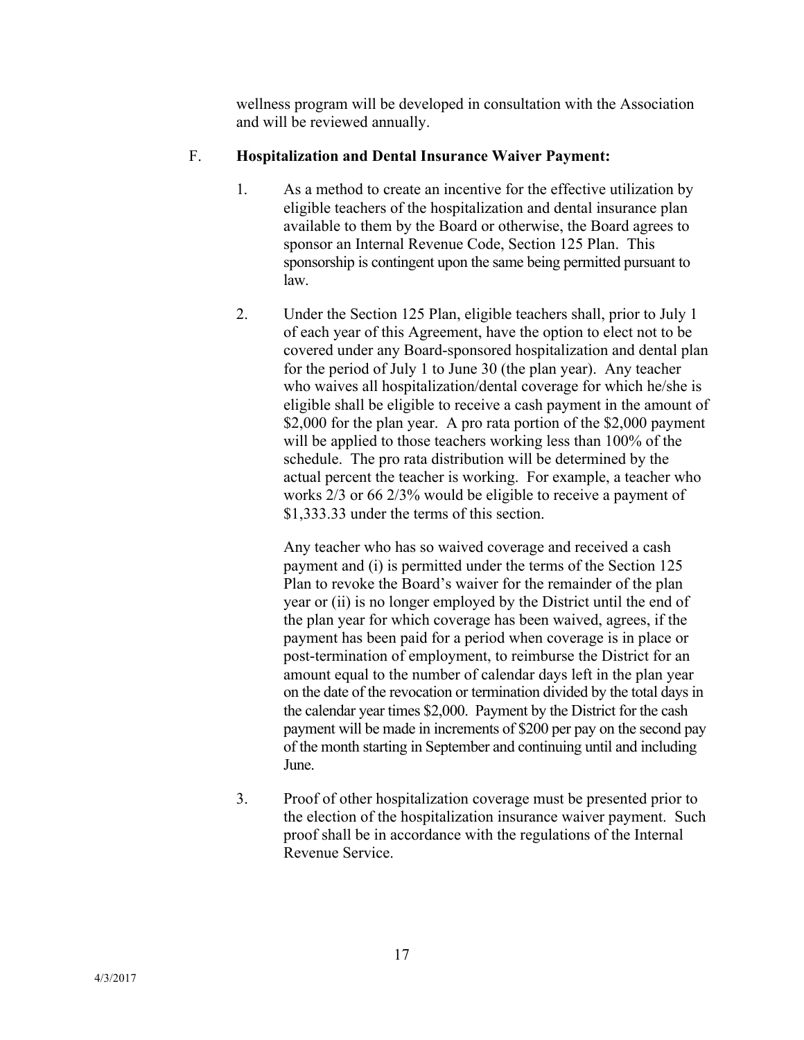wellness program will be developed in consultation with the Association and will be reviewed annually.

F. **Hospitalization and Dental Insurance Waiver Payment:**

1. As a method to create an incentive for the effective utilization by eligible teachers of the hospitalization and dental insurance plan available to them by the Board or otherwise, the Board agrees to sponsor an Internal Revenue Code, Section 125 Plan. This sponsorship is contingent upon the same being permitted pursuant to law.

2. Under the Section 125 Plan, eligible teachers shall, prior to July 1 of each year of this Agreement, have the option to elect not to be covered under any Board-sponsored hospitalization and dental plan for the period of July 1 to June 30 (the plan year). Any teacher who waives all hospitalization/dental coverage for which he/she is eligible shall be eligible to receive a cash payment in the amount of $2,000 for the plan year. A pro rata portion of the $2,000 payment will be applied to those teachers working less than 100% of the schedule. The pro rata distribution will be determined by the actual percent the teacher is working. For example, a teacher who works 2/3 or 66 2/3% would be eligible to receive a payment of $1,333.33 under the terms of this section.

   Any teacher who has so waived coverage and received a cash payment and (i) is permitted under the terms of the Section 125 Plan to revoke the Board's waiver for the remainder of the plan year or (ii) is no longer employed by the District until the end of the plan year for which coverage has been waived, agrees, if the payment has been paid for a period when coverage is in place or post-termination of employment, to reimburse the District for an amount equal to the number of calendar days left in the plan year on the date of the revocation or termination divided by the total days in the calendar year times $2,000. Payment by the District for the cash payment will be made in increments of $200 per pay on the second pay of the month starting in September and continuing until and including June.

3. Proof of other hospitalization coverage must be presented prior to the election of the hospitalization insurance waiver payment. Such proof shall be in accordance with the regulations of the Internal Revenue Service.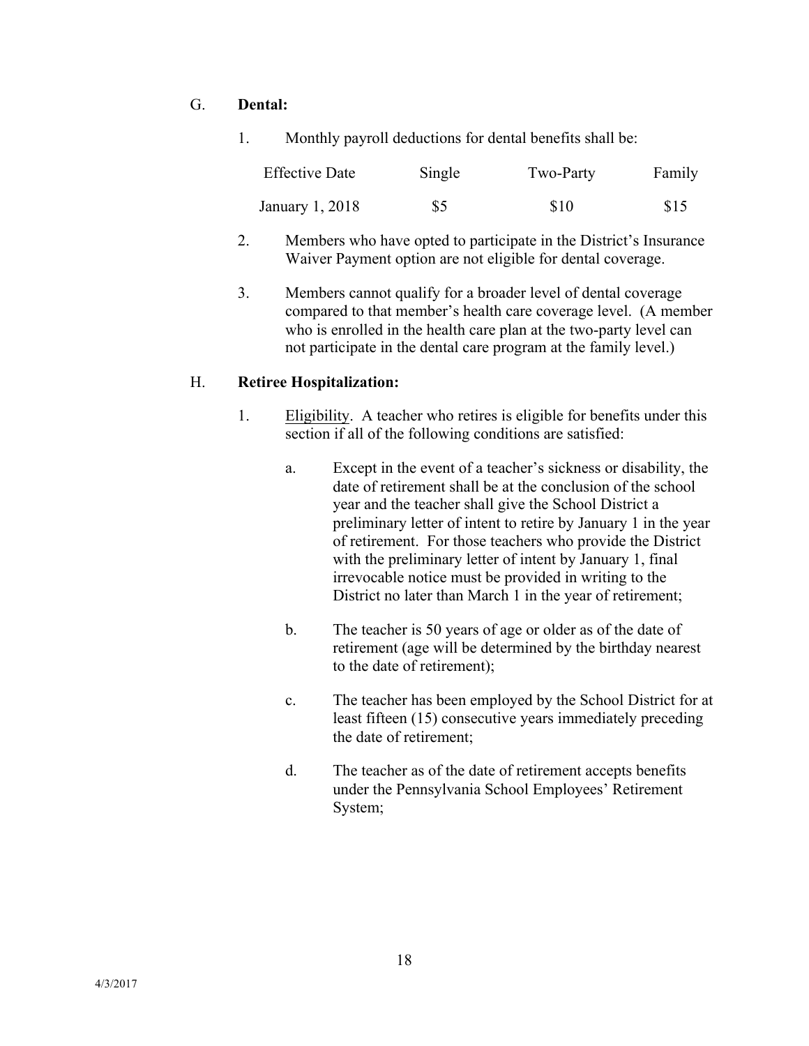G. **Dental:**

1. Monthly payroll deductions for dental benefits shall be:

| Effective Date | Single | Two-Party | Family |
|---|---|---|---|
| January 1, 2018 | $5 | $10 | $15 |

2. Members who have opted to participate in the District's Insurance Waiver Payment option are not eligible for dental coverage.

3. Members cannot qualify for a broader level of dental coverage compared to that member's health care coverage level. (A member who is enrolled in the health care plan at the two-party level can not participate in the dental care program at the family level.)

H. **Retiree Hospitalization:**

1. Eligibility. A teacher who retires is eligible for benefits under this section if all of the following conditions are satisfied:

   a. Except in the event of a teacher's sickness or disability, the date of retirement shall be at the conclusion of the school year and the teacher shall give the School District a preliminary letter of intent to retire by January 1 in the year of retirement. For those teachers who provide the District with the preliminary letter of intent by January 1, final irrevocable notice must be provided in writing to the District no later than March 1 in the year of retirement;

   b. The teacher is 50 years of age or older as of the date of retirement (age will be determined by the birthday nearest to the date of retirement);

   c. The teacher has been employed by the School District for at least fifteen (15) consecutive years immediately preceding the date of retirement;

   d. The teacher as of the date of retirement accepts benefits under the Pennsylvania School Employees' Retirement System;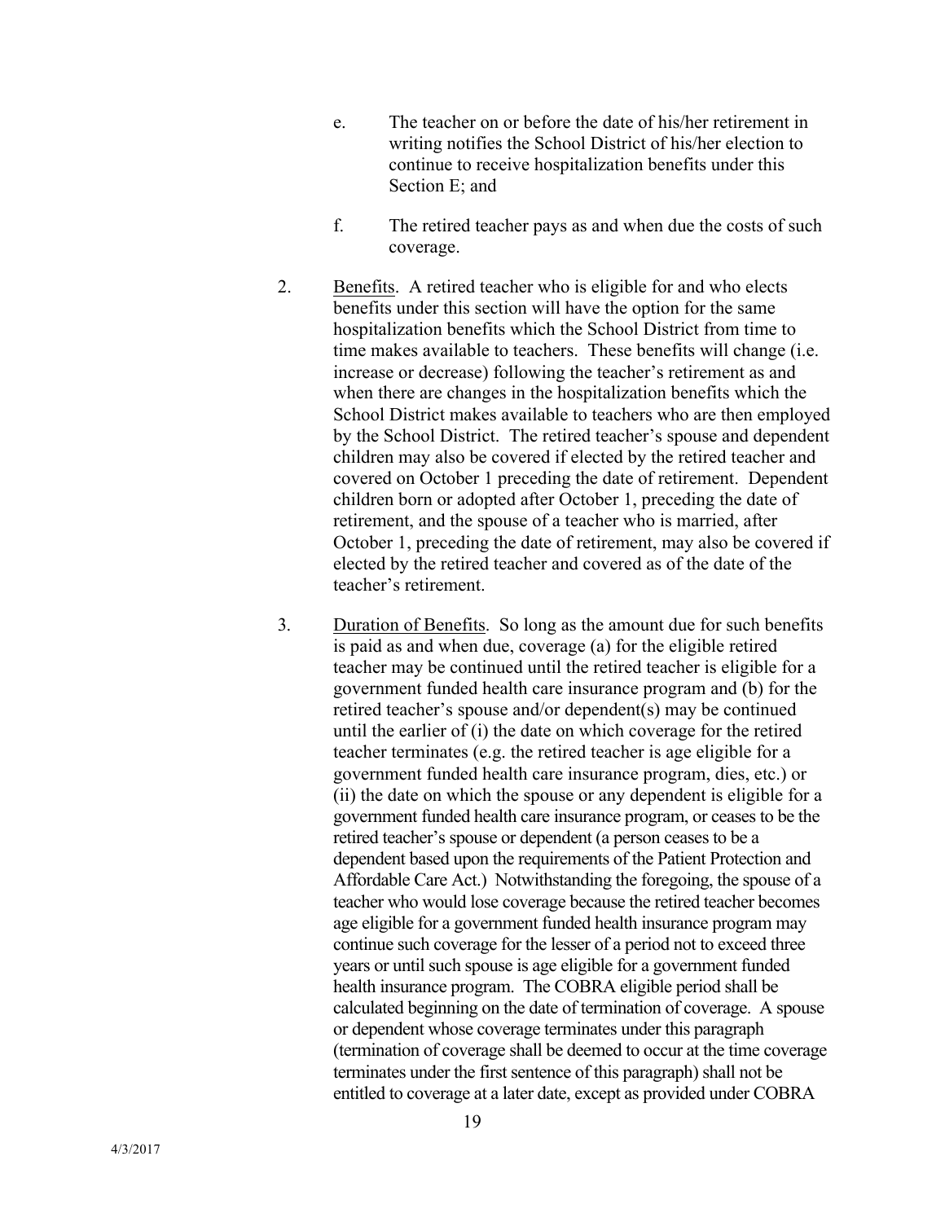e. The teacher on or before the date of his/her retirement in writing notifies the School District of his/her election to continue to receive hospitalization benefits under this Section E; and

f. The retired teacher pays as and when due the costs of such coverage.

2. <u>Benefits</u>. A retired teacher who is eligible for and who elects benefits under this section will have the option for the same hospitalization benefits which the School District from time to time makes available to teachers. These benefits will change (i.e. increase or decrease) following the teacher's retirement as and when there are changes in the hospitalization benefits which the School District makes available to teachers who are then employed by the School District. The retired teacher's spouse and dependent children may also be covered if elected by the retired teacher and covered on October 1 preceding the date of retirement. Dependent children born or adopted after October 1, preceding the date of retirement, and the spouse of a teacher who is married, after October 1, preceding the date of retirement, may also be covered if elected by the retired teacher and covered as of the date of the teacher's retirement.

3. <u>Duration of Benefits</u>. So long as the amount due for such benefits is paid as and when due, coverage (a) for the eligible retired teacher may be continued until the retired teacher is eligible for a government funded health care insurance program and (b) for the retired teacher's spouse and/or dependent(s) may be continued until the earlier of (i) the date on which coverage for the retired teacher terminates (e.g. the retired teacher is age eligible for a government funded health care insurance program, dies, etc.) or (ii) the date on which the spouse or any dependent is eligible for a government funded health care insurance program, or ceases to be the retired teacher's spouse or dependent (a person ceases to be a dependent based upon the requirements of the Patient Protection and Affordable Care Act.) Notwithstanding the foregoing, the spouse of a teacher who would lose coverage because the retired teacher becomes age eligible for a government funded health insurance program may continue such coverage for the lesser of a period not to exceed three years or until such spouse is age eligible for a government funded health insurance program. The COBRA eligible period shall be calculated beginning on the date of termination of coverage. A spouse or dependent whose coverage terminates under this paragraph (termination of coverage shall be deemed to occur at the time coverage terminates under the first sentence of this paragraph) shall not be entitled to coverage at a later date, except as provided under COBRA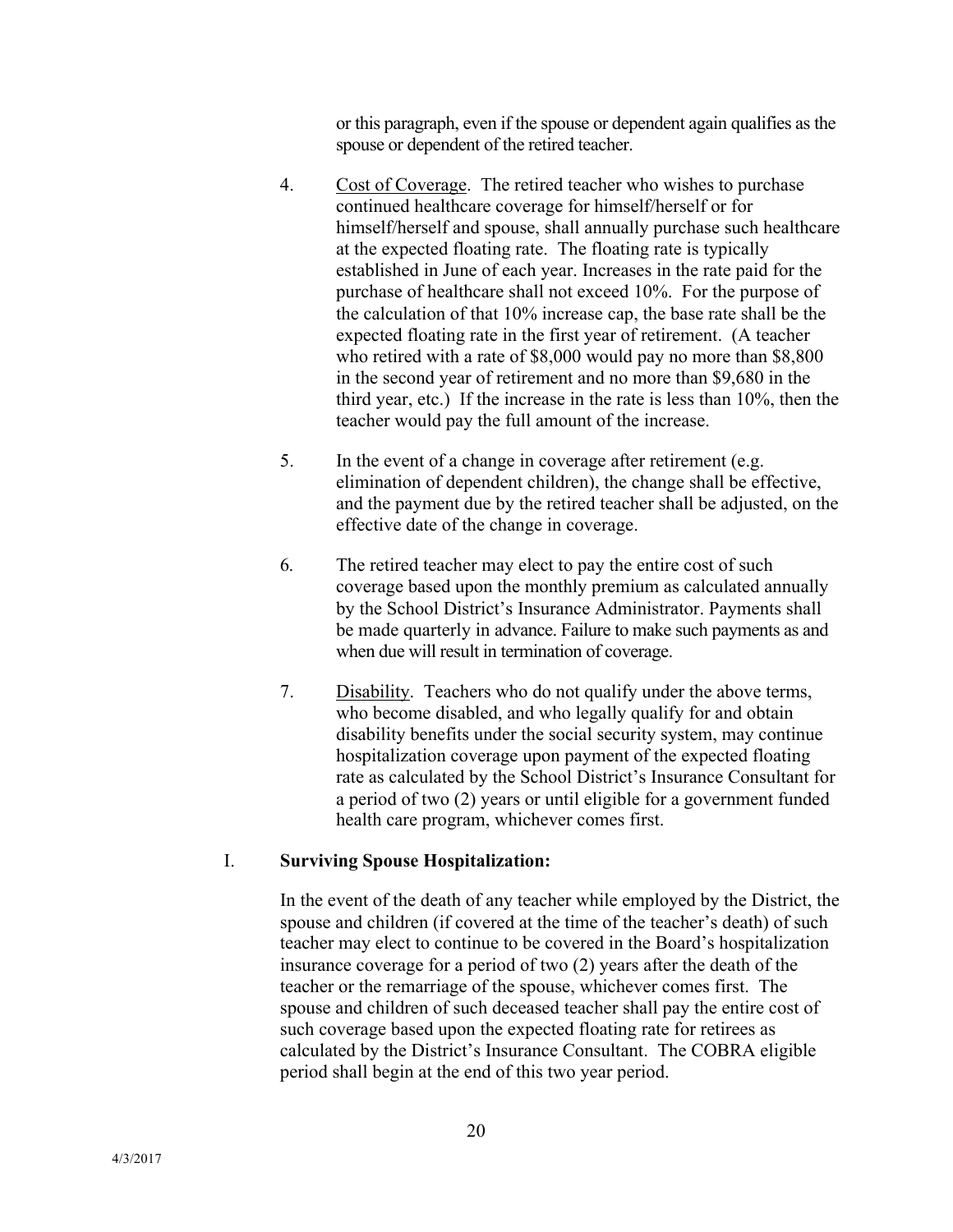or this paragraph, even if the spouse or dependent again qualifies as the spouse or dependent of the retired teacher.

4. Cost of Coverage. The retired teacher who wishes to purchase continued healthcare coverage for himself/herself or for himself/herself and spouse, shall annually purchase such healthcare at the expected floating rate. The floating rate is typically established in June of each year. Increases in the rate paid for the purchase of healthcare shall not exceed 10%. For the purpose of the calculation of that 10% increase cap, the base rate shall be the expected floating rate in the first year of retirement. (A teacher who retired with a rate of $8,000 would pay no more than $8,800 in the second year of retirement and no more than $9,680 in the third year, etc.) If the increase in the rate is less than 10%, then the teacher would pay the full amount of the increase.

5. In the event of a change in coverage after retirement (e.g. elimination of dependent children), the change shall be effective, and the payment due by the retired teacher shall be adjusted, on the effective date of the change in coverage.

6. The retired teacher may elect to pay the entire cost of such coverage based upon the monthly premium as calculated annually by the School District's Insurance Administrator. Payments shall be made quarterly in advance. Failure to make such payments as and when due will result in termination of coverage.

7. Disability. Teachers who do not qualify under the above terms, who become disabled, and who legally qualify for and obtain disability benefits under the social security system, may continue hospitalization coverage upon payment of the expected floating rate as calculated by the School District's Insurance Consultant for a period of two (2) years or until eligible for a government funded health care program, whichever comes first.

I. **Surviving Spouse Hospitalization:**

In the event of the death of any teacher while employed by the District, the spouse and children (if covered at the time of the teacher's death) of such teacher may elect to continue to be covered in the Board's hospitalization insurance coverage for a period of two (2) years after the death of the teacher or the remarriage of the spouse, whichever comes first. The spouse and children of such deceased teacher shall pay the entire cost of such coverage based upon the expected floating rate for retirees as calculated by the District's Insurance Consultant. The COBRA eligible period shall begin at the end of this two year period.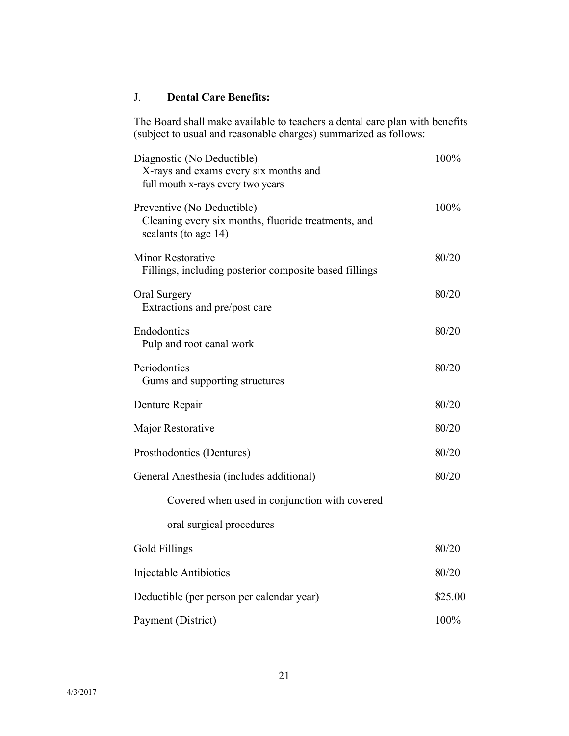J. **Dental Care Benefits:**

The Board shall make available to teachers a dental care plan with benefits (subject to usual and reasonable charges) summarized as follows:

| | |
|---|---|
| Diagnostic (No Deductible)<br>X-rays and exams every six months and full mouth x-rays every two years | 100% |
| Preventive (No Deductible)<br>Cleaning every six months, fluoride treatments, and sealants (to age 14) | 100% |
| Minor Restorative<br>Fillings, including posterior composite based fillings | 80/20 |
| Oral Surgery<br>Extractions and pre/post care | 80/20 |
| Endodontics<br>Pulp and root canal work | 80/20 |
| Periodontics<br>Gums and supporting structures | 80/20 |
| Denture Repair | 80/20 |
| Major Restorative | 80/20 |
| Prosthodontics (Dentures) | 80/20 |
| General Anesthesia (includes additional)<br>Covered when used in conjunction with covered oral surgical procedures | 80/20 |
| Gold Fillings | 80/20 |
| Injectable Antibiotics | 80/20 |
| Deductible (per person per calendar year) | $25.00 |
| Payment (District) | 100% |

4/3/2017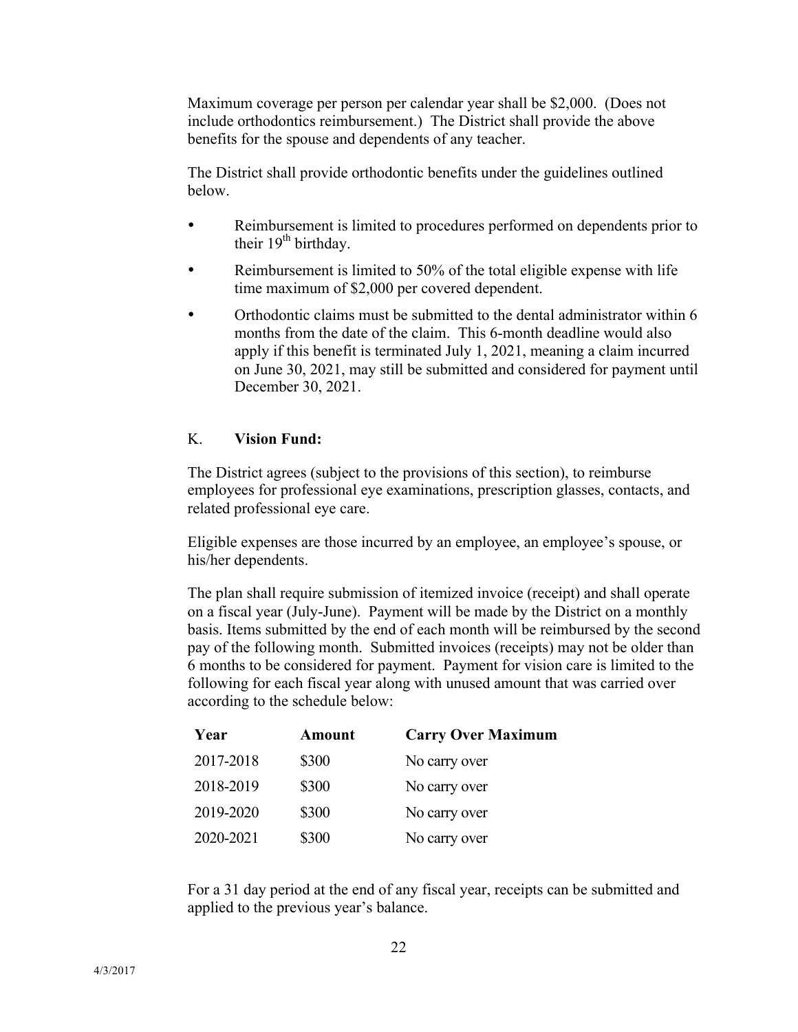Maximum coverage per person per calendar year shall be $2,000. (Does not include orthodontics reimbursement.) The District shall provide the above benefits for the spouse and dependents of any teacher.

The District shall provide orthodontic benefits under the guidelines outlined below.

- Reimbursement is limited to procedures performed on dependents prior to their 19th birthday.
- Reimbursement is limited to 50% of the total eligible expense with life time maximum of $2,000 per covered dependent.
- Orthodontic claims must be submitted to the dental administrator within 6 months from the date of the claim. This 6-month deadline would also apply if this benefit is terminated July 1, 2021, meaning a claim incurred on June 30, 2021, may still be submitted and considered for payment until December 30, 2021.

K. **Vision Fund:**

The District agrees (subject to the provisions of this section), to reimburse employees for professional eye examinations, prescription glasses, contacts, and related professional eye care.

Eligible expenses are those incurred by an employee, an employee's spouse, or his/her dependents.

The plan shall require submission of itemized invoice (receipt) and shall operate on a fiscal year (July-June). Payment will be made by the District on a monthly basis. Items submitted by the end of each month will be reimbursed by the second pay of the following month. Submitted invoices (receipts) may not be older than 6 months to be considered for payment. Payment for vision care is limited to the following for each fiscal year along with unused amount that was carried over according to the schedule below:

| Year | Amount | Carry Over Maximum |
|---|---|---|
| 2017-2018 | $300 | No carry over |
| 2018-2019 | $300 | No carry over |
| 2019-2020 | $300 | No carry over |
| 2020-2021 | $300 | No carry over |

For a 31 day period at the end of any fiscal year, receipts can be submitted and applied to the previous year's balance.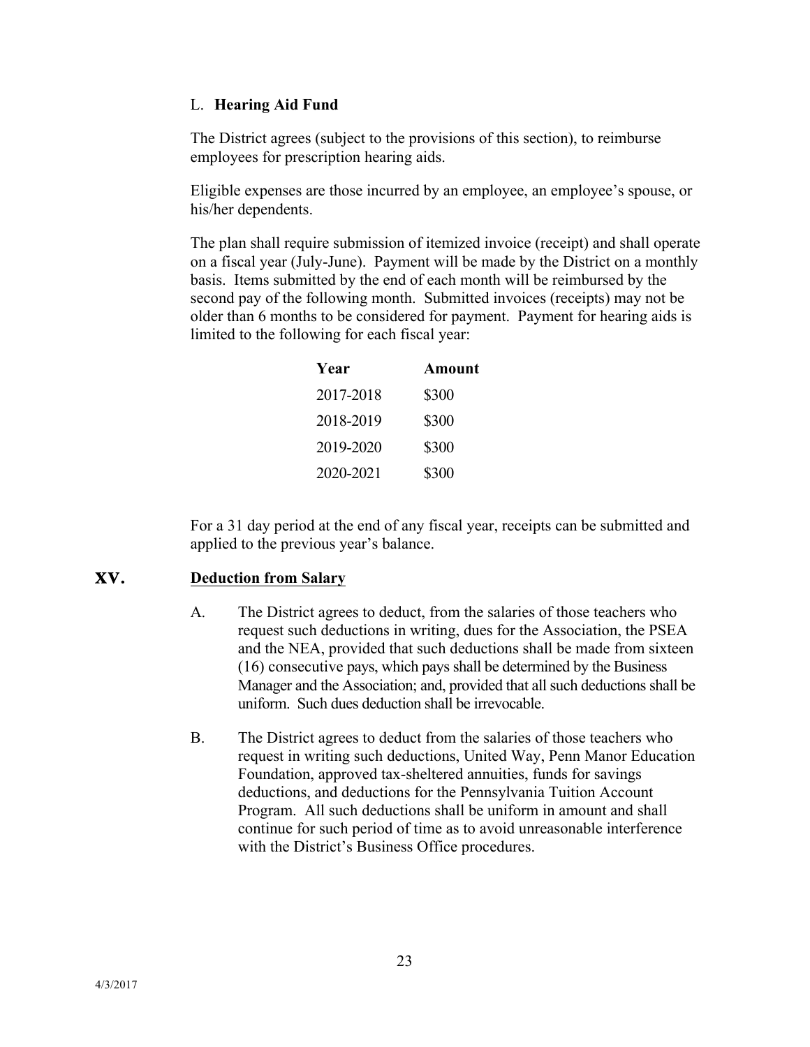L. **Hearing Aid Fund**

The District agrees (subject to the provisions of this section), to reimburse employees for prescription hearing aids.

Eligible expenses are those incurred by an employee, an employee's spouse, or his/her dependents.

The plan shall require submission of itemized invoice (receipt) and shall operate on a fiscal year (July-June). Payment will be made by the District on a monthly basis. Items submitted by the end of each month will be reimbursed by the second pay of the following month. Submitted invoices (receipts) may not be older than 6 months to be considered for payment. Payment for hearing aids is limited to the following for each fiscal year:

| Year | Amount |
|---|---|
| 2017-2018 | $300 |
| 2018-2019 | $300 |
| 2019-2020 | $300 |
| 2020-2021 | $300 |

For a 31 day period at the end of any fiscal year, receipts can be submitted and applied to the previous year's balance.

## XV. Deduction from Salary

A. The District agrees to deduct, from the salaries of those teachers who request such deductions in writing, dues for the Association, the PSEA and the NEA, provided that such deductions shall be made from sixteen (16) consecutive pays, which pays shall be determined by the Business Manager and the Association; and, provided that all such deductions shall be uniform. Such dues deduction shall be irrevocable.

B. The District agrees to deduct from the salaries of those teachers who request in writing such deductions, United Way, Penn Manor Education Foundation, approved tax-sheltered annuities, funds for savings deductions, and deductions for the Pennsylvania Tuition Account Program. All such deductions shall be uniform in amount and shall continue for such period of time as to avoid unreasonable interference with the District's Business Office procedures.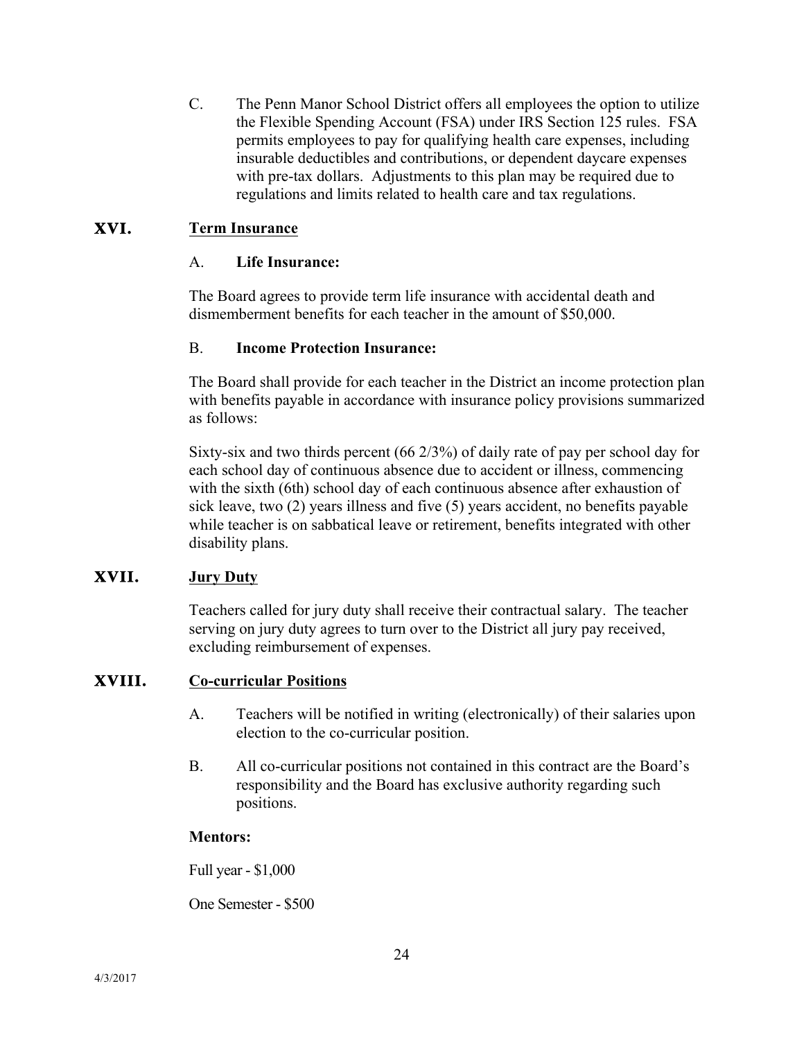C. The Penn Manor School District offers all employees the option to utilize the Flexible Spending Account (FSA) under IRS Section 125 rules. FSA permits employees to pay for qualifying health care expenses, including insurable deductibles and contributions, or dependent daycare expenses with pre-tax dollars. Adjustments to this plan may be required due to regulations and limits related to health care and tax regulations.

## XVI. Term Insurance

A. **Life Insurance:**

The Board agrees to provide term life insurance with accidental death and dismemberment benefits for each teacher in the amount of $50,000.

B. **Income Protection Insurance:**

The Board shall provide for each teacher in the District an income protection plan with benefits payable in accordance with insurance policy provisions summarized as follows:

Sixty-six and two thirds percent (66 2/3%) of daily rate of pay per school day for each school day of continuous absence due to accident or illness, commencing with the sixth (6th) school day of each continuous absence after exhaustion of sick leave, two (2) years illness and five (5) years accident, no benefits payable while teacher is on sabbatical leave or retirement, benefits integrated with other disability plans.

## XVII. Jury Duty

Teachers called for jury duty shall receive their contractual salary. The teacher serving on jury duty agrees to turn over to the District all jury pay received, excluding reimbursement of expenses.

## XVIII. Co-curricular Positions

A. Teachers will be notified in writing (electronically) of their salaries upon election to the co-curricular position.

B. All co-curricular positions not contained in this contract are the Board's responsibility and the Board has exclusive authority regarding such positions.

**Mentors:**

Full year - $1,000

One Semester - $500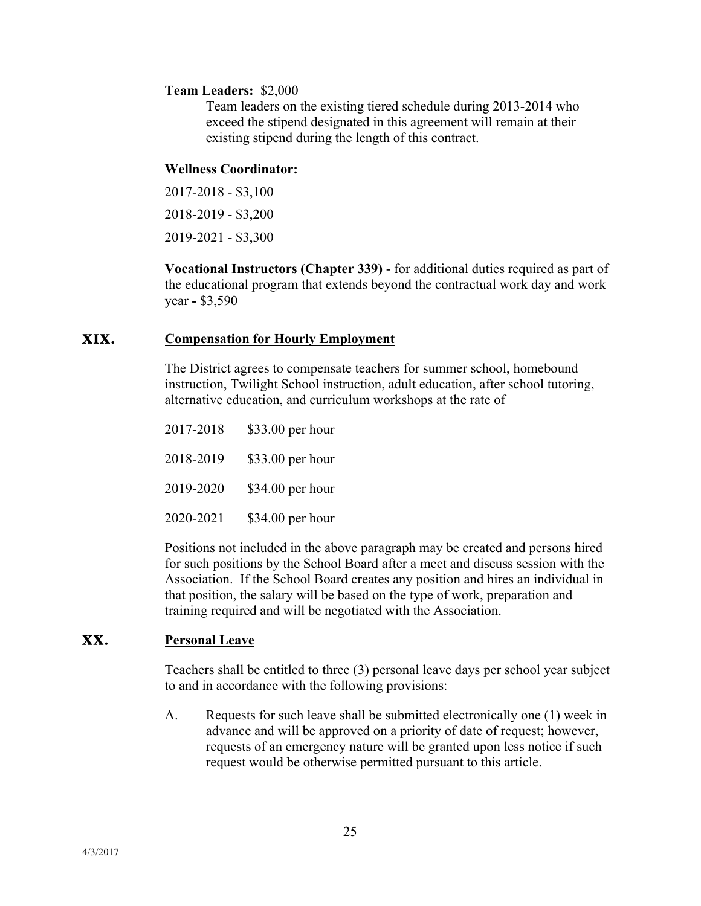**Team Leaders:** $2,000

Team leaders on the existing tiered schedule during 2013-2014 who exceed the stipend designated in this agreement will remain at their existing stipend during the length of this contract.

**Wellness Coordinator:**

2017-2018 - $3,100

2018-2019 - $3,200

2019-2021 - $3,300

**Vocational Instructors (Chapter 339)** - for additional duties required as part of the educational program that extends beyond the contractual work day and work year **-** $3,590

## XIX. Compensation for Hourly Employment

The District agrees to compensate teachers for summer school, homebound instruction, Twilight School instruction, adult education, after school tutoring, alternative education, and curriculum workshops at the rate of

| | |
|---|---|
| 2017-2018 | $33.00 per hour |
| 2018-2019 | $33.00 per hour |
| 2019-2020 | $34.00 per hour |
| 2020-2021 | $34.00 per hour |

Positions not included in the above paragraph may be created and persons hired for such positions by the School Board after a meet and discuss session with the Association. If the School Board creates any position and hires an individual in that position, the salary will be based on the type of work, preparation and training required and will be negotiated with the Association.

## XX. Personal Leave

Teachers shall be entitled to three (3) personal leave days per school year subject to and in accordance with the following provisions:

A. Requests for such leave shall be submitted electronically one (1) week in advance and will be approved on a priority of date of request; however, requests of an emergency nature will be granted upon less notice if such request would be otherwise permitted pursuant to this article.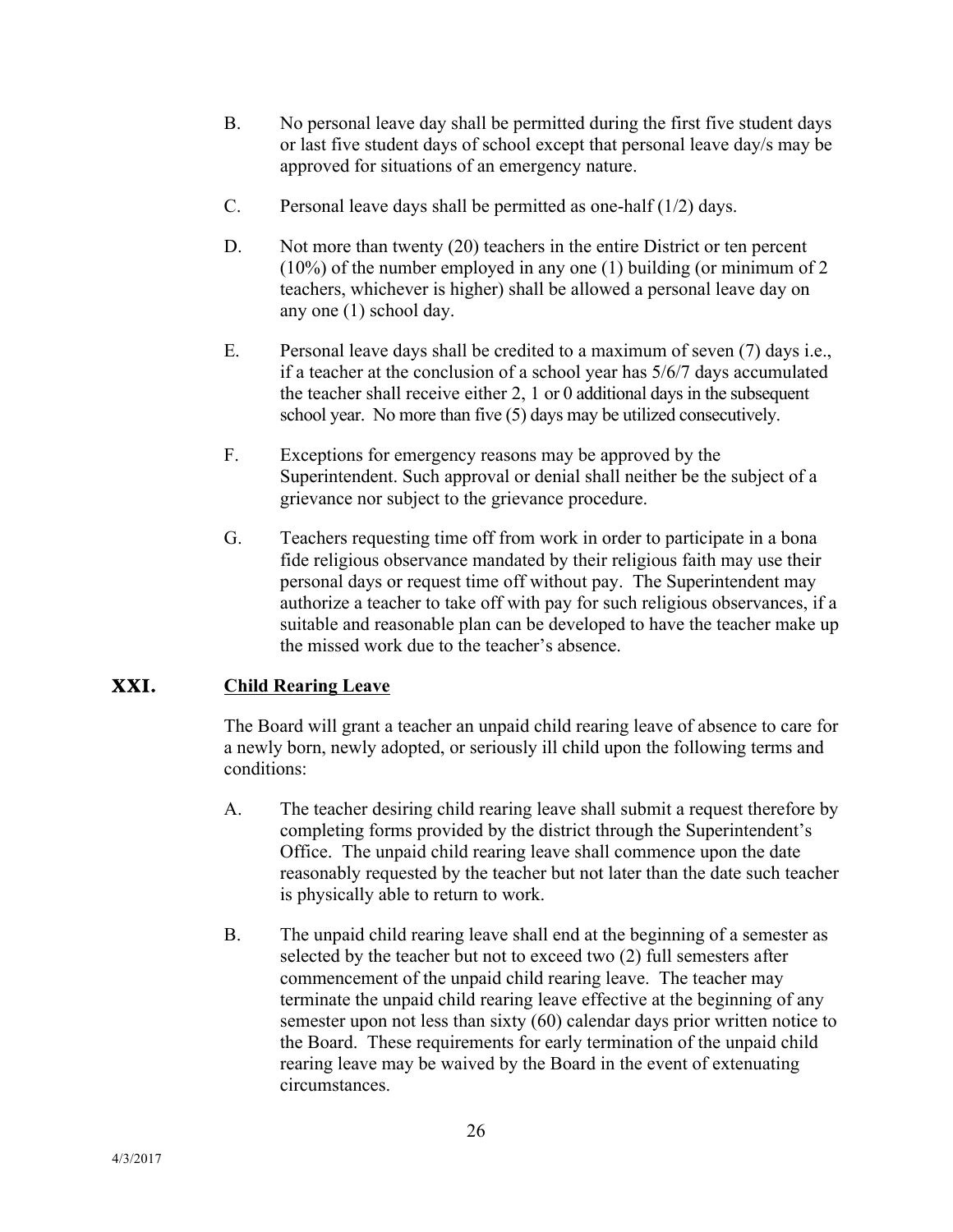B. No personal leave day shall be permitted during the first five student days or last five student days of school except that personal leave day/s may be approved for situations of an emergency nature.

C. Personal leave days shall be permitted as one-half (1/2) days.

D. Not more than twenty (20) teachers in the entire District or ten percent (10%) of the number employed in any one (1) building (or minimum of 2 teachers, whichever is higher) shall be allowed a personal leave day on any one (1) school day.

E. Personal leave days shall be credited to a maximum of seven (7) days i.e., if a teacher at the conclusion of a school year has 5/6/7 days accumulated the teacher shall receive either 2, 1 or 0 additional days in the subsequent school year. No more than five (5) days may be utilized consecutively.

F. Exceptions for emergency reasons may be approved by the Superintendent. Such approval or denial shall neither be the subject of a grievance nor subject to the grievance procedure.

G. Teachers requesting time off from work in order to participate in a bona fide religious observance mandated by their religious faith may use their personal days or request time off without pay. The Superintendent may authorize a teacher to take off with pay for such religious observances, if a suitable and reasonable plan can be developed to have the teacher make up the missed work due to the teacher's absence.

## XXI. <u>Child Rearing Leave</u>

The Board will grant a teacher an unpaid child rearing leave of absence to care for a newly born, newly adopted, or seriously ill child upon the following terms and conditions:

A. The teacher desiring child rearing leave shall submit a request therefore by completing forms provided by the district through the Superintendent's Office. The unpaid child rearing leave shall commence upon the date reasonably requested by the teacher but not later than the date such teacher is physically able to return to work.

B. The unpaid child rearing leave shall end at the beginning of a semester as selected by the teacher but not to exceed two (2) full semesters after commencement of the unpaid child rearing leave. The teacher may terminate the unpaid child rearing leave effective at the beginning of any semester upon not less than sixty (60) calendar days prior written notice to the Board. These requirements for early termination of the unpaid child rearing leave may be waived by the Board in the event of extenuating circumstances.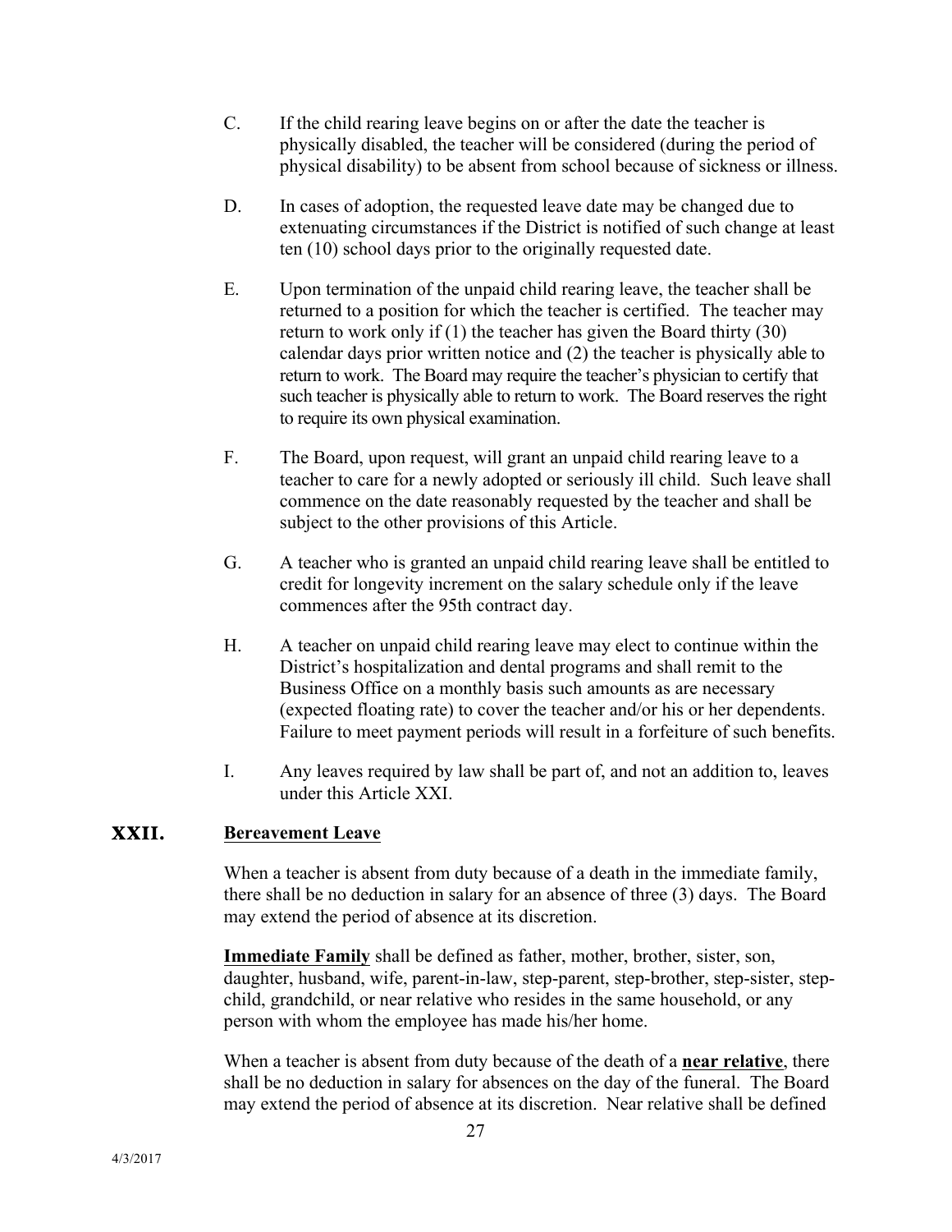C. If the child rearing leave begins on or after the date the teacher is physically disabled, the teacher will be considered (during the period of physical disability) to be absent from school because of sickness or illness.

D. In cases of adoption, the requested leave date may be changed due to extenuating circumstances if the District is notified of such change at least ten (10) school days prior to the originally requested date.

E. Upon termination of the unpaid child rearing leave, the teacher shall be returned to a position for which the teacher is certified. The teacher may return to work only if (1) the teacher has given the Board thirty (30) calendar days prior written notice and (2) the teacher is physically able to return to work. The Board may require the teacher's physician to certify that such teacher is physically able to return to work. The Board reserves the right to require its own physical examination.

F. The Board, upon request, will grant an unpaid child rearing leave to a teacher to care for a newly adopted or seriously ill child. Such leave shall commence on the date reasonably requested by the teacher and shall be subject to the other provisions of this Article.

G. A teacher who is granted an unpaid child rearing leave shall be entitled to credit for longevity increment on the salary schedule only if the leave commences after the 95th contract day.

H. A teacher on unpaid child rearing leave may elect to continue within the District's hospitalization and dental programs and shall remit to the Business Office on a monthly basis such amounts as are necessary (expected floating rate) to cover the teacher and/or his or her dependents. Failure to meet payment periods will result in a forfeiture of such benefits.

I. Any leaves required by law shall be part of, and not an addition to, leaves under this Article XXI.

## XXII. Bereavement Leave

When a teacher is absent from duty because of a death in the immediate family, there shall be no deduction in salary for an absence of three (3) days. The Board may extend the period of absence at its discretion.

**Immediate Family** shall be defined as father, mother, brother, sister, son, daughter, husband, wife, parent-in-law, step-parent, step-brother, step-sister, step-child, grandchild, or near relative who resides in the same household, or any person with whom the employee has made his/her home.

When a teacher is absent from duty because of the death of a **near relative**, there shall be no deduction in salary for absences on the day of the funeral. The Board may extend the period of absence at its discretion. Near relative shall be defined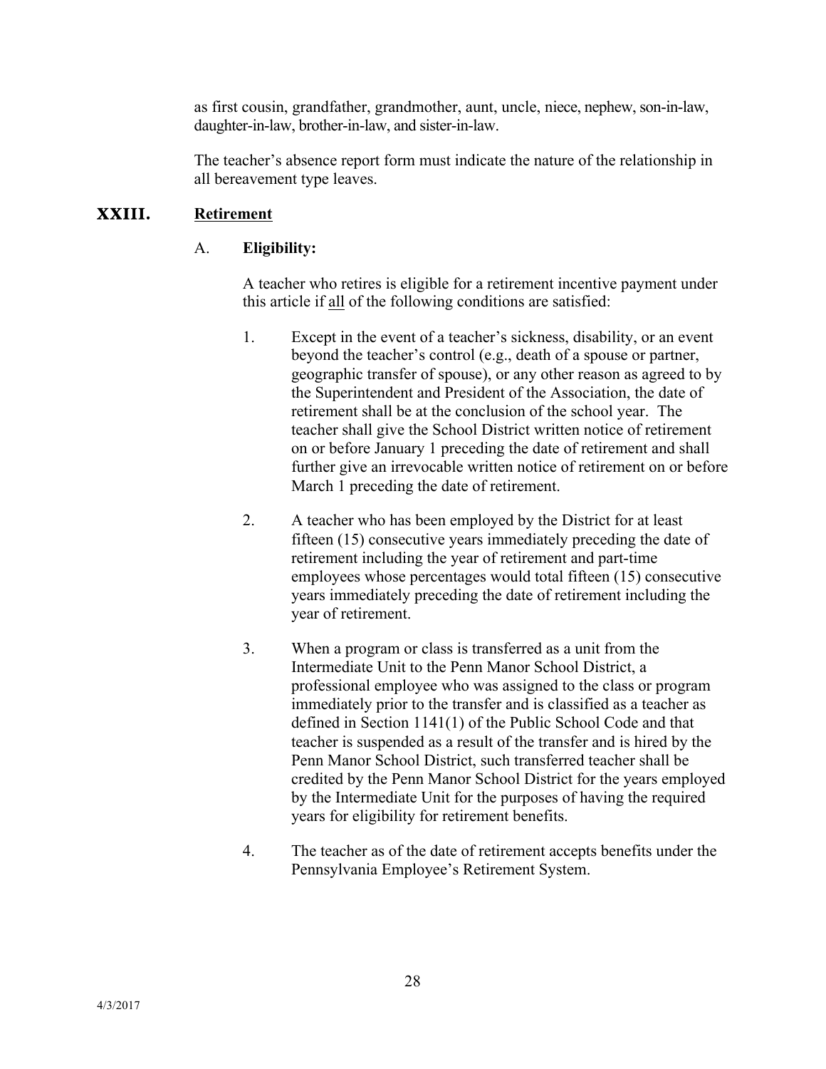as first cousin, grandfather, grandmother, aunt, uncle, niece, nephew, son-in-law, daughter-in-law, brother-in-law, and sister-in-law.

The teacher's absence report form must indicate the nature of the relationship in all bereavement type leaves.

## XXIII. Retirement

### A. Eligibility:

A teacher who retires is eligible for a retirement incentive payment under this article if all of the following conditions are satisfied:

1. Except in the event of a teacher's sickness, disability, or an event beyond the teacher's control (e.g., death of a spouse or partner, geographic transfer of spouse), or any other reason as agreed to by the Superintendent and President of the Association, the date of retirement shall be at the conclusion of the school year. The teacher shall give the School District written notice of retirement on or before January 1 preceding the date of retirement and shall further give an irrevocable written notice of retirement on or before March 1 preceding the date of retirement.

2. A teacher who has been employed by the District for at least fifteen (15) consecutive years immediately preceding the date of retirement including the year of retirement and part-time employees whose percentages would total fifteen (15) consecutive years immediately preceding the date of retirement including the year of retirement.

3. When a program or class is transferred as a unit from the Intermediate Unit to the Penn Manor School District, a professional employee who was assigned to the class or program immediately prior to the transfer and is classified as a teacher as defined in Section 1141(1) of the Public School Code and that teacher is suspended as a result of the transfer and is hired by the Penn Manor School District, such transferred teacher shall be credited by the Penn Manor School District for the years employed by the Intermediate Unit for the purposes of having the required years for eligibility for retirement benefits.

4. The teacher as of the date of retirement accepts benefits under the Pennsylvania Employee's Retirement System.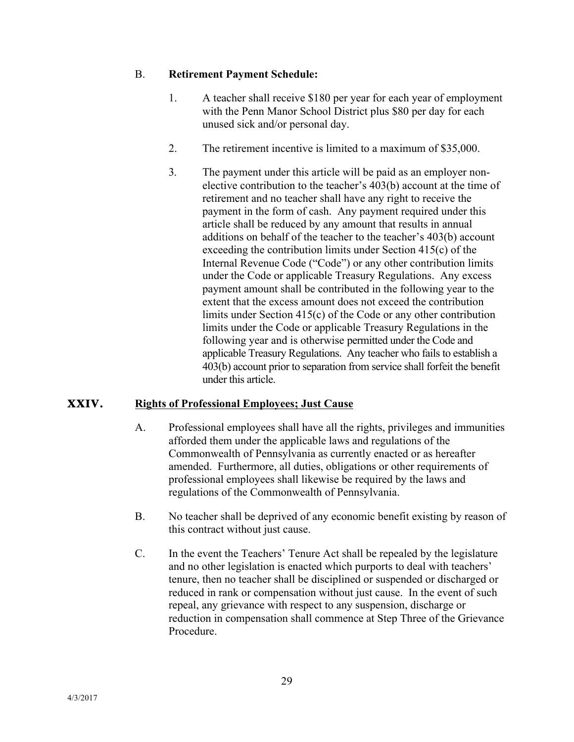B. **Retirement Payment Schedule:**

1. A teacher shall receive $180 per year for each year of employment with the Penn Manor School District plus $80 per day for each unused sick and/or personal day.

2. The retirement incentive is limited to a maximum of $35,000.

3. The payment under this article will be paid as an employer non-elective contribution to the teacher's 403(b) account at the time of retirement and no teacher shall have any right to receive the payment in the form of cash. Any payment required under this article shall be reduced by any amount that results in annual additions on behalf of the teacher to the teacher's 403(b) account exceeding the contribution limits under Section 415(c) of the Internal Revenue Code ("Code") or any other contribution limits under the Code or applicable Treasury Regulations. Any excess payment amount shall be contributed in the following year to the extent that the excess amount does not exceed the contribution limits under Section 415(c) of the Code or any other contribution limits under the Code or applicable Treasury Regulations in the following year and is otherwise permitted under the Code and applicable Treasury Regulations. Any teacher who fails to establish a 403(b) account prior to separation from service shall forfeit the benefit under this article.

## XXIV. Rights of Professional Employees; Just Cause

A. Professional employees shall have all the rights, privileges and immunities afforded them under the applicable laws and regulations of the Commonwealth of Pennsylvania as currently enacted or as hereafter amended. Furthermore, all duties, obligations or other requirements of professional employees shall likewise be required by the laws and regulations of the Commonwealth of Pennsylvania.

B. No teacher shall be deprived of any economic benefit existing by reason of this contract without just cause.

C. In the event the Teachers' Tenure Act shall be repealed by the legislature and no other legislation is enacted which purports to deal with teachers' tenure, then no teacher shall be disciplined or suspended or discharged or reduced in rank or compensation without just cause. In the event of such repeal, any grievance with respect to any suspension, discharge or reduction in compensation shall commence at Step Three of the Grievance Procedure.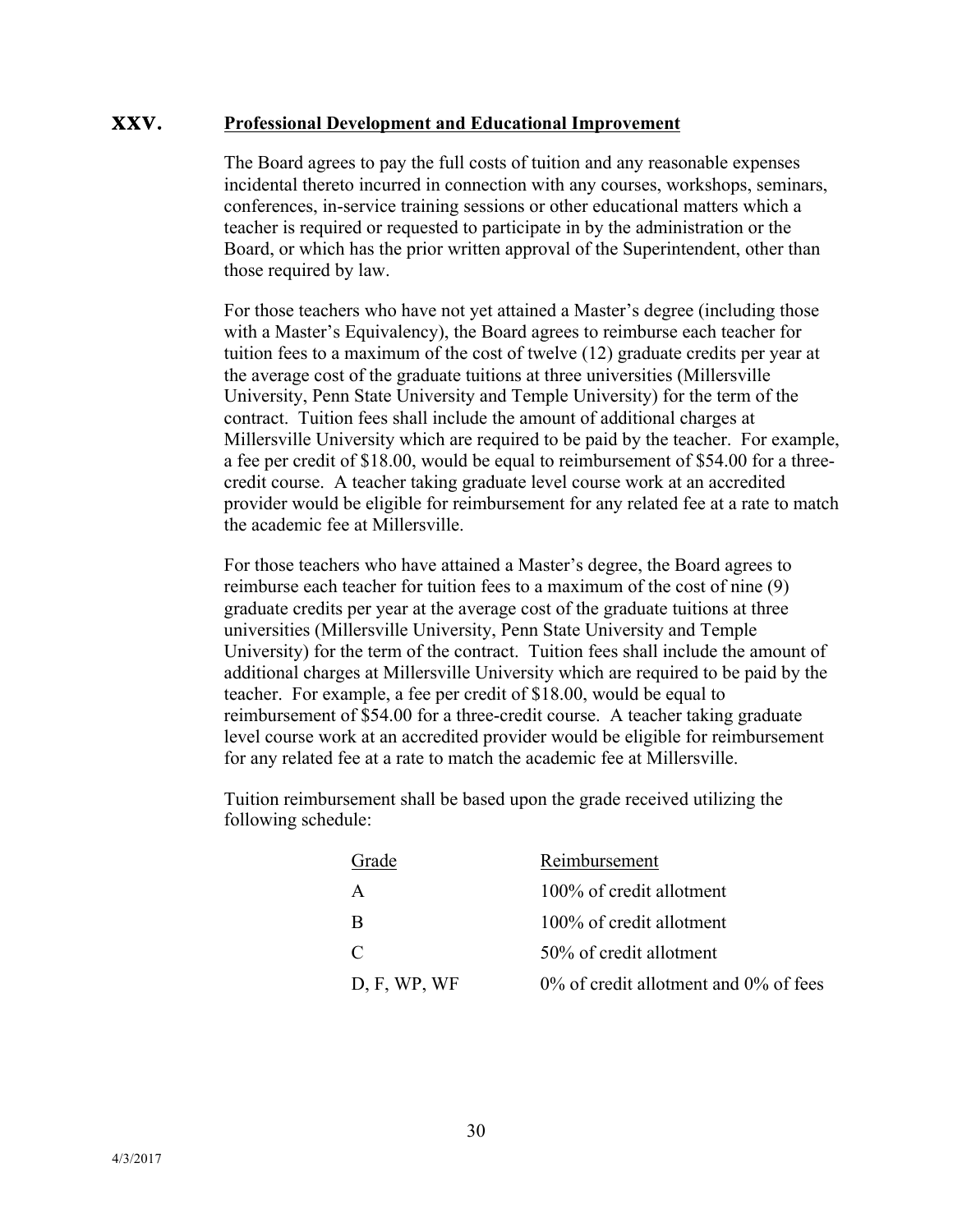## XXV. Professional Development and Educational Improvement

The Board agrees to pay the full costs of tuition and any reasonable expenses incidental thereto incurred in connection with any courses, workshops, seminars, conferences, in-service training sessions or other educational matters which a teacher is required or requested to participate in by the administration or the Board, or which has the prior written approval of the Superintendent, other than those required by law.

For those teachers who have not yet attained a Master's degree (including those with a Master's Equivalency), the Board agrees to reimburse each teacher for tuition fees to a maximum of the cost of twelve (12) graduate credits per year at the average cost of the graduate tuitions at three universities (Millersville University, Penn State University and Temple University) for the term of the contract. Tuition fees shall include the amount of additional charges at Millersville University which are required to be paid by the teacher. For example, a fee per credit of $18.00, would be equal to reimbursement of $54.00 for a three-credit course. A teacher taking graduate level course work at an accredited provider would be eligible for reimbursement for any related fee at a rate to match the academic fee at Millersville.

For those teachers who have attained a Master's degree, the Board agrees to reimburse each teacher for tuition fees to a maximum of the cost of nine (9) graduate credits per year at the average cost of the graduate tuitions at three universities (Millersville University, Penn State University and Temple University) for the term of the contract. Tuition fees shall include the amount of additional charges at Millersville University which are required to be paid by the teacher. For example, a fee per credit of $18.00, would be equal to reimbursement of $54.00 for a three-credit course. A teacher taking graduate level course work at an accredited provider would be eligible for reimbursement for any related fee at a rate to match the academic fee at Millersville.

Tuition reimbursement shall be based upon the grade received utilizing the following schedule:

| Grade | Reimbursement |
|---|---|
| A | 100% of credit allotment |
| B | 100% of credit allotment |
| C | 50% of credit allotment |
| D, F, WP, WF | 0% of credit allotment and 0% of fees |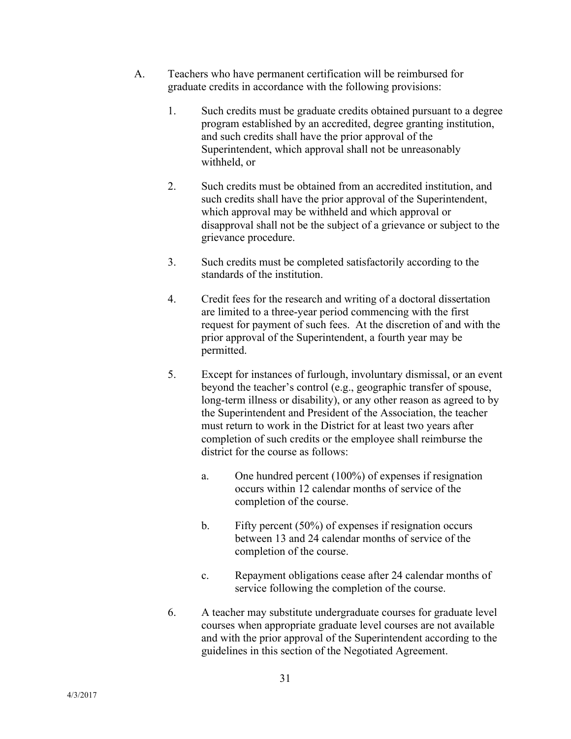A. Teachers who have permanent certification will be reimbursed for graduate credits in accordance with the following provisions:

1. Such credits must be graduate credits obtained pursuant to a degree program established by an accredited, degree granting institution, and such credits shall have the prior approval of the Superintendent, which approval shall not be unreasonably withheld, or

2. Such credits must be obtained from an accredited institution, and such credits shall have the prior approval of the Superintendent, which approval may be withheld and which approval or disapproval shall not be the subject of a grievance or subject to the grievance procedure.

3. Such credits must be completed satisfactorily according to the standards of the institution.

4. Credit fees for the research and writing of a doctoral dissertation are limited to a three-year period commencing with the first request for payment of such fees. At the discretion of and with the prior approval of the Superintendent, a fourth year may be permitted.

5. Except for instances of furlough, involuntary dismissal, or an event beyond the teacher's control (e.g., geographic transfer of spouse, long-term illness or disability), or any other reason as agreed to by the Superintendent and President of the Association, the teacher must return to work in the District for at least two years after completion of such credits or the employee shall reimburse the district for the course as follows:

   a. One hundred percent (100%) of expenses if resignation occurs within 12 calendar months of service of the completion of the course.

   b. Fifty percent (50%) of expenses if resignation occurs between 13 and 24 calendar months of service of the completion of the course.

   c. Repayment obligations cease after 24 calendar months of service following the completion of the course.

6. A teacher may substitute undergraduate courses for graduate level courses when appropriate graduate level courses are not available and with the prior approval of the Superintendent according to the guidelines in this section of the Negotiated Agreement.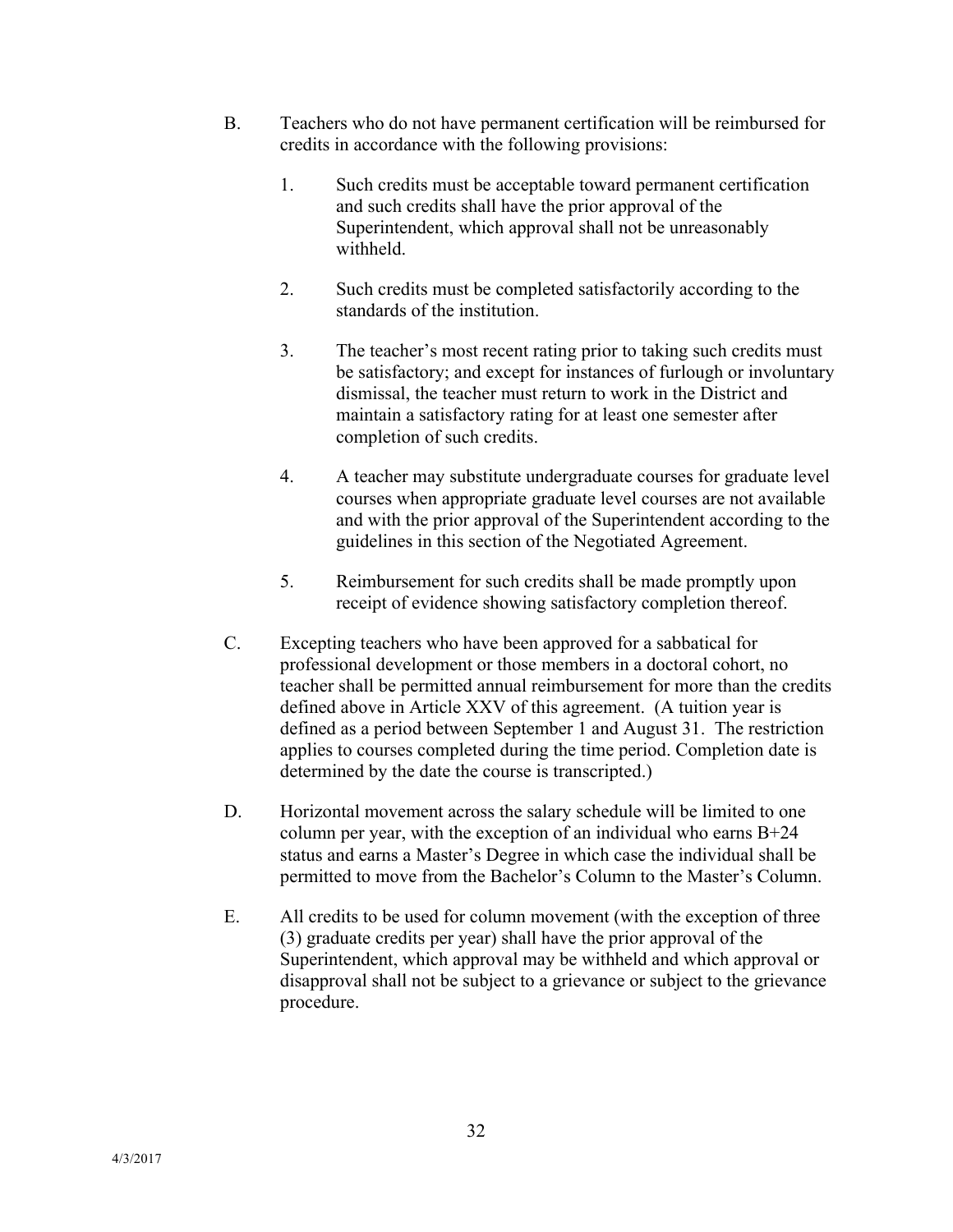B. Teachers who do not have permanent certification will be reimbursed for credits in accordance with the following provisions:

1. Such credits must be acceptable toward permanent certification and such credits shall have the prior approval of the Superintendent, which approval shall not be unreasonably withheld.

2. Such credits must be completed satisfactorily according to the standards of the institution.

3. The teacher's most recent rating prior to taking such credits must be satisfactory; and except for instances of furlough or involuntary dismissal, the teacher must return to work in the District and maintain a satisfactory rating for at least one semester after completion of such credits.

4. A teacher may substitute undergraduate courses for graduate level courses when appropriate graduate level courses are not available and with the prior approval of the Superintendent according to the guidelines in this section of the Negotiated Agreement.

5. Reimbursement for such credits shall be made promptly upon receipt of evidence showing satisfactory completion thereof.

C. Excepting teachers who have been approved for a sabbatical for professional development or those members in a doctoral cohort, no teacher shall be permitted annual reimbursement for more than the credits defined above in Article XXV of this agreement. (A tuition year is defined as a period between September 1 and August 31. The restriction applies to courses completed during the time period. Completion date is determined by the date the course is transcripted.)

D. Horizontal movement across the salary schedule will be limited to one column per year, with the exception of an individual who earns B+24 status and earns a Master's Degree in which case the individual shall be permitted to move from the Bachelor's Column to the Master's Column.

E. All credits to be used for column movement (with the exception of three (3) graduate credits per year) shall have the prior approval of the Superintendent, which approval may be withheld and which approval or disapproval shall not be subject to a grievance or subject to the grievance procedure.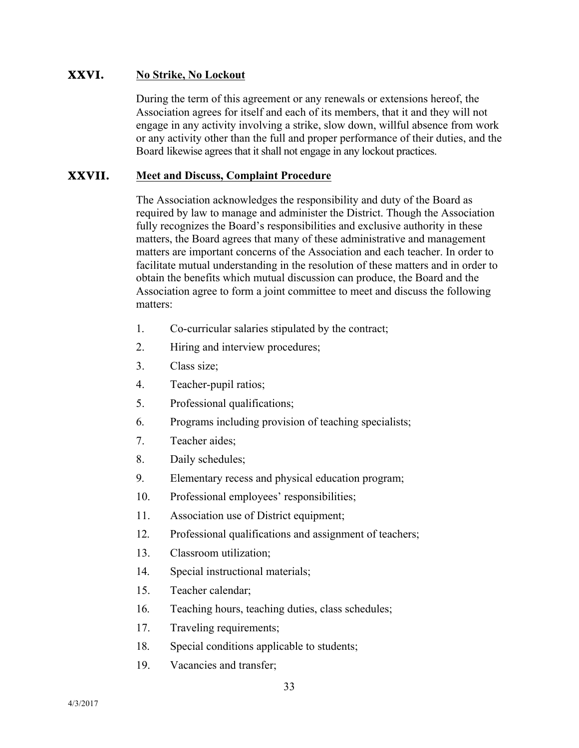## XXVI. No Strike, No Lockout

During the term of this agreement or any renewals or extensions hereof, the Association agrees for itself and each of its members, that it and they will not engage in any activity involving a strike, slow down, willful absence from work or any activity other than the full and proper performance of their duties, and the Board likewise agrees that it shall not engage in any lockout practices.

## XXVII. Meet and Discuss, Complaint Procedure

The Association acknowledges the responsibility and duty of the Board as required by law to manage and administer the District. Though the Association fully recognizes the Board's responsibilities and exclusive authority in these matters, the Board agrees that many of these administrative and management matters are important concerns of the Association and each teacher. In order to facilitate mutual understanding in the resolution of these matters and in order to obtain the benefits which mutual discussion can produce, the Board and the Association agree to form a joint committee to meet and discuss the following matters:

1. Co-curricular salaries stipulated by the contract;
2. Hiring and interview procedures;
3. Class size;
4. Teacher-pupil ratios;
5. Professional qualifications;
6. Programs including provision of teaching specialists;
7. Teacher aides;
8. Daily schedules;
9. Elementary recess and physical education program;
10. Professional employees' responsibilities;
11. Association use of District equipment;
12. Professional qualifications and assignment of teachers;
13. Classroom utilization;
14. Special instructional materials;
15. Teacher calendar;
16. Teaching hours, teaching duties, class schedules;
17. Traveling requirements;
18. Special conditions applicable to students;
19. Vacancies and transfer;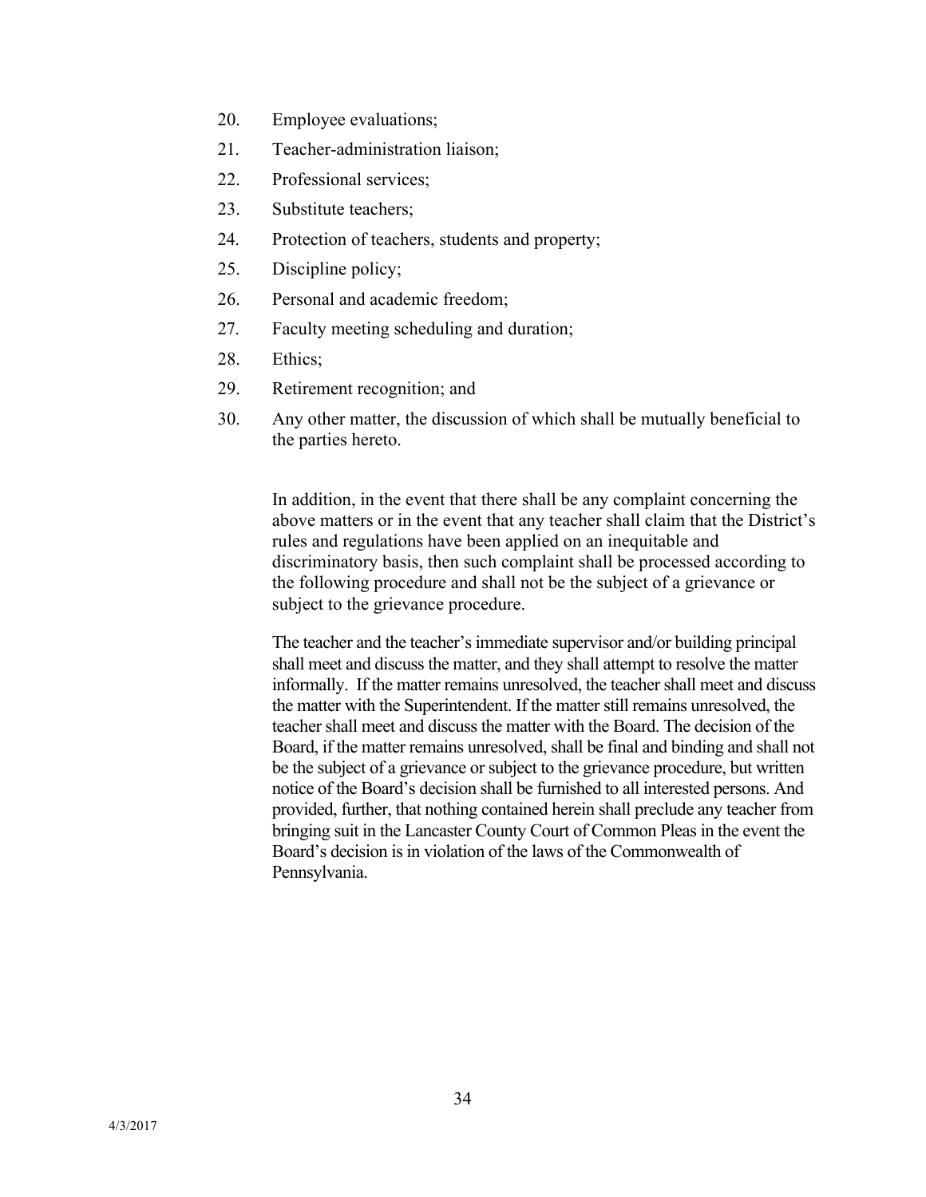20. Employee evaluations;
21. Teacher-administration liaison;
22. Professional services;
23. Substitute teachers;
24. Protection of teachers, students and property;
25. Discipline policy;
26. Personal and academic freedom;
27. Faculty meeting scheduling and duration;
28. Ethics;
29. Retirement recognition; and
30. Any other matter, the discussion of which shall be mutually beneficial to the parties hereto.

In addition, in the event that there shall be any complaint concerning the above matters or in the event that any teacher shall claim that the District's rules and regulations have been applied on an inequitable and discriminatory basis, then such complaint shall be processed according to the following procedure and shall not be the subject of a grievance or subject to the grievance procedure.

The teacher and the teacher's immediate supervisor and/or building principal shall meet and discuss the matter, and they shall attempt to resolve the matter informally. If the matter remains unresolved, the teacher shall meet and discuss the matter with the Superintendent. If the matter still remains unresolved, the teacher shall meet and discuss the matter with the Board. The decision of the Board, if the matter remains unresolved, shall be final and binding and shall not be the subject of a grievance or subject to the grievance procedure, but written notice of the Board's decision shall be furnished to all interested persons. And provided, further, that nothing contained herein shall preclude any teacher from bringing suit in the Lancaster County Court of Common Pleas in the event the Board's decision is in violation of the laws of the Commonwealth of Pennsylvania.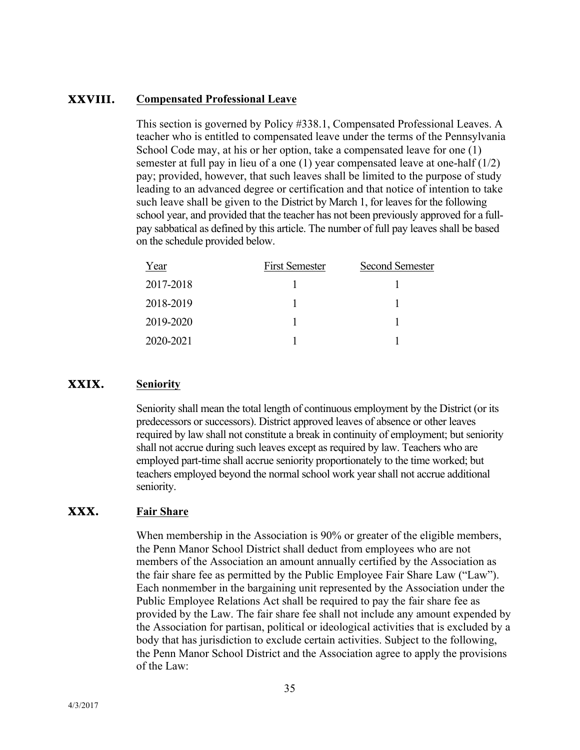## XXVIII. Compensated Professional Leave

This section is governed by Policy #338.1, Compensated Professional Leaves. A teacher who is entitled to compensated leave under the terms of the Pennsylvania School Code may, at his or her option, take a compensated leave for one (1) semester at full pay in lieu of a one (1) year compensated leave at one-half (1/2) pay; provided, however, that such leaves shall be limited to the purpose of study leading to an advanced degree or certification and that notice of intention to take such leave shall be given to the District by March 1, for leaves for the following school year, and provided that the teacher has not been previously approved for a full-pay sabbatical as defined by this article. The number of full pay leaves shall be based on the schedule provided below.

| Year | First Semester | Second Semester |
|---|---|---|
| 2017-2018 | 1 | 1 |
| 2018-2019 | 1 | 1 |
| 2019-2020 | 1 | 1 |
| 2020-2021 | 1 | 1 |

## XXIX. Seniority

Seniority shall mean the total length of continuous employment by the District (or its predecessors or successors). District approved leaves of absence or other leaves required by law shall not constitute a break in continuity of employment; but seniority shall not accrue during such leaves except as required by law. Teachers who are employed part-time shall accrue seniority proportionately to the time worked; but teachers employed beyond the normal school work year shall not accrue additional seniority.

## XXX. Fair Share

When membership in the Association is 90% or greater of the eligible members, the Penn Manor School District shall deduct from employees who are not members of the Association an amount annually certified by the Association as the fair share fee as permitted by the Public Employee Fair Share Law ("Law"). Each nonmember in the bargaining unit represented by the Association under the Public Employee Relations Act shall be required to pay the fair share fee as provided by the Law. The fair share fee shall not include any amount expended by the Association for partisan, political or ideological activities that is excluded by a body that has jurisdiction to exclude certain activities. Subject to the following, the Penn Manor School District and the Association agree to apply the provisions of the Law: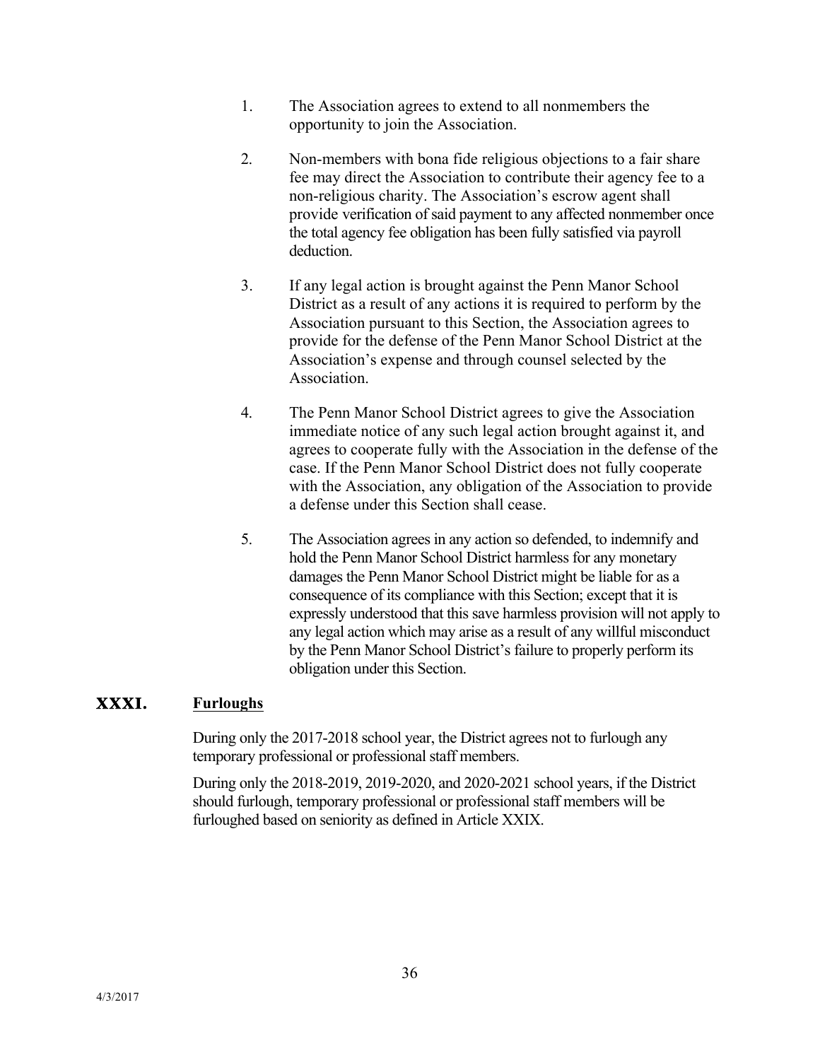1. The Association agrees to extend to all nonmembers the opportunity to join the Association.

2. Non-members with bona fide religious objections to a fair share fee may direct the Association to contribute their agency fee to a non-religious charity. The Association's escrow agent shall provide verification of said payment to any affected nonmember once the total agency fee obligation has been fully satisfied via payroll deduction.

3. If any legal action is brought against the Penn Manor School District as a result of any actions it is required to perform by the Association pursuant to this Section, the Association agrees to provide for the defense of the Penn Manor School District at the Association's expense and through counsel selected by the Association.

4. The Penn Manor School District agrees to give the Association immediate notice of any such legal action brought against it, and agrees to cooperate fully with the Association in the defense of the case. If the Penn Manor School District does not fully cooperate with the Association, any obligation of the Association to provide a defense under this Section shall cease.

5. The Association agrees in any action so defended, to indemnify and hold the Penn Manor School District harmless for any monetary damages the Penn Manor School District might be liable for as a consequence of its compliance with this Section; except that it is expressly understood that this save harmless provision will not apply to any legal action which may arise as a result of any willful misconduct by the Penn Manor School District's failure to properly perform its obligation under this Section.

## XXXI. Furloughs

During only the 2017-2018 school year, the District agrees not to furlough any temporary professional or professional staff members.

During only the 2018-2019, 2019-2020, and 2020-2021 school years, if the District should furlough, temporary professional or professional staff members will be furloughed based on seniority as defined in Article XXIX.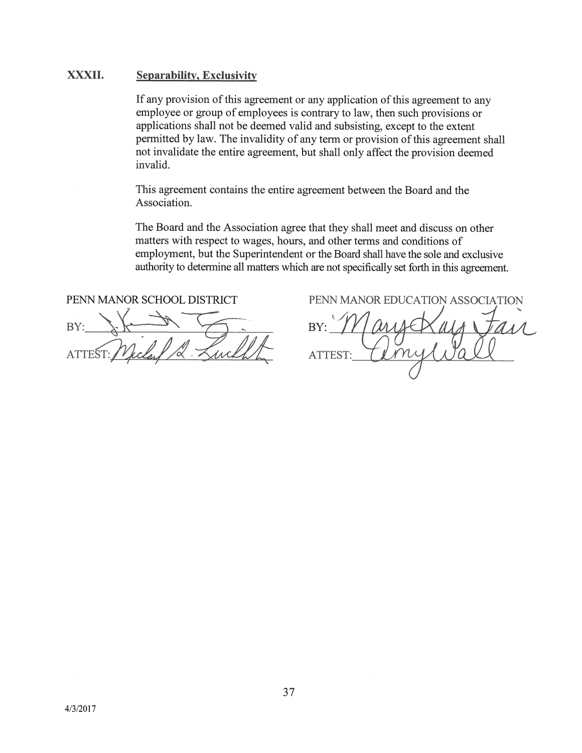## XXXII. Separability, Exclusivity

If any provision of this agreement or any application of this agreement to any employee or group of employees is contrary to law, then such provisions or applications shall not be deemed valid and subsisting, except to the extent permitted by law. The invalidity of any term or provision of this agreement shall not invalidate the entire agreement, but shall only affect the provision deemed invalid.

This agreement contains the entire agreement between the Board and the Association.

The Board and the Association agree that they shall meet and discuss on other matters with respect to wages, hours, and other terms and conditions of employment, but the Superintendent or the Board shall have the sole and exclusive authority to determine all matters which are not specifically set forth in this agreement.

| PENN MANOR SCHOOL DISTRICT | PENN MANOR EDUCATION ASSOCIATION |
| --- | --- |
| BY: ____________________ | BY: Mary Kay Fair |
| ATTEST: Michael L. Leichliter | ATTEST: Amy Wall |

4/3/2017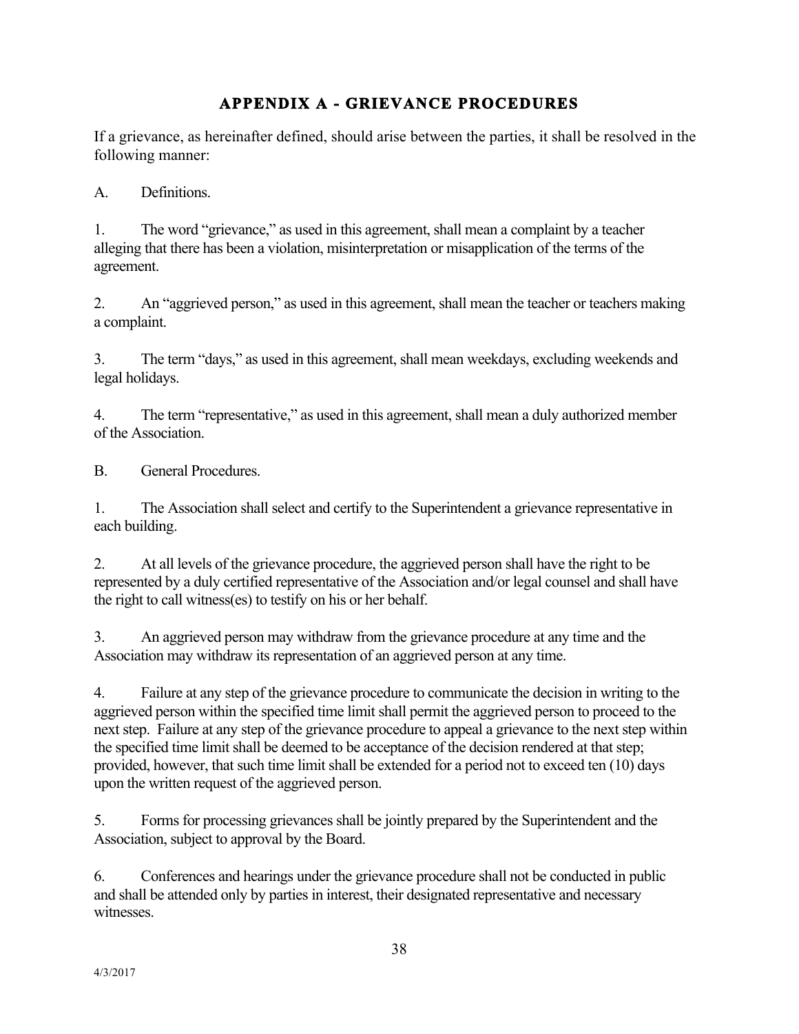# APPENDIX A - GRIEVANCE PROCEDURES

If a grievance, as hereinafter defined, should arise between the parties, it shall be resolved in the following manner:

A. Definitions.

1. The word "grievance," as used in this agreement, shall mean a complaint by a teacher alleging that there has been a violation, misinterpretation or misapplication of the terms of the agreement.

2. An "aggrieved person," as used in this agreement, shall mean the teacher or teachers making a complaint.

3. The term "days," as used in this agreement, shall mean weekdays, excluding weekends and legal holidays.

4. The term "representative," as used in this agreement, shall mean a duly authorized member of the Association.

B. General Procedures.

1. The Association shall select and certify to the Superintendent a grievance representative in each building.

2. At all levels of the grievance procedure, the aggrieved person shall have the right to be represented by a duly certified representative of the Association and/or legal counsel and shall have the right to call witness(es) to testify on his or her behalf.

3. An aggrieved person may withdraw from the grievance procedure at any time and the Association may withdraw its representation of an aggrieved person at any time.

4. Failure at any step of the grievance procedure to communicate the decision in writing to the aggrieved person within the specified time limit shall permit the aggrieved person to proceed to the next step. Failure at any step of the grievance procedure to appeal a grievance to the next step within the specified time limit shall be deemed to be acceptance of the decision rendered at that step; provided, however, that such time limit shall be extended for a period not to exceed ten (10) days upon the written request of the aggrieved person.

5. Forms for processing grievances shall be jointly prepared by the Superintendent and the Association, subject to approval by the Board.

6. Conferences and hearings under the grievance procedure shall not be conducted in public and shall be attended only by parties in interest, their designated representative and necessary witnesses.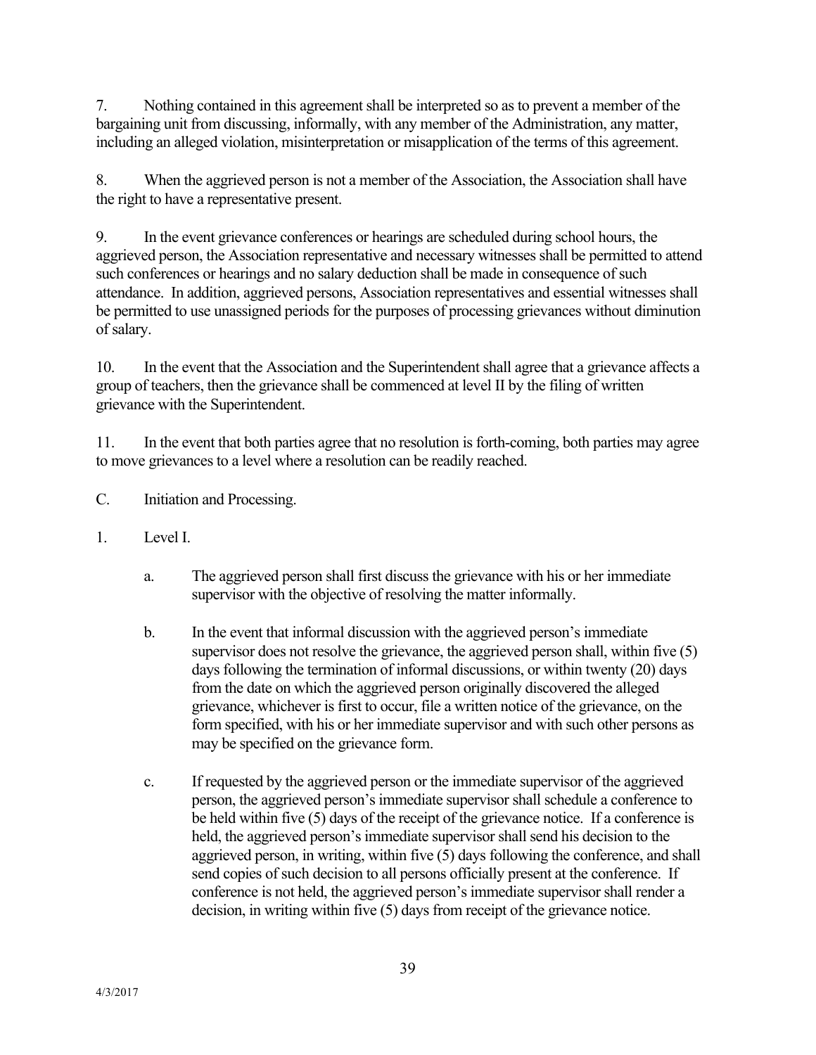7. Nothing contained in this agreement shall be interpreted so as to prevent a member of the bargaining unit from discussing, informally, with any member of the Administration, any matter, including an alleged violation, misinterpretation or misapplication of the terms of this agreement.

8. When the aggrieved person is not a member of the Association, the Association shall have the right to have a representative present.

9. In the event grievance conferences or hearings are scheduled during school hours, the aggrieved person, the Association representative and necessary witnesses shall be permitted to attend such conferences or hearings and no salary deduction shall be made in consequence of such attendance. In addition, aggrieved persons, Association representatives and essential witnesses shall be permitted to use unassigned periods for the purposes of processing grievances without diminution of salary.

10. In the event that the Association and the Superintendent shall agree that a grievance affects a group of teachers, then the grievance shall be commenced at level II by the filing of written grievance with the Superintendent.

11. In the event that both parties agree that no resolution is forth-coming, both parties may agree to move grievances to a level where a resolution can be readily reached.

C. Initiation and Processing.

1. Level I.

   a. The aggrieved person shall first discuss the grievance with his or her immediate supervisor with the objective of resolving the matter informally.

   b. In the event that informal discussion with the aggrieved person's immediate supervisor does not resolve the grievance, the aggrieved person shall, within five (5) days following the termination of informal discussions, or within twenty (20) days from the date on which the aggrieved person originally discovered the alleged grievance, whichever is first to occur, file a written notice of the grievance, on the form specified, with his or her immediate supervisor and with such other persons as may be specified on the grievance form.

   c. If requested by the aggrieved person or the immediate supervisor of the aggrieved person, the aggrieved person's immediate supervisor shall schedule a conference to be held within five (5) days of the receipt of the grievance notice. If a conference is held, the aggrieved person's immediate supervisor shall send his decision to the aggrieved person, in writing, within five (5) days following the conference, and shall send copies of such decision to all persons officially present at the conference. If conference is not held, the aggrieved person's immediate supervisor shall render a decision, in writing within five (5) days from receipt of the grievance notice.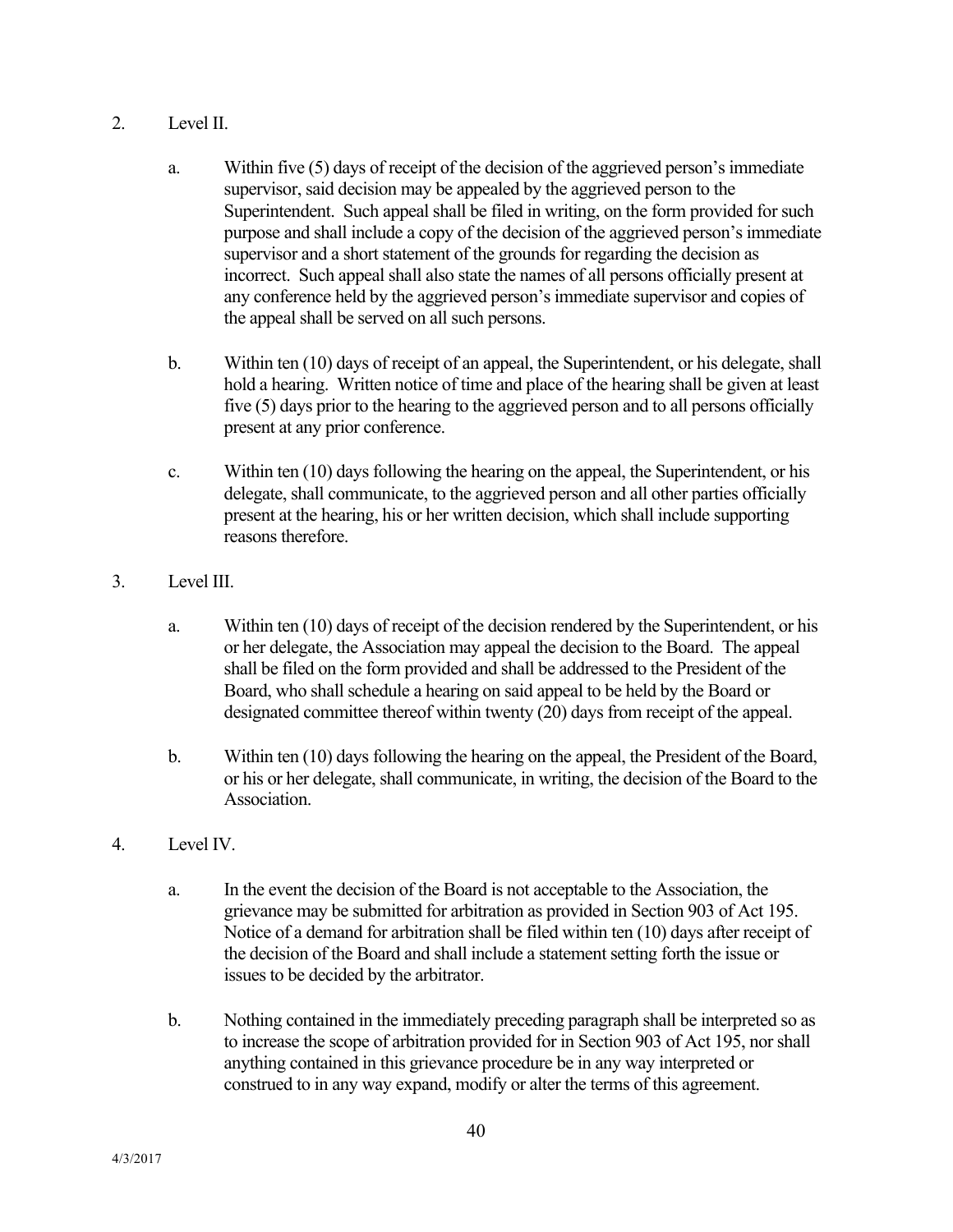2. Level II.

   a. Within five (5) days of receipt of the decision of the aggrieved person's immediate supervisor, said decision may be appealed by the aggrieved person to the Superintendent. Such appeal shall be filed in writing, on the form provided for such purpose and shall include a copy of the decision of the aggrieved person's immediate supervisor and a short statement of the grounds for regarding the decision as incorrect. Such appeal shall also state the names of all persons officially present at any conference held by the aggrieved person's immediate supervisor and copies of the appeal shall be served on all such persons.

   b. Within ten (10) days of receipt of an appeal, the Superintendent, or his delegate, shall hold a hearing. Written notice of time and place of the hearing shall be given at least five (5) days prior to the hearing to the aggrieved person and to all persons officially present at any prior conference.

   c. Within ten (10) days following the hearing on the appeal, the Superintendent, or his delegate, shall communicate, to the aggrieved person and all other parties officially present at the hearing, his or her written decision, which shall include supporting reasons therefore.

3. Level III.

   a. Within ten (10) days of receipt of the decision rendered by the Superintendent, or his or her delegate, the Association may appeal the decision to the Board. The appeal shall be filed on the form provided and shall be addressed to the President of the Board, who shall schedule a hearing on said appeal to be held by the Board or designated committee thereof within twenty (20) days from receipt of the appeal.

   b. Within ten (10) days following the hearing on the appeal, the President of the Board, or his or her delegate, shall communicate, in writing, the decision of the Board to the Association.

4. Level IV.

   a. In the event the decision of the Board is not acceptable to the Association, the grievance may be submitted for arbitration as provided in Section 903 of Act 195. Notice of a demand for arbitration shall be filed within ten (10) days after receipt of the decision of the Board and shall include a statement setting forth the issue or issues to be decided by the arbitrator.

   b. Nothing contained in the immediately preceding paragraph shall be interpreted so as to increase the scope of arbitration provided for in Section 903 of Act 195, nor shall anything contained in this grievance procedure be in any way interpreted or construed to in any way expand, modify or alter the terms of this agreement.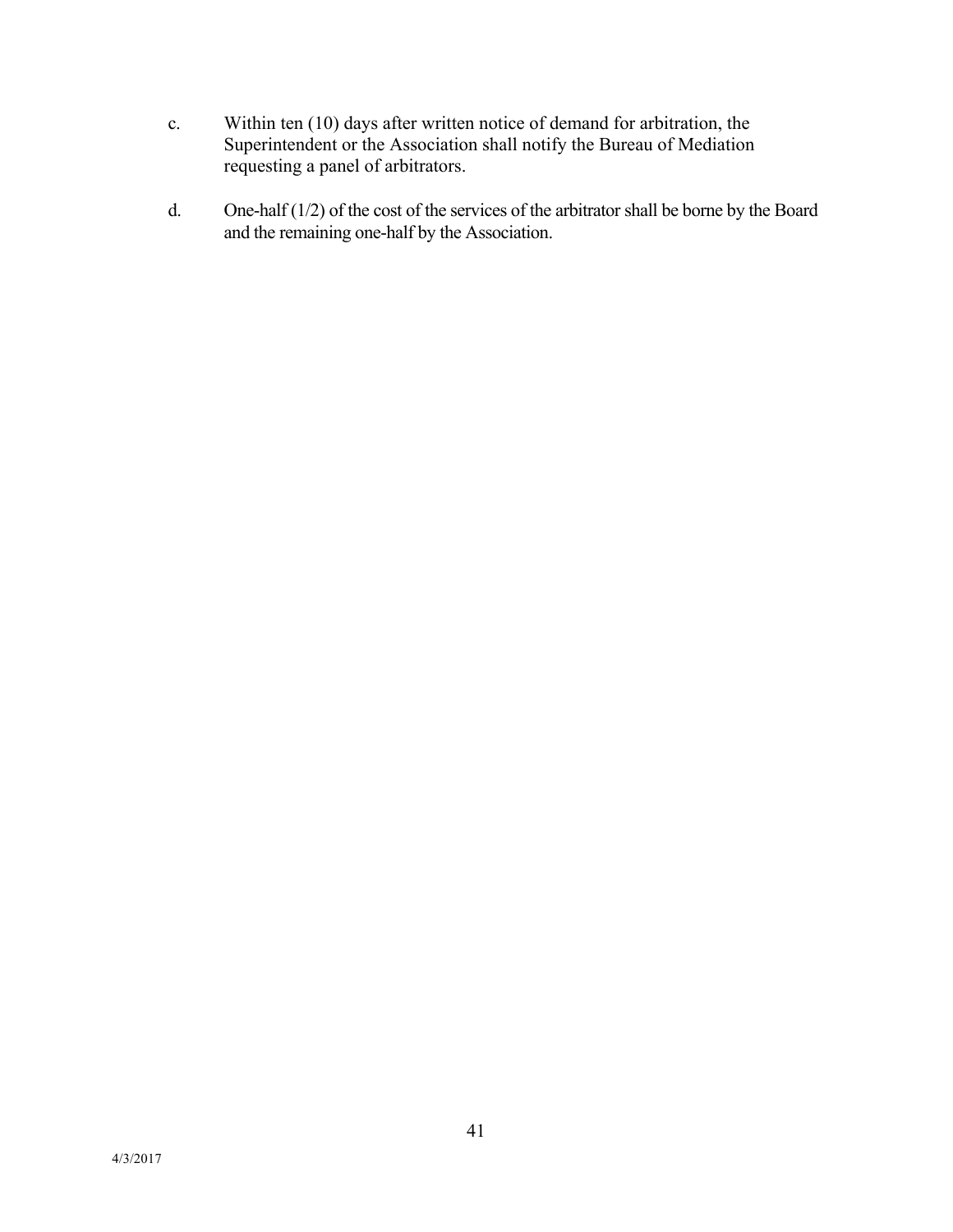c. Within ten (10) days after written notice of demand for arbitration, the Superintendent or the Association shall notify the Bureau of Mediation requesting a panel of arbitrators.

d. One-half (1/2) of the cost of the services of the arbitrator shall be borne by the Board and the remaining one-half by the Association.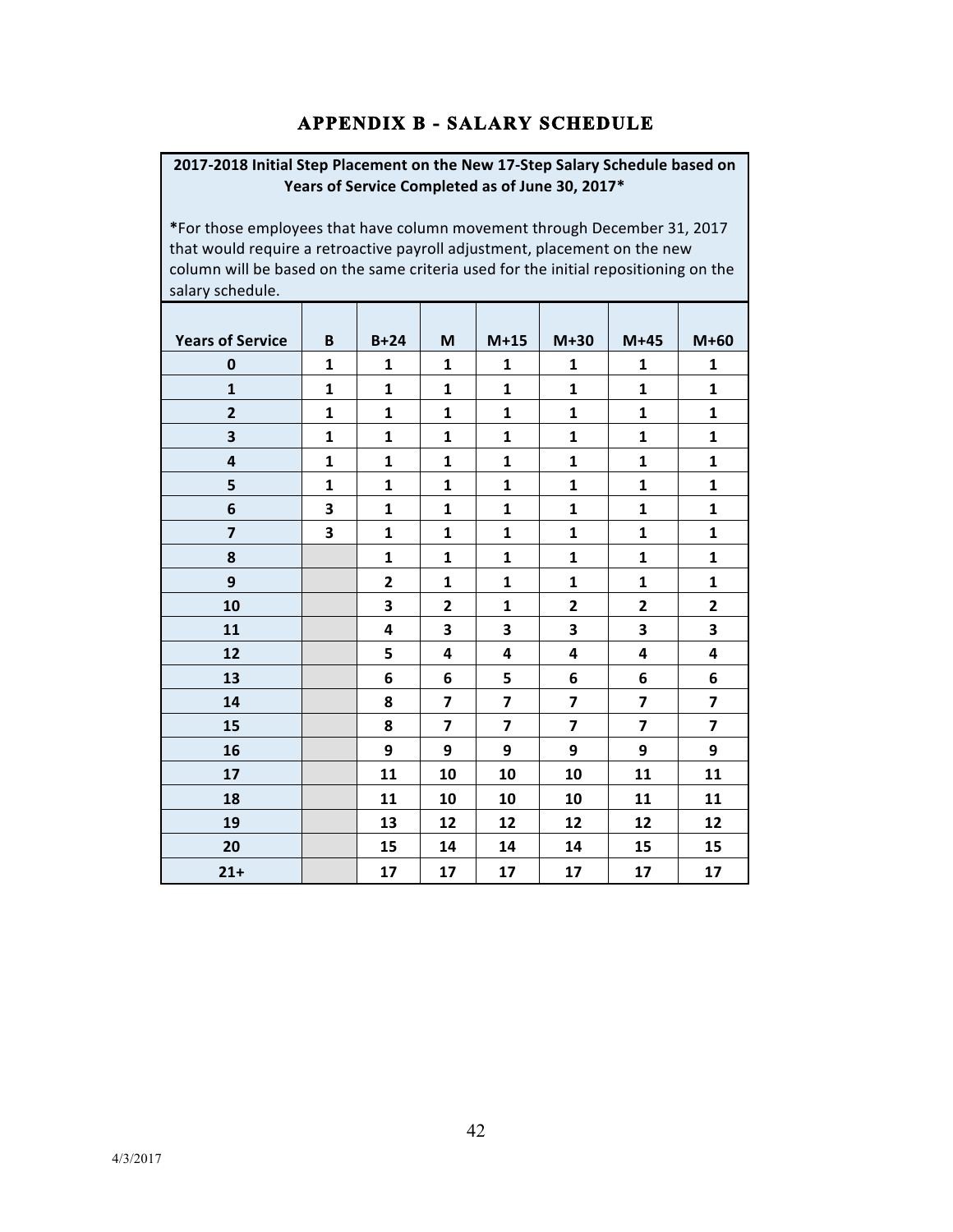# APPENDIX B - SALARY SCHEDULE

**2017-2018 Initial Step Placement on the New 17-Step Salary Schedule based on Years of Service Completed as of June 30, 2017***

***For those employees that have column movement through December 31, 2017 that would require a retroactive payroll adjustment, placement on the new column will be based on the same criteria used for the initial repositioning on the salary schedule.**

| Years of Service | B | B+24 | M | M+15 | M+30 | M+45 | M+60 |
|---|---|---|---|---|---|---|---|
| 0 | 1 | 1 | 1 | 1 | 1 | 1 | 1 |
| 1 | 1 | 1 | 1 | 1 | 1 | 1 | 1 |
| 2 | 1 | 1 | 1 | 1 | 1 | 1 | 1 |
| 3 | 1 | 1 | 1 | 1 | 1 | 1 | 1 |
| 4 | 1 | 1 | 1 | 1 | 1 | 1 | 1 |
| 5 | 1 | 1 | 1 | 1 | 1 | 1 | 1 |
| 6 | 3 | 1 | 1 | 1 | 1 | 1 | 1 |
| 7 | 3 | 1 | 1 | 1 | 1 | 1 | 1 |
| 8 | | 1 | 1 | 1 | 1 | 1 | 1 |
| 9 | | 2 | 1 | 1 | 1 | 1 | 1 |
| 10 | | 3 | 2 | 1 | 2 | 2 | 2 |
| 11 | | 4 | 3 | 3 | 3 | 3 | 3 |
| 12 | | 5 | 4 | 4 | 4 | 4 | 4 |
| 13 | | 6 | 6 | 5 | 6 | 6 | 6 |
| 14 | | 8 | 7 | 7 | 7 | 7 | 7 |
| 15 | | 8 | 7 | 7 | 7 | 7 | 7 |
| 16 | | 9 | 9 | 9 | 9 | 9 | 9 |
| 17 | | 11 | 10 | 10 | 10 | 11 | 11 |
| 18 | | 11 | 10 | 10 | 10 | 11 | 11 |
| 19 | | 13 | 12 | 12 | 12 | 12 | 12 |
| 20 | | 15 | 14 | 14 | 14 | 15 | 15 |
| 21+ | | 17 | 17 | 17 | 17 | 17 | 17 |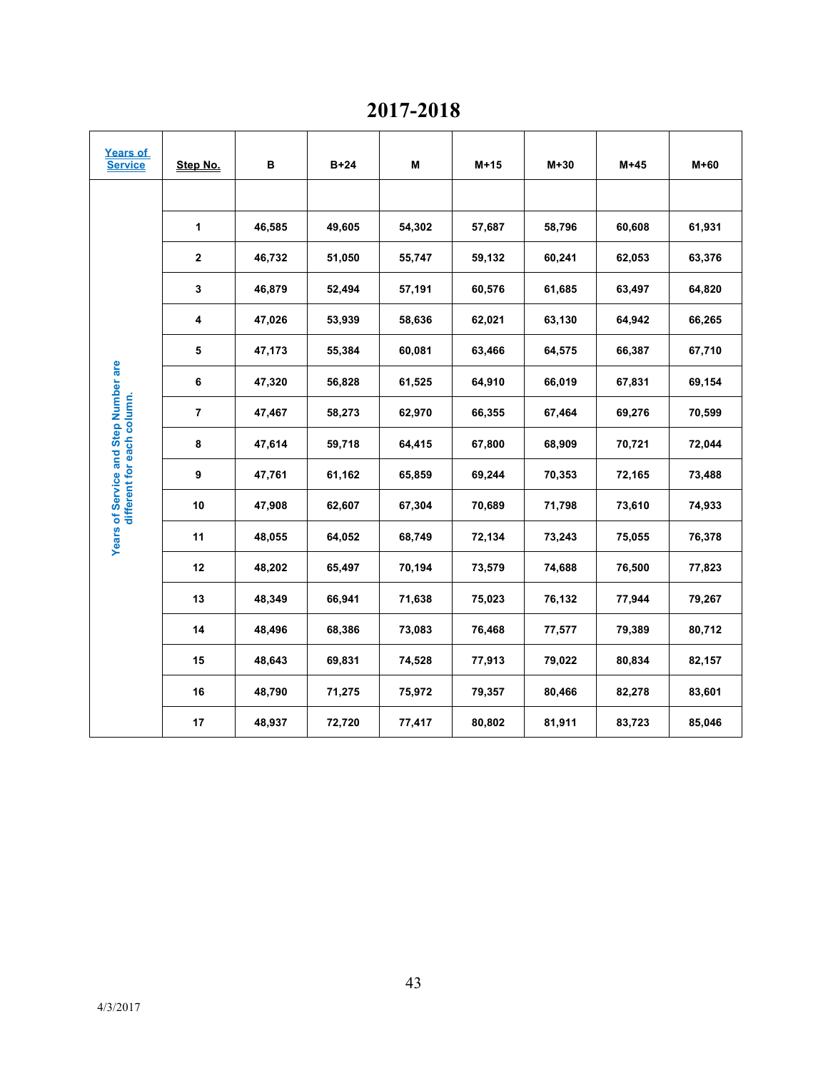# 2017-2018

| Years of Service | Step No. | B | B+24 | M | M+15 | M+30 | M+45 | M+60 |
|---|---|---|---|---|---|---|---|---|
| Years of Service and Step Number are different for each column. | | | | | | | | |
| | 1 | 46,585 | 49,605 | 54,302 | 57,687 | 58,796 | 60,608 | 61,931 |
| | 2 | 46,732 | 51,050 | 55,747 | 59,132 | 60,241 | 62,053 | 63,376 |
| | 3 | 46,879 | 52,494 | 57,191 | 60,576 | 61,685 | 63,497 | 64,820 |
| | 4 | 47,026 | 53,939 | 58,636 | 62,021 | 63,130 | 64,942 | 66,265 |
| | 5 | 47,173 | 55,384 | 60,081 | 63,466 | 64,575 | 66,387 | 67,710 |
| | 6 | 47,320 | 56,828 | 61,525 | 64,910 | 66,019 | 67,831 | 69,154 |
| | 7 | 47,467 | 58,273 | 62,970 | 66,355 | 67,464 | 69,276 | 70,599 |
| | 8 | 47,614 | 59,718 | 64,415 | 67,800 | 68,909 | 70,721 | 72,044 |
| | 9 | 47,761 | 61,162 | 65,859 | 69,244 | 70,353 | 72,165 | 73,488 |
| | 10 | 47,908 | 62,607 | 67,304 | 70,689 | 71,798 | 73,610 | 74,933 |
| | 11 | 48,055 | 64,052 | 68,749 | 72,134 | 73,243 | 75,055 | 76,378 |
| | 12 | 48,202 | 65,497 | 70,194 | 73,579 | 74,688 | 76,500 | 77,823 |
| | 13 | 48,349 | 66,941 | 71,638 | 75,023 | 76,132 | 77,944 | 79,267 |
| | 14 | 48,496 | 68,386 | 73,083 | 76,468 | 77,577 | 79,389 | 80,712 |
| | 15 | 48,643 | 69,831 | 74,528 | 77,913 | 79,022 | 80,834 | 82,157 |
| | 16 | 48,790 | 71,275 | 75,972 | 79,357 | 80,466 | 82,278 | 83,601 |
| | 17 | 48,937 | 72,720 | 77,417 | 80,802 | 81,911 | 83,723 | 85,046 |

4/3/2017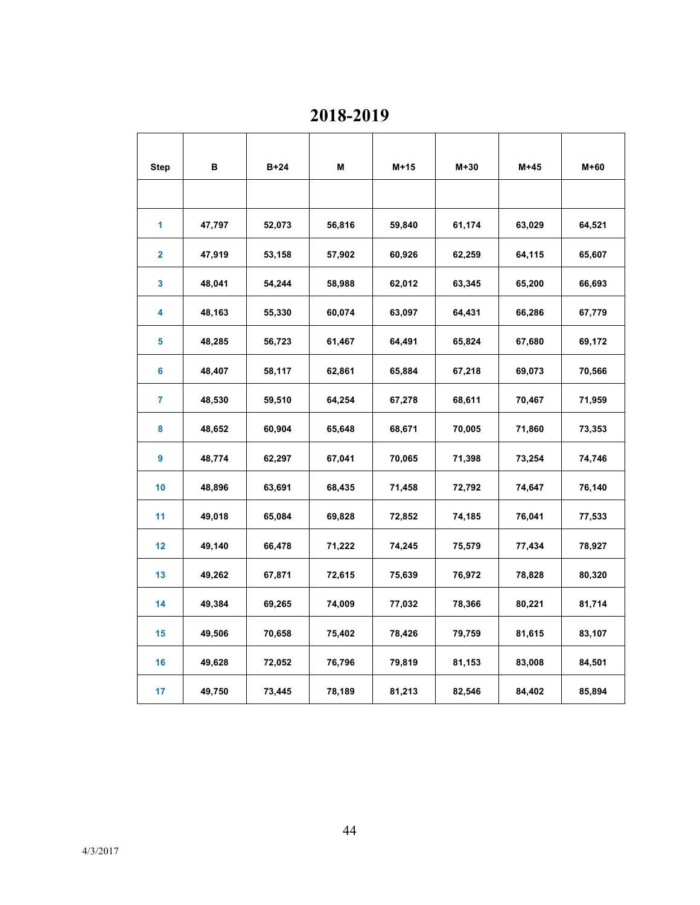# 2018-2019

| Step | B | B+24 | M | M+15 | M+30 | M+45 | M+60 |
|---|---|---|---|---|---|---|---|
| | | | | | | | |
| 1 | 47,797 | 52,073 | 56,816 | 59,840 | 61,174 | 63,029 | 64,521 |
| 2 | 47,919 | 53,158 | 57,902 | 60,926 | 62,259 | 64,115 | 65,607 |
| 3 | 48,041 | 54,244 | 58,988 | 62,012 | 63,345 | 65,200 | 66,693 |
| 4 | 48,163 | 55,330 | 60,074 | 63,097 | 64,431 | 66,286 | 67,779 |
| 5 | 48,285 | 56,723 | 61,467 | 64,491 | 65,824 | 67,680 | 69,172 |
| 6 | 48,407 | 58,117 | 62,861 | 65,884 | 67,218 | 69,073 | 70,566 |
| 7 | 48,530 | 59,510 | 64,254 | 67,278 | 68,611 | 70,467 | 71,959 |
| 8 | 48,652 | 60,904 | 65,648 | 68,671 | 70,005 | 71,860 | 73,353 |
| 9 | 48,774 | 62,297 | 67,041 | 70,065 | 71,398 | 73,254 | 74,746 |
| 10 | 48,896 | 63,691 | 68,435 | 71,458 | 72,792 | 74,647 | 76,140 |
| 11 | 49,018 | 65,084 | 69,828 | 72,852 | 74,185 | 76,041 | 77,533 |
| 12 | 49,140 | 66,478 | 71,222 | 74,245 | 75,579 | 77,434 | 78,927 |
| 13 | 49,262 | 67,871 | 72,615 | 75,639 | 76,972 | 78,828 | 80,320 |
| 14 | 49,384 | 69,265 | 74,009 | 77,032 | 78,366 | 80,221 | 81,714 |
| 15 | 49,506 | 70,658 | 75,402 | 78,426 | 79,759 | 81,615 | 83,107 |
| 16 | 49,628 | 72,052 | 76,796 | 79,819 | 81,153 | 83,008 | 84,501 |
| 17 | 49,750 | 73,445 | 78,189 | 81,213 | 82,546 | 84,402 | 85,894 |

4/3/2017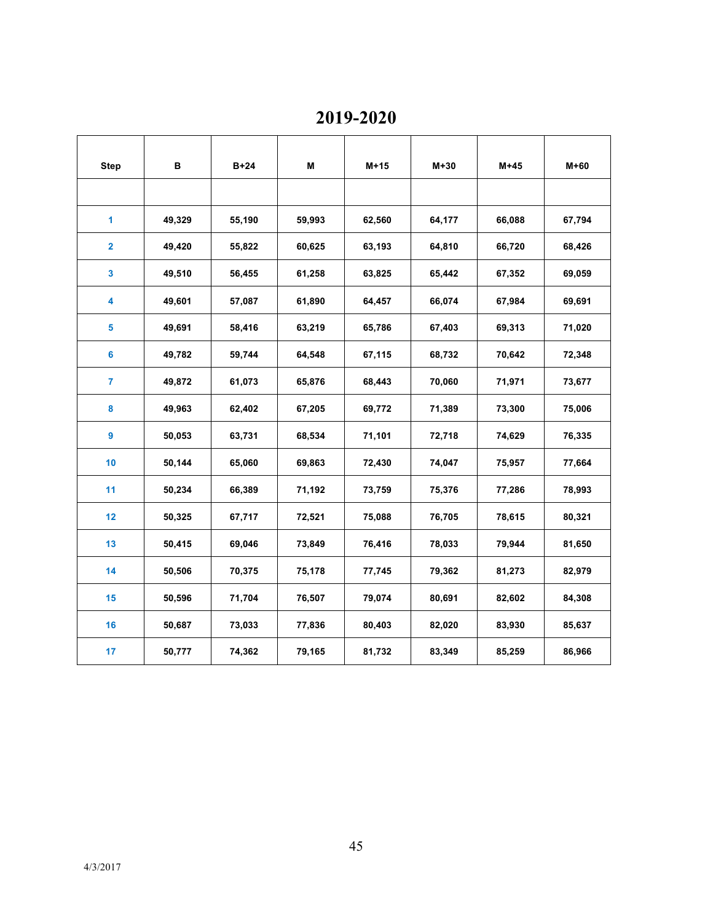# 2019-2020

| Step | B | B+24 | M | M+15 | M+30 | M+45 | M+60 |
|---|---|---|---|---|---|---|---|
| | | | | | | | |
| 1 | 49,329 | 55,190 | 59,993 | 62,560 | 64,177 | 66,088 | 67,794 |
| 2 | 49,420 | 55,822 | 60,625 | 63,193 | 64,810 | 66,720 | 68,426 |
| 3 | 49,510 | 56,455 | 61,258 | 63,825 | 65,442 | 67,352 | 69,059 |
| 4 | 49,601 | 57,087 | 61,890 | 64,457 | 66,074 | 67,984 | 69,691 |
| 5 | 49,691 | 58,416 | 63,219 | 65,786 | 67,403 | 69,313 | 71,020 |
| 6 | 49,782 | 59,744 | 64,548 | 67,115 | 68,732 | 70,642 | 72,348 |
| 7 | 49,872 | 61,073 | 65,876 | 68,443 | 70,060 | 71,971 | 73,677 |
| 8 | 49,963 | 62,402 | 67,205 | 69,772 | 71,389 | 73,300 | 75,006 |
| 9 | 50,053 | 63,731 | 68,534 | 71,101 | 72,718 | 74,629 | 76,335 |
| 10 | 50,144 | 65,060 | 69,863 | 72,430 | 74,047 | 75,957 | 77,664 |
| 11 | 50,234 | 66,389 | 71,192 | 73,759 | 75,376 | 77,286 | 78,993 |
| 12 | 50,325 | 67,717 | 72,521 | 75,088 | 76,705 | 78,615 | 80,321 |
| 13 | 50,415 | 69,046 | 73,849 | 76,416 | 78,033 | 79,944 | 81,650 |
| 14 | 50,506 | 70,375 | 75,178 | 77,745 | 79,362 | 81,273 | 82,979 |
| 15 | 50,596 | 71,704 | 76,507 | 79,074 | 80,691 | 82,602 | 84,308 |
| 16 | 50,687 | 73,033 | 77,836 | 80,403 | 82,020 | 83,930 | 85,637 |
| 17 | 50,777 | 74,362 | 79,165 | 81,732 | 83,349 | 85,259 | 86,966 |

4/3/2017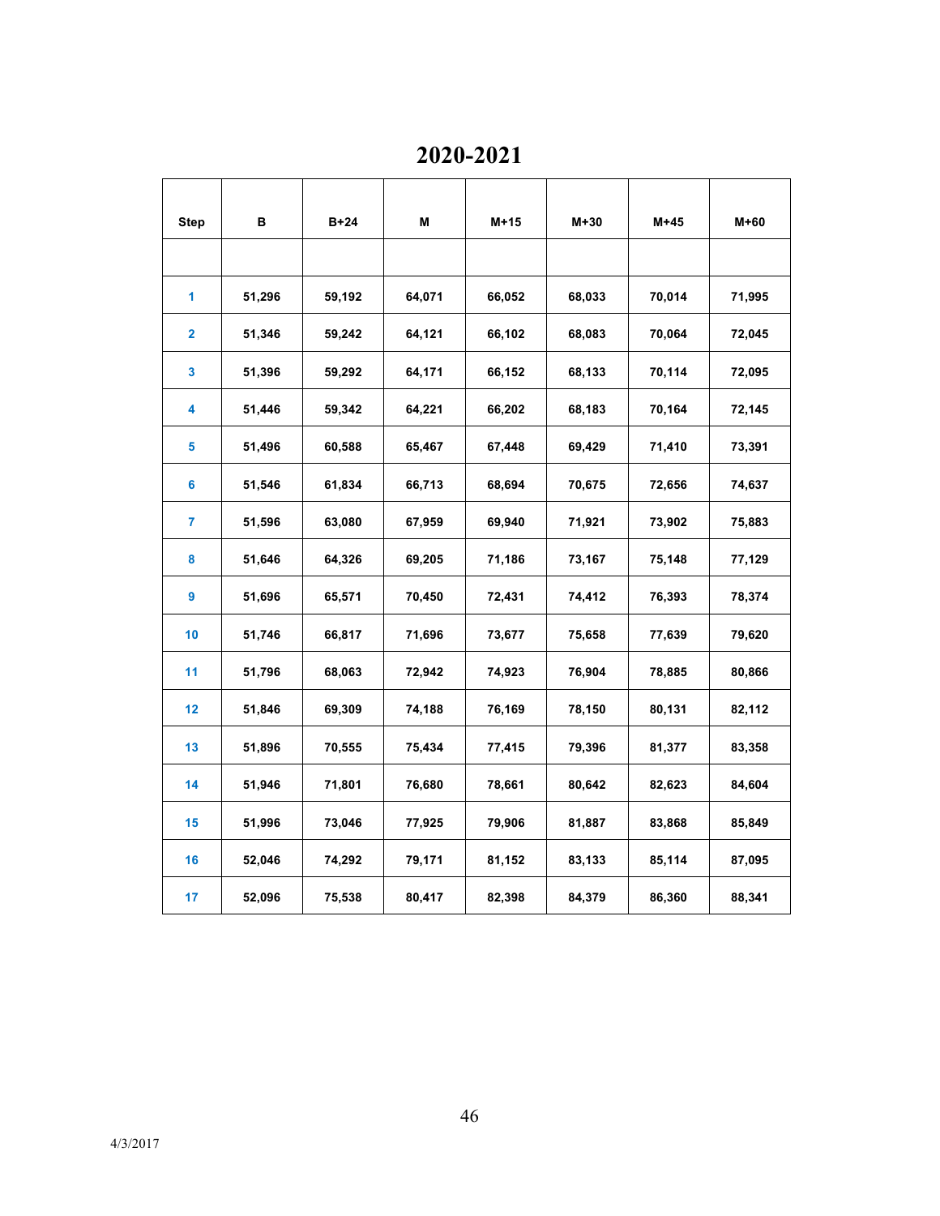# 2020-2021

| Step | B | B+24 | M | M+15 | M+30 | M+45 | M+60 |
|---|---|---|---|---|---|---|---|
| | | | | | | | |
| 1 | 51,296 | 59,192 | 64,071 | 66,052 | 68,033 | 70,014 | 71,995 |
| 2 | 51,346 | 59,242 | 64,121 | 66,102 | 68,083 | 70,064 | 72,045 |
| 3 | 51,396 | 59,292 | 64,171 | 66,152 | 68,133 | 70,114 | 72,095 |
| 4 | 51,446 | 59,342 | 64,221 | 66,202 | 68,183 | 70,164 | 72,145 |
| 5 | 51,496 | 60,588 | 65,467 | 67,448 | 69,429 | 71,410 | 73,391 |
| 6 | 51,546 | 61,834 | 66,713 | 68,694 | 70,675 | 72,656 | 74,637 |
| 7 | 51,596 | 63,080 | 67,959 | 69,940 | 71,921 | 73,902 | 75,883 |
| 8 | 51,646 | 64,326 | 69,205 | 71,186 | 73,167 | 75,148 | 77,129 |
| 9 | 51,696 | 65,571 | 70,450 | 72,431 | 74,412 | 76,393 | 78,374 |
| 10 | 51,746 | 66,817 | 71,696 | 73,677 | 75,658 | 77,639 | 79,620 |
| 11 | 51,796 | 68,063 | 72,942 | 74,923 | 76,904 | 78,885 | 80,866 |
| 12 | 51,846 | 69,309 | 74,188 | 76,169 | 78,150 | 80,131 | 82,112 |
| 13 | 51,896 | 70,555 | 75,434 | 77,415 | 79,396 | 81,377 | 83,358 |
| 14 | 51,946 | 71,801 | 76,680 | 78,661 | 80,642 | 82,623 | 84,604 |
| 15 | 51,996 | 73,046 | 77,925 | 79,906 | 81,887 | 83,868 | 85,849 |
| 16 | 52,046 | 74,292 | 79,171 | 81,152 | 83,133 | 85,114 | 87,095 |
| 17 | 52,096 | 75,538 | 80,417 | 82,398 | 84,379 | 86,360 | 88,341 |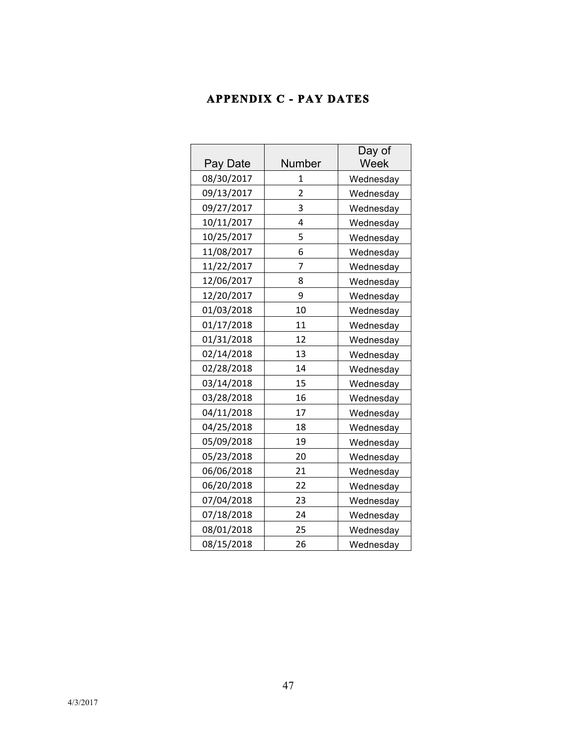## APPENDIX C - PAY DATES

| Pay Date | Number | Day of Week |
|---|---|---|
| 08/30/2017 | 1 | Wednesday |
| 09/13/2017 | 2 | Wednesday |
| 09/27/2017 | 3 | Wednesday |
| 10/11/2017 | 4 | Wednesday |
| 10/25/2017 | 5 | Wednesday |
| 11/08/2017 | 6 | Wednesday |
| 11/22/2017 | 7 | Wednesday |
| 12/06/2017 | 8 | Wednesday |
| 12/20/2017 | 9 | Wednesday |
| 01/03/2018 | 10 | Wednesday |
| 01/17/2018 | 11 | Wednesday |
| 01/31/2018 | 12 | Wednesday |
| 02/14/2018 | 13 | Wednesday |
| 02/28/2018 | 14 | Wednesday |
| 03/14/2018 | 15 | Wednesday |
| 03/28/2018 | 16 | Wednesday |
| 04/11/2018 | 17 | Wednesday |
| 04/25/2018 | 18 | Wednesday |
| 05/09/2018 | 19 | Wednesday |
| 05/23/2018 | 20 | Wednesday |
| 06/06/2018 | 21 | Wednesday |
| 06/20/2018 | 22 | Wednesday |
| 07/04/2018 | 23 | Wednesday |
| 07/18/2018 | 24 | Wednesday |
| 08/01/2018 | 25 | Wednesday |
| 08/15/2018 | 26 | Wednesday |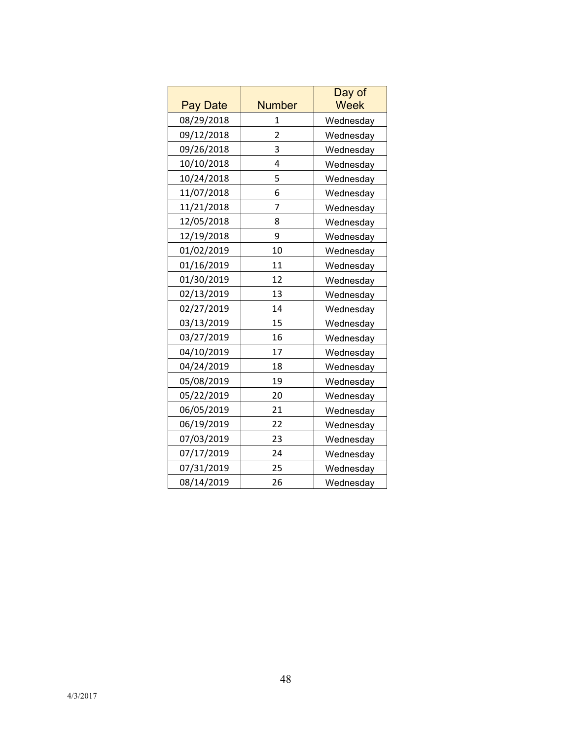| Pay Date | Number | Day of Week |
|---|---|---|
| 08/29/2018 | 1 | Wednesday |
| 09/12/2018 | 2 | Wednesday |
| 09/26/2018 | 3 | Wednesday |
| 10/10/2018 | 4 | Wednesday |
| 10/24/2018 | 5 | Wednesday |
| 11/07/2018 | 6 | Wednesday |
| 11/21/2018 | 7 | Wednesday |
| 12/05/2018 | 8 | Wednesday |
| 12/19/2018 | 9 | Wednesday |
| 01/02/2019 | 10 | Wednesday |
| 01/16/2019 | 11 | Wednesday |
| 01/30/2019 | 12 | Wednesday |
| 02/13/2019 | 13 | Wednesday |
| 02/27/2019 | 14 | Wednesday |
| 03/13/2019 | 15 | Wednesday |
| 03/27/2019 | 16 | Wednesday |
| 04/10/2019 | 17 | Wednesday |
| 04/24/2019 | 18 | Wednesday |
| 05/08/2019 | 19 | Wednesday |
| 05/22/2019 | 20 | Wednesday |
| 06/05/2019 | 21 | Wednesday |
| 06/19/2019 | 22 | Wednesday |
| 07/03/2019 | 23 | Wednesday |
| 07/17/2019 | 24 | Wednesday |
| 07/31/2019 | 25 | Wednesday |
| 08/14/2019 | 26 | Wednesday |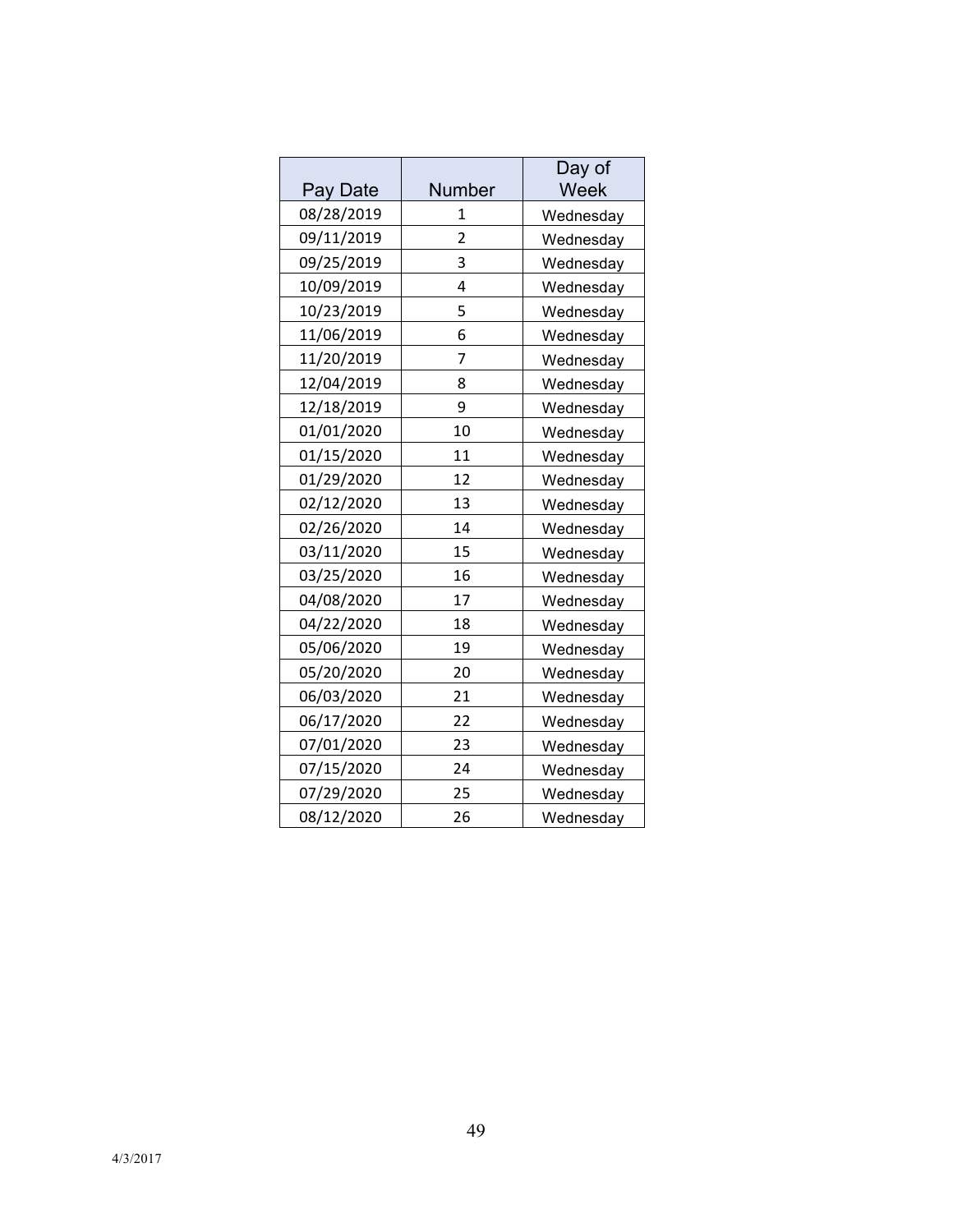| Pay Date | Number | Day of Week |
|---|---|---|
| 08/28/2019 | 1 | Wednesday |
| 09/11/2019 | 2 | Wednesday |
| 09/25/2019 | 3 | Wednesday |
| 10/09/2019 | 4 | Wednesday |
| 10/23/2019 | 5 | Wednesday |
| 11/06/2019 | 6 | Wednesday |
| 11/20/2019 | 7 | Wednesday |
| 12/04/2019 | 8 | Wednesday |
| 12/18/2019 | 9 | Wednesday |
| 01/01/2020 | 10 | Wednesday |
| 01/15/2020 | 11 | Wednesday |
| 01/29/2020 | 12 | Wednesday |
| 02/12/2020 | 13 | Wednesday |
| 02/26/2020 | 14 | Wednesday |
| 03/11/2020 | 15 | Wednesday |
| 03/25/2020 | 16 | Wednesday |
| 04/08/2020 | 17 | Wednesday |
| 04/22/2020 | 18 | Wednesday |
| 05/06/2020 | 19 | Wednesday |
| 05/20/2020 | 20 | Wednesday |
| 06/03/2020 | 21 | Wednesday |
| 06/17/2020 | 22 | Wednesday |
| 07/01/2020 | 23 | Wednesday |
| 07/15/2020 | 24 | Wednesday |
| 07/29/2020 | 25 | Wednesday |
| 08/12/2020 | 26 | Wednesday |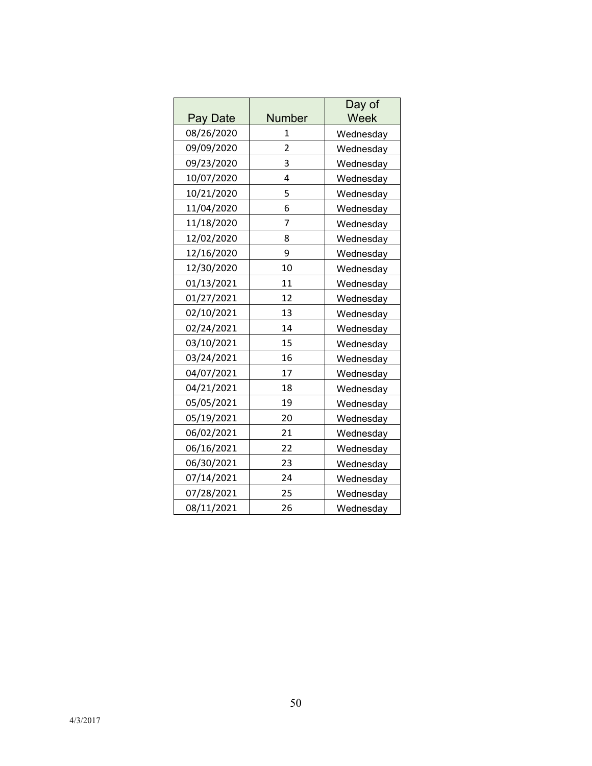| Pay Date | Number | Day of Week |
|---|---|---|
| 08/26/2020 | 1 | Wednesday |
| 09/09/2020 | 2 | Wednesday |
| 09/23/2020 | 3 | Wednesday |
| 10/07/2020 | 4 | Wednesday |
| 10/21/2020 | 5 | Wednesday |
| 11/04/2020 | 6 | Wednesday |
| 11/18/2020 | 7 | Wednesday |
| 12/02/2020 | 8 | Wednesday |
| 12/16/2020 | 9 | Wednesday |
| 12/30/2020 | 10 | Wednesday |
| 01/13/2021 | 11 | Wednesday |
| 01/27/2021 | 12 | Wednesday |
| 02/10/2021 | 13 | Wednesday |
| 02/24/2021 | 14 | Wednesday |
| 03/10/2021 | 15 | Wednesday |
| 03/24/2021 | 16 | Wednesday |
| 04/07/2021 | 17 | Wednesday |
| 04/21/2021 | 18 | Wednesday |
| 05/05/2021 | 19 | Wednesday |
| 05/19/2021 | 20 | Wednesday |
| 06/02/2021 | 21 | Wednesday |
| 06/16/2021 | 22 | Wednesday |
| 06/30/2021 | 23 | Wednesday |
| 07/14/2021 | 24 | Wednesday |
| 07/28/2021 | 25 | Wednesday |
| 08/11/2021 | 26 | Wednesday |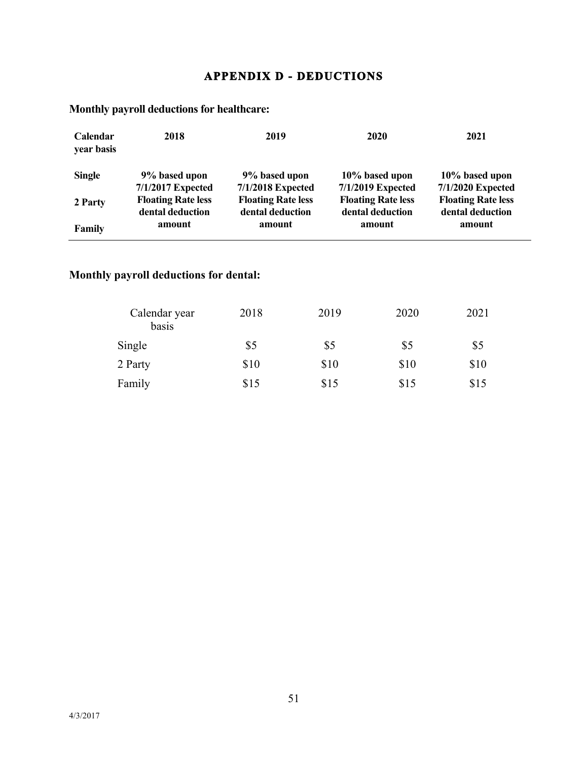# APPENDIX D - DEDUCTIONS

**Monthly payroll deductions for healthcare:**

| Calendar year basis | 2018 | 2019 | 2020 | 2021 |
|---|---|---|---|---|
| Single<br>2 Party<br>Family | 9% based upon 7/1/2017 Expected Floating Rate less dental deduction amount | 9% based upon 7/1/2018 Expected Floating Rate less dental deduction amount | 10% based upon 7/1/2019 Expected Floating Rate less dental deduction amount | 10% based upon 7/1/2020 Expected Floating Rate less dental deduction amount |

**Monthly payroll deductions for dental:**

| Calendar year basis | 2018 | 2019 | 2020 | 2021 |
|---|---|---|---|---|
| Single | $5 | $5 | $5 | $5 |
| 2 Party | $10 | $10 | $10 | $10 |
| Family | $15 | $15 | $15 | $15 |

4/3/2017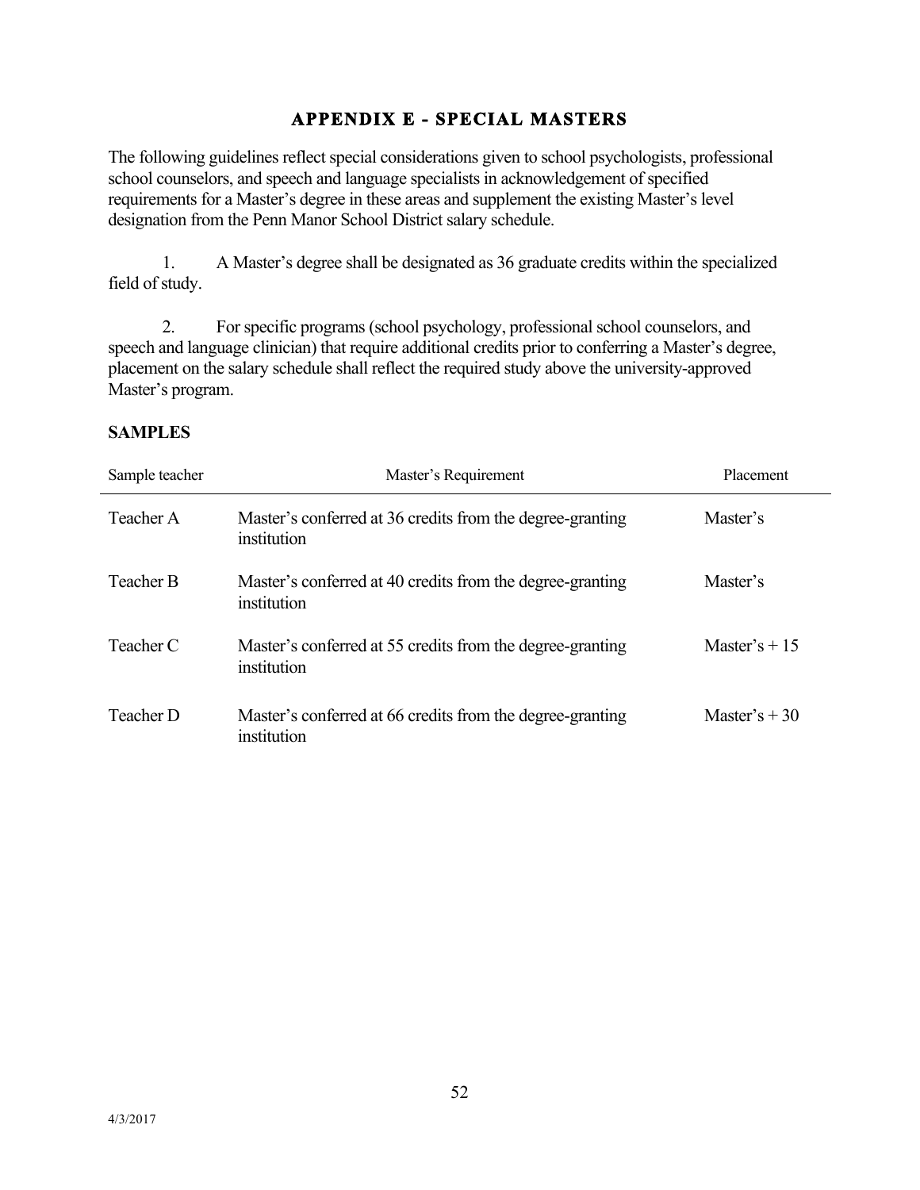# APPENDIX E - SPECIAL MASTERS

The following guidelines reflect special considerations given to school psychologists, professional school counselors, and speech and language specialists in acknowledgement of specified requirements for a Master's degree in these areas and supplement the existing Master's level designation from the Penn Manor School District salary schedule.

1. A Master's degree shall be designated as 36 graduate credits within the specialized field of study.

2. For specific programs (school psychology, professional school counselors, and speech and language clinician) that require additional credits prior to conferring a Master's degree, placement on the salary schedule shall reflect the required study above the university-approved Master's program.

**SAMPLES**

| Sample teacher | Master's Requirement | Placement |
|---|---|---|
| Teacher A | Master's conferred at 36 credits from the degree-granting institution | Master's |
| Teacher B | Master's conferred at 40 credits from the degree-granting institution | Master's |
| Teacher C | Master's conferred at 55 credits from the degree-granting institution | Master's + 15 |
| Teacher D | Master's conferred at 66 credits from the degree-granting institution | Master's + 30 |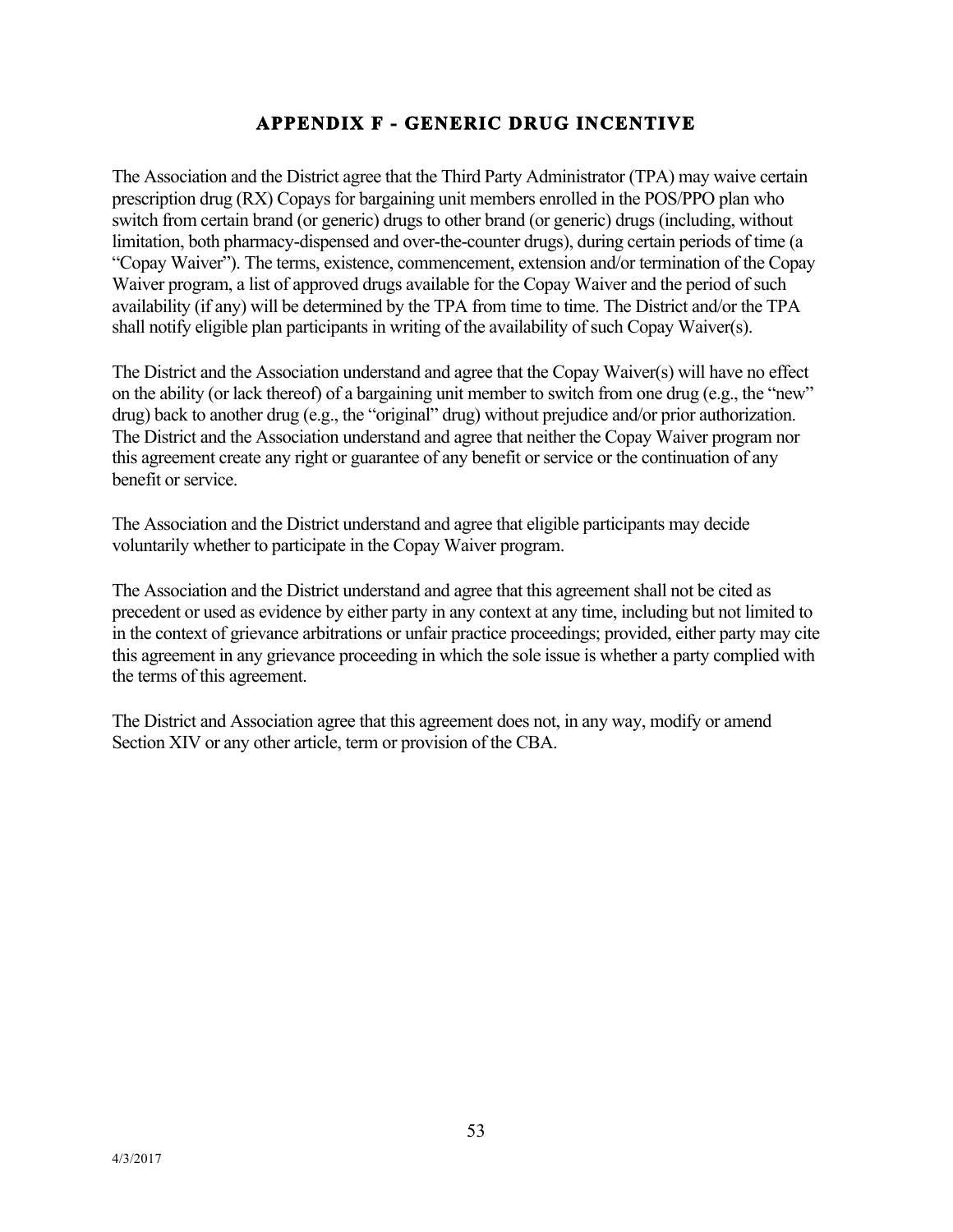## APPENDIX F - GENERIC DRUG INCENTIVE

The Association and the District agree that the Third Party Administrator (TPA) may waive certain prescription drug (RX) Copays for bargaining unit members enrolled in the POS/PPO plan who switch from certain brand (or generic) drugs to other brand (or generic) drugs (including, without limitation, both pharmacy-dispensed and over-the-counter drugs), during certain periods of time (a "Copay Waiver"). The terms, existence, commencement, extension and/or termination of the Copay Waiver program, a list of approved drugs available for the Copay Waiver and the period of such availability (if any) will be determined by the TPA from time to time. The District and/or the TPA shall notify eligible plan participants in writing of the availability of such Copay Waiver(s).

The District and the Association understand and agree that the Copay Waiver(s) will have no effect on the ability (or lack thereof) of a bargaining unit member to switch from one drug (e.g., the "new" drug) back to another drug (e.g., the "original" drug) without prejudice and/or prior authorization. The District and the Association understand and agree that neither the Copay Waiver program nor this agreement create any right or guarantee of any benefit or service or the continuation of any benefit or service.

The Association and the District understand and agree that eligible participants may decide voluntarily whether to participate in the Copay Waiver program.

The Association and the District understand and agree that this agreement shall not be cited as precedent or used as evidence by either party in any context at any time, including but not limited to in the context of grievance arbitrations or unfair practice proceedings; provided, either party may cite this agreement in any grievance proceeding in which the sole issue is whether a party complied with the terms of this agreement.

The District and Association agree that this agreement does not, in any way, modify or amend Section XIV or any other article, term or provision of the CBA.